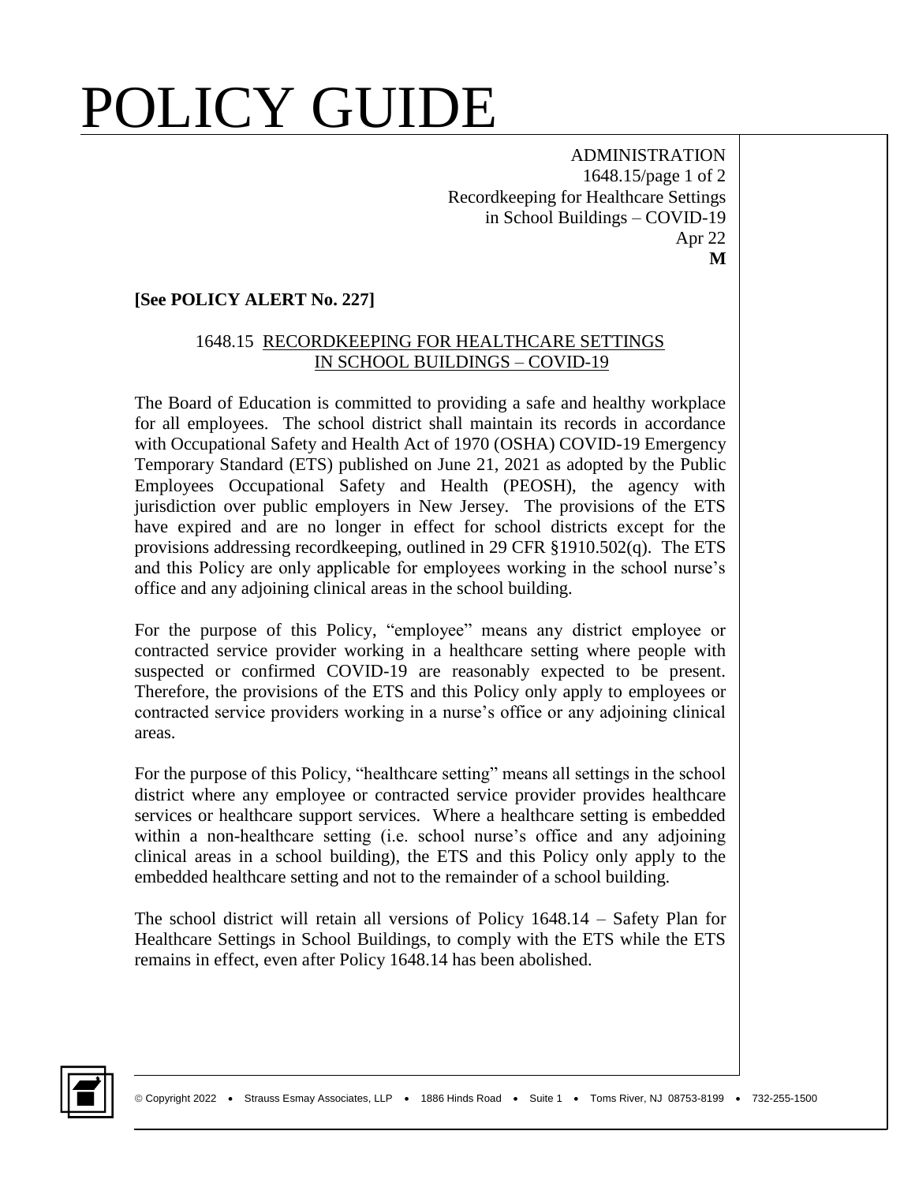# POLICY GUIDE

ADMINISTRATION
1648.15/page 1 of 2
Recordkeeping for Healthcare Settings
in School Buildings – COVID-19
Apr 22
**M**

**[See POLICY ALERT No. 227]**

## 1648.15 RECORDKEEPING FOR HEALTHCARE SETTINGS IN SCHOOL BUILDINGS – COVID-19

The Board of Education is committed to providing a safe and healthy workplace for all employees. The school district shall maintain its records in accordance with Occupational Safety and Health Act of 1970 (OSHA) COVID-19 Emergency Temporary Standard (ETS) published on June 21, 2021 as adopted by the Public Employees Occupational Safety and Health (PEOSH), the agency with jurisdiction over public employers in New Jersey. The provisions of the ETS have expired and are no longer in effect for school districts except for the provisions addressing recordkeeping, outlined in 29 CFR §1910.502(q). The ETS and this Policy are only applicable for employees working in the school nurse's office and any adjoining clinical areas in the school building.

For the purpose of this Policy, "employee" means any district employee or contracted service provider working in a healthcare setting where people with suspected or confirmed COVID-19 are reasonably expected to be present. Therefore, the provisions of the ETS and this Policy only apply to employees or contracted service providers working in a nurse's office or any adjoining clinical areas.

For the purpose of this Policy, "healthcare setting" means all settings in the school district where any employee or contracted service provider provides healthcare services or healthcare support services. Where a healthcare setting is embedded within a non-healthcare setting (i.e. school nurse's office and any adjoining clinical areas in a school building), the ETS and this Policy only apply to the embedded healthcare setting and not to the remainder of a school building.

The school district will retain all versions of Policy 1648.14 – Safety Plan for Healthcare Settings in School Buildings, to comply with the ETS while the ETS remains in effect, even after Policy 1648.14 has been abolished.

© Copyright 2022 • Strauss Esmay Associates, LLP • 1886 Hinds Road • Suite 1 • Toms River, NJ 08753-8199 • 732-255-1500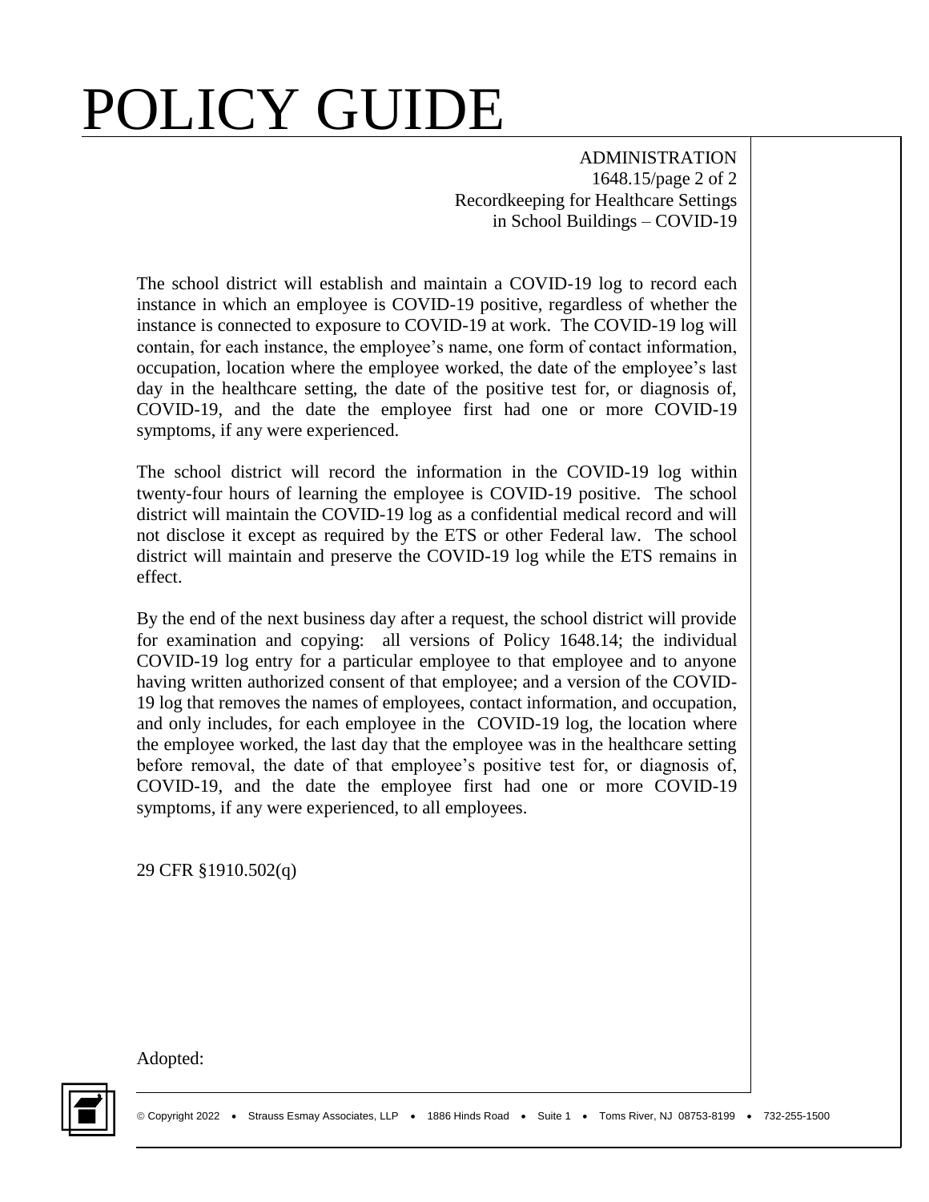The school district will establish and maintain a COVID-19 log to record each instance in which an employee is COVID-19 positive, regardless of whether the instance is connected to exposure to COVID-19 at work. The COVID-19 log will contain, for each instance, the employee's name, one form of contact information, occupation, location where the employee worked, the date of the employee's last day in the healthcare setting, the date of the positive test for, or diagnosis of, COVID-19, and the date the employee first had one or more COVID-19 symptoms, if any were experienced.

The school district will record the information in the COVID-19 log within twenty-four hours of learning the employee is COVID-19 positive. The school district will maintain the COVID-19 log as a confidential medical record and will not disclose it except as required by the ETS or other Federal law. The school district will maintain and preserve the COVID-19 log while the ETS remains in effect.

By the end of the next business day after a request, the school district will provide for examination and copying: all versions of Policy 1648.14; the individual COVID-19 log entry for a particular employee to that employee and to anyone having written authorized consent of that employee; and a version of the COVID-19 log that removes the names of employees, contact information, and occupation, and only includes, for each employee in the COVID-19 log, the location where the employee worked, the last day that the employee was in the healthcare setting before removal, the date of that employee's positive test for, or diagnosis of, COVID-19, and the date the employee first had one or more COVID-19 symptoms, if any were experienced, to all employees.

29 CFR §1910.502(q)

Adopted: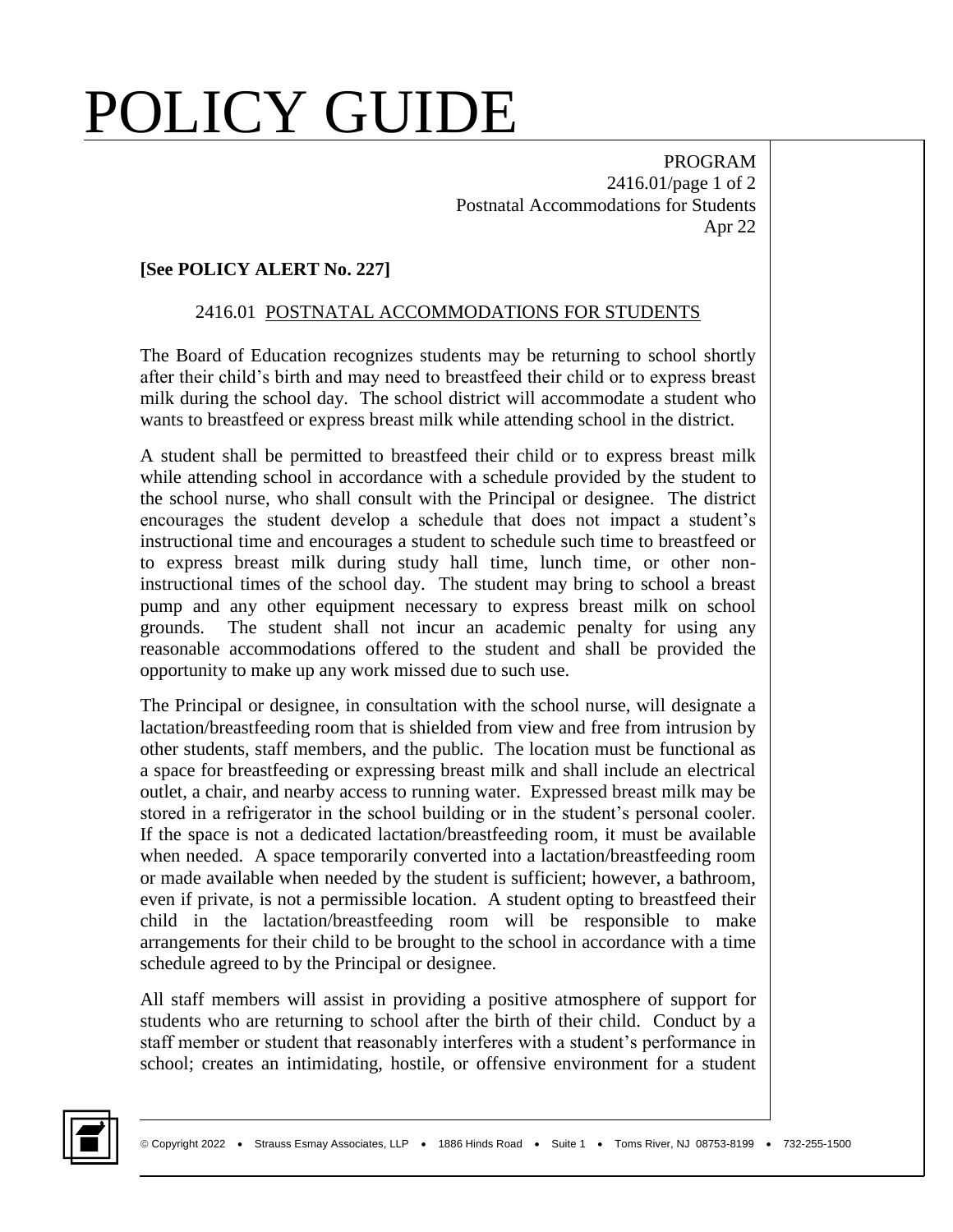# POLICY GUIDE

PROGRAM
2416.01/page 1 of 2
Postnatal Accommodations for Students
Apr 22

**[See POLICY ALERT No. 227]**

## 2416.01 POSTNATAL ACCOMMODATIONS FOR STUDENTS

The Board of Education recognizes students may be returning to school shortly after their child's birth and may need to breastfeed their child or to express breast milk during the school day. The school district will accommodate a student who wants to breastfeed or express breast milk while attending school in the district.

A student shall be permitted to breastfeed their child or to express breast milk while attending school in accordance with a schedule provided by the student to the school nurse, who shall consult with the Principal or designee. The district encourages the student develop a schedule that does not impact a student's instructional time and encourages a student to schedule such time to breastfeed or to express breast milk during study hall time, lunch time, or other non-instructional times of the school day. The student may bring to school a breast pump and any other equipment necessary to express breast milk on school grounds. The student shall not incur an academic penalty for using any reasonable accommodations offered to the student and shall be provided the opportunity to make up any work missed due to such use.

The Principal or designee, in consultation with the school nurse, will designate a lactation/breastfeeding room that is shielded from view and free from intrusion by other students, staff members, and the public. The location must be functional as a space for breastfeeding or expressing breast milk and shall include an electrical outlet, a chair, and nearby access to running water. Expressed breast milk may be stored in a refrigerator in the school building or in the student's personal cooler. If the space is not a dedicated lactation/breastfeeding room, it must be available when needed. A space temporarily converted into a lactation/breastfeeding room or made available when needed by the student is sufficient; however, a bathroom, even if private, is not a permissible location. A student opting to breastfeed their child in the lactation/breastfeeding room will be responsible to make arrangements for their child to be brought to the school in accordance with a time schedule agreed to by the Principal or designee.

All staff members will assist in providing a positive atmosphere of support for students who are returning to school after the birth of their child. Conduct by a staff member or student that reasonably interferes with a student's performance in school; creates an intimidating, hostile, or offensive environment for a student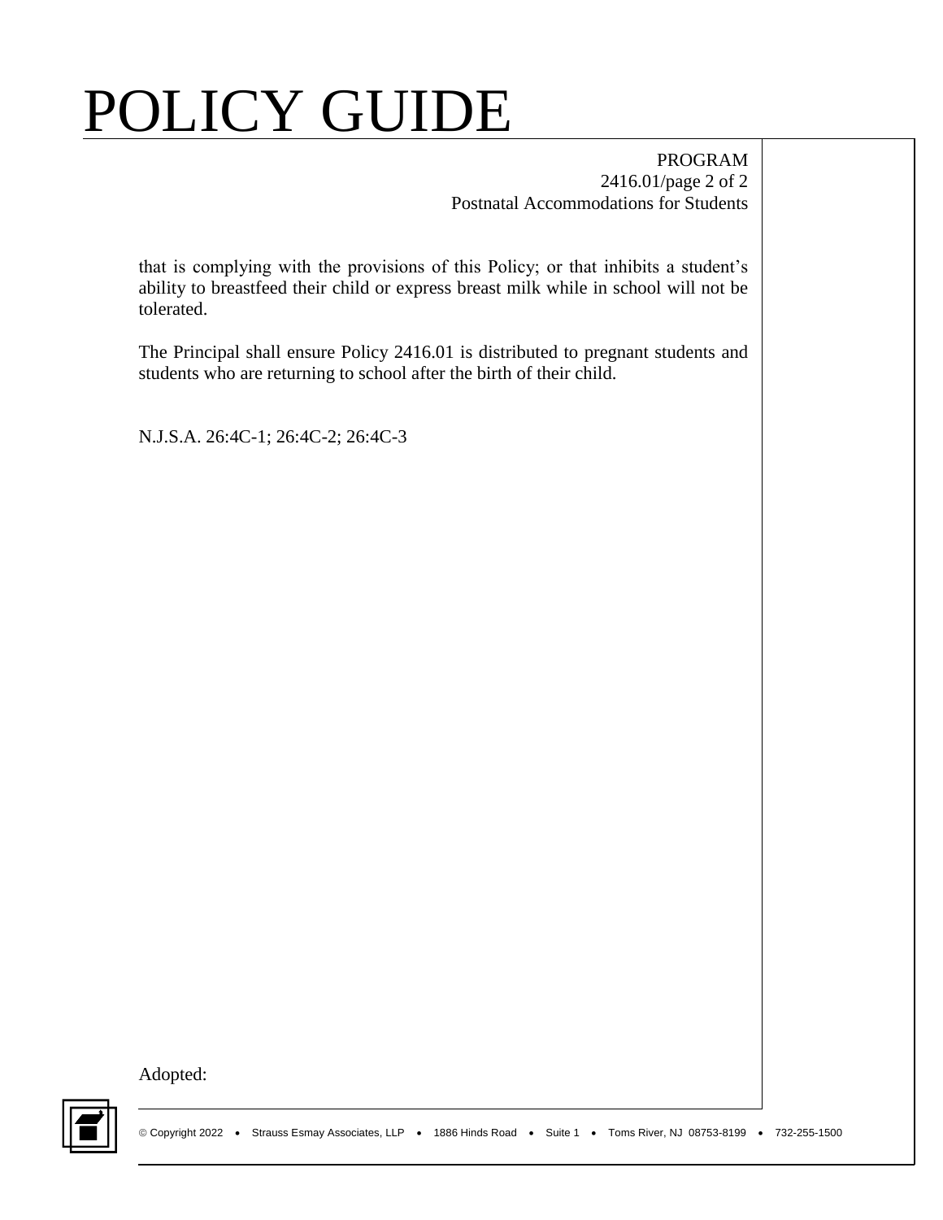that is complying with the provisions of this Policy; or that inhibits a student's ability to breastfeed their child or express breast milk while in school will not be tolerated.

The Principal shall ensure Policy 2416.01 is distributed to pregnant students and students who are returning to school after the birth of their child.

N.J.S.A. 26:4C-1; 26:4C-2; 26:4C-3

Adopted: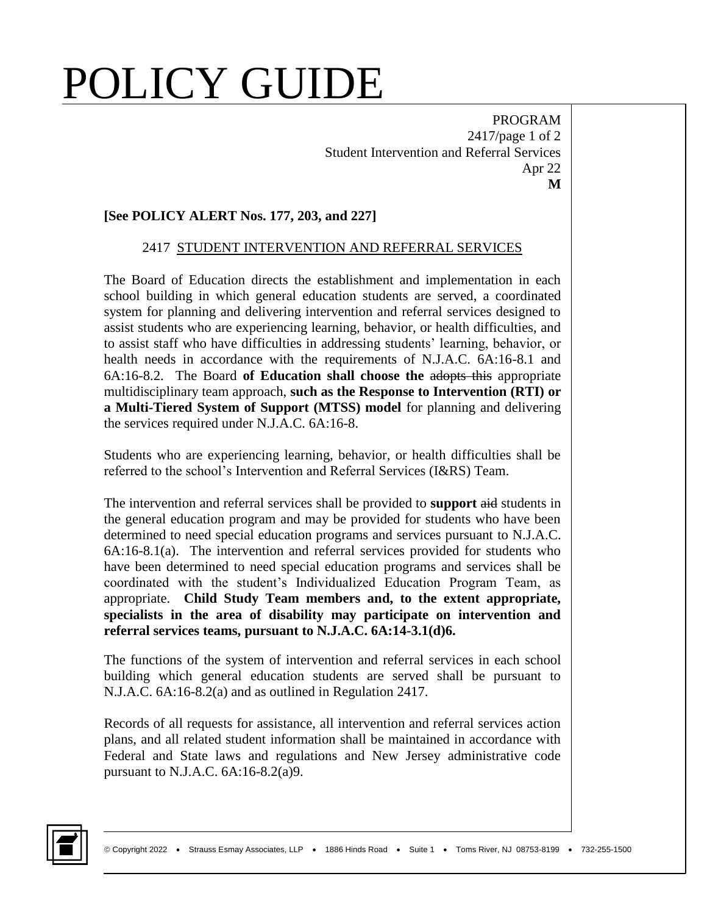# POLICY GUIDE

PROGRAM
2417/page 1 of 2
Student Intervention and Referral Services
Apr 22
**M**

**[See POLICY ALERT Nos. 177, 203, and 227]**

## 2417 STUDENT INTERVENTION AND REFERRAL SERVICES

The Board of Education directs the establishment and implementation in each school building in which general education students are served, a coordinated system for planning and delivering intervention and referral services designed to assist students who are experiencing learning, behavior, or health difficulties, and to assist staff who have difficulties in addressing students' learning, behavior, or health needs in accordance with the requirements of N.J.A.C. 6A:16-8.1 and 6A:16-8.2. The Board **of Education shall choose the** ~~adopts this~~ appropriate multidisciplinary team approach, **such as the Response to Intervention (RTI) or a Multi-Tiered System of Support (MTSS) model** for planning and delivering the services required under N.J.A.C. 6A:16-8.

Students who are experiencing learning, behavior, or health difficulties shall be referred to the school's Intervention and Referral Services (I&RS) Team.

The intervention and referral services shall be provided to **support** ~~aid~~ students in the general education program and may be provided for students who have been determined to need special education programs and services pursuant to N.J.A.C. 6A:16-8.1(a). The intervention and referral services provided for students who have been determined to need special education programs and services shall be coordinated with the student's Individualized Education Program Team, as appropriate. **Child Study Team members and, to the extent appropriate, specialists in the area of disability may participate on intervention and referral services teams, pursuant to N.J.A.C. 6A:14-3.1(d)6.**

The functions of the system of intervention and referral services in each school building which general education students are served shall be pursuant to N.J.A.C. 6A:16-8.2(a) and as outlined in Regulation 2417.

Records of all requests for assistance, all intervention and referral services action plans, and all related student information shall be maintained in accordance with Federal and State laws and regulations and New Jersey administrative code pursuant to N.J.A.C. 6A:16-8.2(a)9.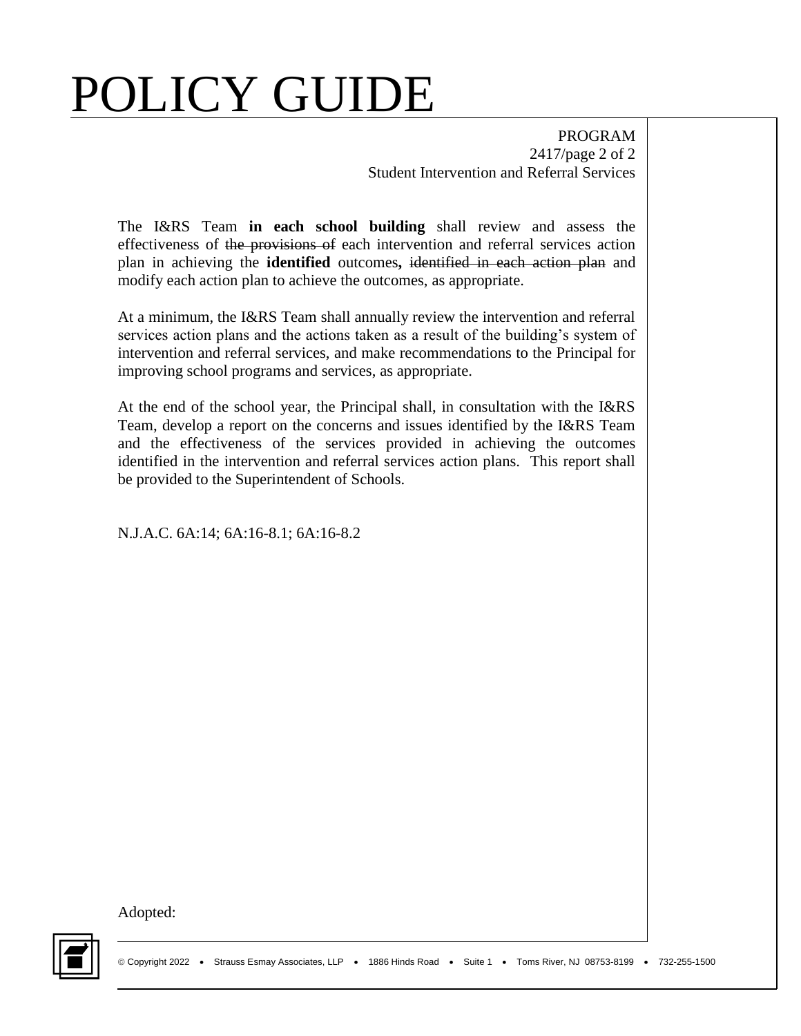The I&RS Team **in each school building** shall review and assess the effectiveness of ~~the provisions of~~ each intervention and referral services action plan in achieving the **identified** outcomes**,** ~~identified in each action plan~~ and modify each action plan to achieve the outcomes, as appropriate.

At a minimum, the I&RS Team shall annually review the intervention and referral services action plans and the actions taken as a result of the building's system of intervention and referral services, and make recommendations to the Principal for improving school programs and services, as appropriate.

At the end of the school year, the Principal shall, in consultation with the I&RS Team, develop a report on the concerns and issues identified by the I&RS Team and the effectiveness of the services provided in achieving the outcomes identified in the intervention and referral services action plans. This report shall be provided to the Superintendent of Schools.

N.J.A.C. 6A:14; 6A:16-8.1; 6A:16-8.2

Adopted: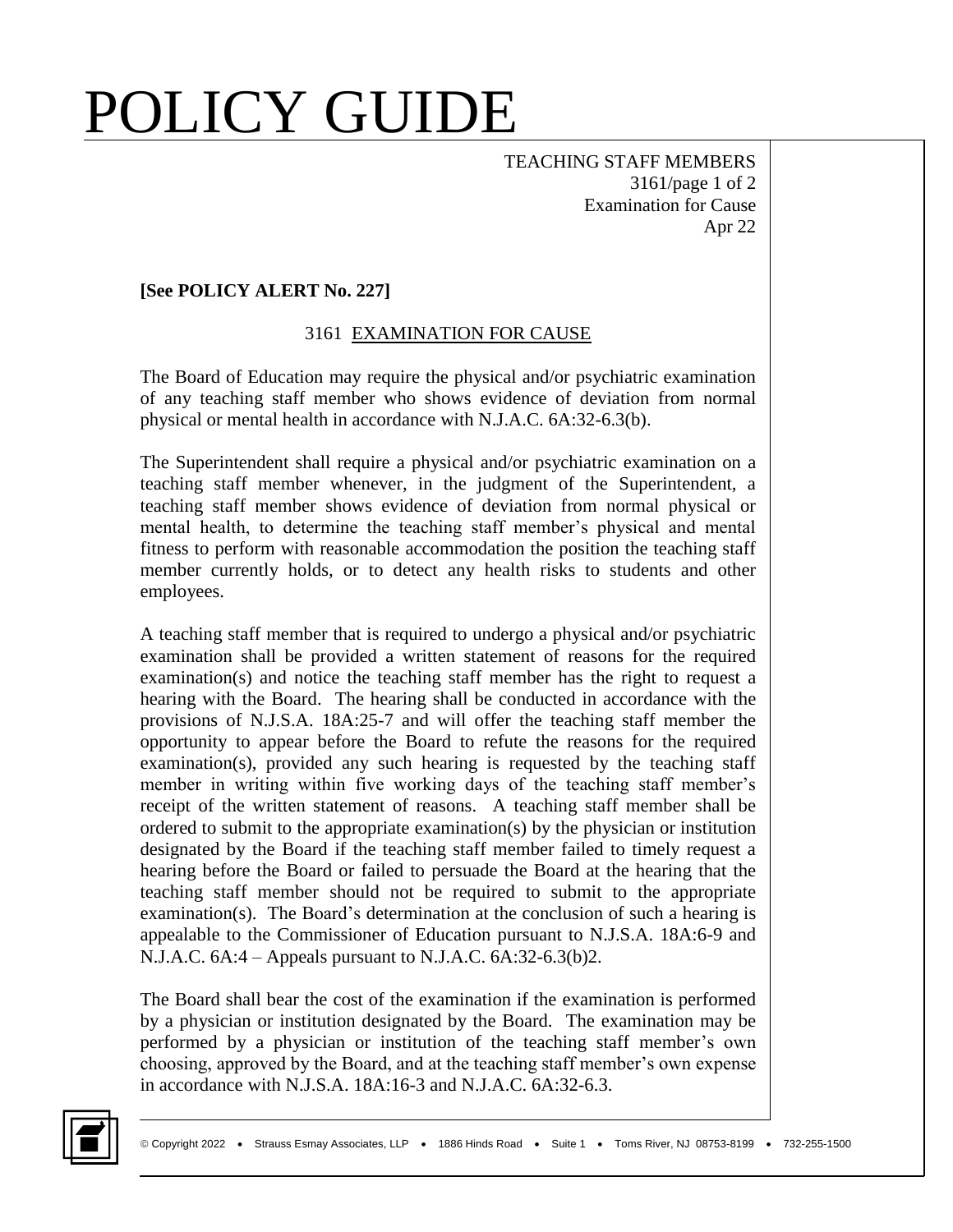**[See POLICY ALERT No. 227]**

## 3161 EXAMINATION FOR CAUSE

The Board of Education may require the physical and/or psychiatric examination of any teaching staff member who shows evidence of deviation from normal physical or mental health in accordance with N.J.A.C. 6A:32-6.3(b).

The Superintendent shall require a physical and/or psychiatric examination on a teaching staff member whenever, in the judgment of the Superintendent, a teaching staff member shows evidence of deviation from normal physical or mental health, to determine the teaching staff member's physical and mental fitness to perform with reasonable accommodation the position the teaching staff member currently holds, or to detect any health risks to students and other employees.

A teaching staff member that is required to undergo a physical and/or psychiatric examination shall be provided a written statement of reasons for the required examination(s) and notice the teaching staff member has the right to request a hearing with the Board. The hearing shall be conducted in accordance with the provisions of N.J.S.A. 18A:25-7 and will offer the teaching staff member the opportunity to appear before the Board to refute the reasons for the required examination(s), provided any such hearing is requested by the teaching staff member in writing within five working days of the teaching staff member's receipt of the written statement of reasons. A teaching staff member shall be ordered to submit to the appropriate examination(s) by the physician or institution designated by the Board if the teaching staff member failed to timely request a hearing before the Board or failed to persuade the Board at the hearing that the teaching staff member should not be required to submit to the appropriate examination(s). The Board's determination at the conclusion of such a hearing is appealable to the Commissioner of Education pursuant to N.J.S.A. 18A:6-9 and N.J.A.C. 6A:4 – Appeals pursuant to N.J.A.C. 6A:32-6.3(b)2.

The Board shall bear the cost of the examination if the examination is performed by a physician or institution designated by the Board. The examination may be performed by a physician or institution of the teaching staff member's own choosing, approved by the Board, and at the teaching staff member's own expense in accordance with N.J.S.A. 18A:16-3 and N.J.A.C. 6A:32-6.3.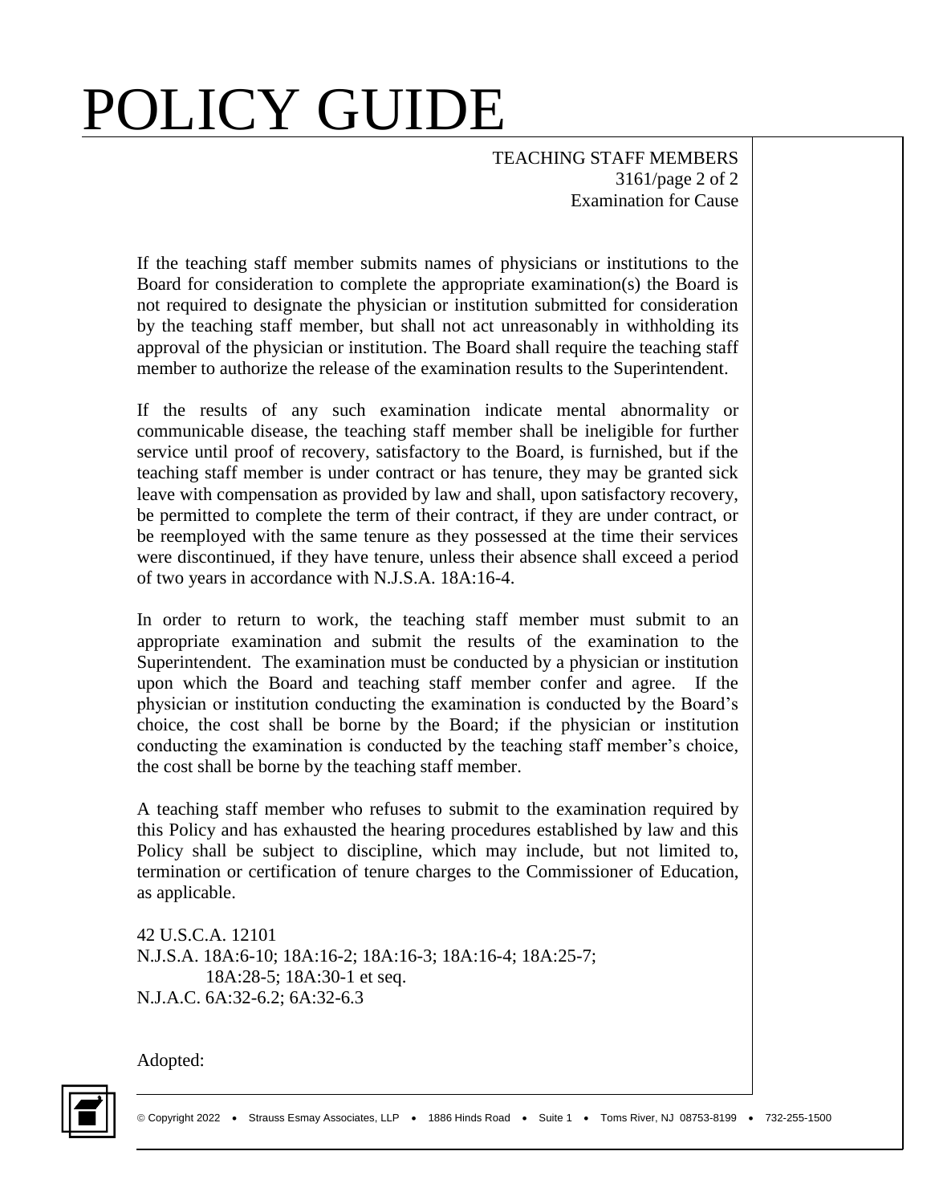If the teaching staff member submits names of physicians or institutions to the Board for consideration to complete the appropriate examination(s) the Board is not required to designate the physician or institution submitted for consideration by the teaching staff member, but shall not act unreasonably in withholding its approval of the physician or institution. The Board shall require the teaching staff member to authorize the release of the examination results to the Superintendent.

If the results of any such examination indicate mental abnormality or communicable disease, the teaching staff member shall be ineligible for further service until proof of recovery, satisfactory to the Board, is furnished, but if the teaching staff member is under contract or has tenure, they may be granted sick leave with compensation as provided by law and shall, upon satisfactory recovery, be permitted to complete the term of their contract, if they are under contract, or be reemployed with the same tenure as they possessed at the time their services were discontinued, if they have tenure, unless their absence shall exceed a period of two years in accordance with N.J.S.A. 18A:16-4.

In order to return to work, the teaching staff member must submit to an appropriate examination and submit the results of the examination to the Superintendent. The examination must be conducted by a physician or institution upon which the Board and teaching staff member confer and agree. If the physician or institution conducting the examination is conducted by the Board's choice, the cost shall be borne by the Board; if the physician or institution conducting the examination is conducted by the teaching staff member's choice, the cost shall be borne by the teaching staff member.

A teaching staff member who refuses to submit to the examination required by this Policy and has exhausted the hearing procedures established by law and this Policy shall be subject to discipline, which may include, but not limited to, termination or certification of tenure charges to the Commissioner of Education, as applicable.

42 U.S.C.A. 12101
N.J.S.A. 18A:6-10; 18A:16-2; 18A:16-3; 18A:16-4; 18A:25-7;
18A:28-5; 18A:30-1 et seq.
N.J.A.C. 6A:32-6.2; 6A:32-6.3

Adopted: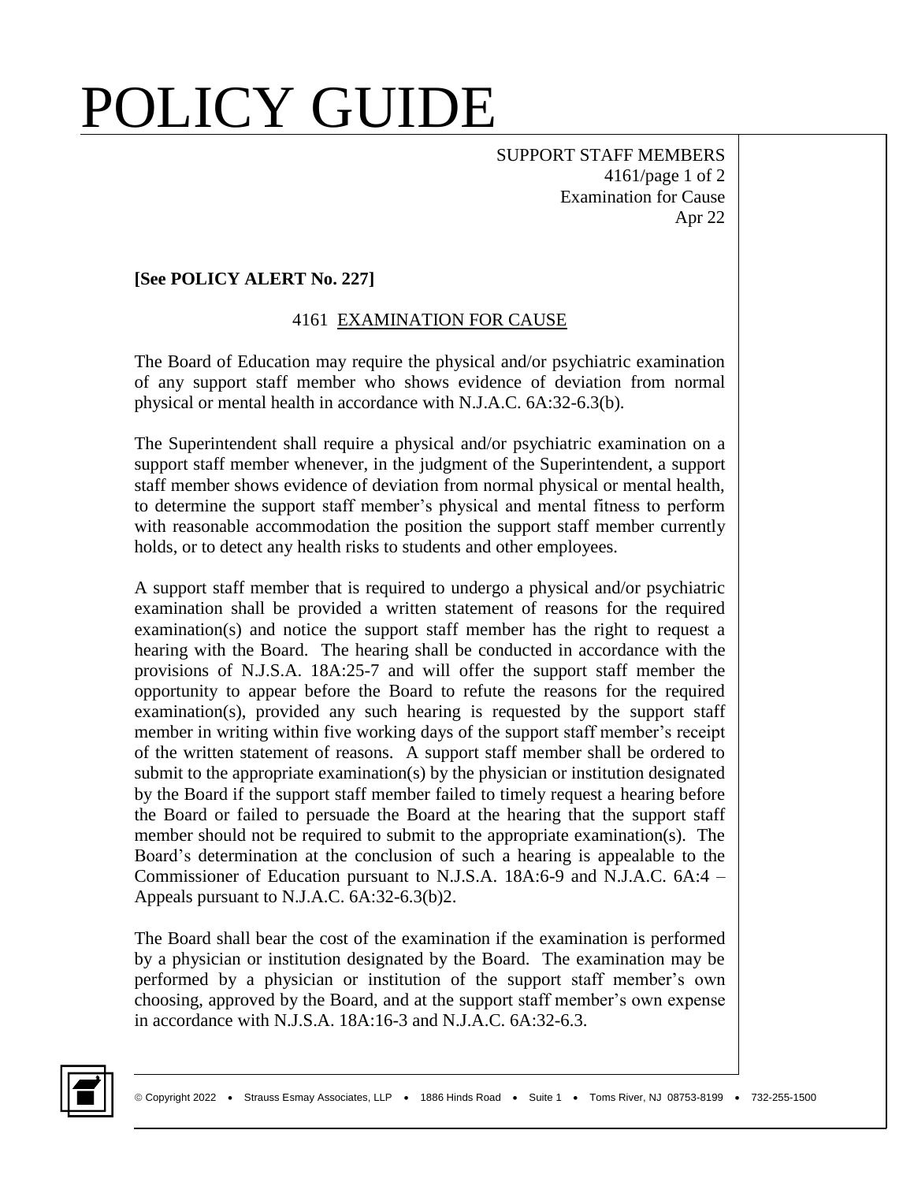**[See POLICY ALERT No. 227]**

## 4161 EXAMINATION FOR CAUSE

The Board of Education may require the physical and/or psychiatric examination of any support staff member who shows evidence of deviation from normal physical or mental health in accordance with N.J.A.C. 6A:32-6.3(b).

The Superintendent shall require a physical and/or psychiatric examination on a support staff member whenever, in the judgment of the Superintendent, a support staff member shows evidence of deviation from normal physical or mental health, to determine the support staff member's physical and mental fitness to perform with reasonable accommodation the position the support staff member currently holds, or to detect any health risks to students and other employees.

A support staff member that is required to undergo a physical and/or psychiatric examination shall be provided a written statement of reasons for the required examination(s) and notice the support staff member has the right to request a hearing with the Board. The hearing shall be conducted in accordance with the provisions of N.J.S.A. 18A:25-7 and will offer the support staff member the opportunity to appear before the Board to refute the reasons for the required examination(s), provided any such hearing is requested by the support staff member in writing within five working days of the support staff member's receipt of the written statement of reasons. A support staff member shall be ordered to submit to the appropriate examination(s) by the physician or institution designated by the Board if the support staff member failed to timely request a hearing before the Board or failed to persuade the Board at the hearing that the support staff member should not be required to submit to the appropriate examination(s). The Board's determination at the conclusion of such a hearing is appealable to the Commissioner of Education pursuant to N.J.S.A. 18A:6-9 and N.J.A.C. 6A:4 – Appeals pursuant to N.J.A.C. 6A:32-6.3(b)2.

The Board shall bear the cost of the examination if the examination is performed by a physician or institution designated by the Board. The examination may be performed by a physician or institution of the support staff member's own choosing, approved by the Board, and at the support staff member's own expense in accordance with N.J.S.A. 18A:16-3 and N.J.A.C. 6A:32-6.3.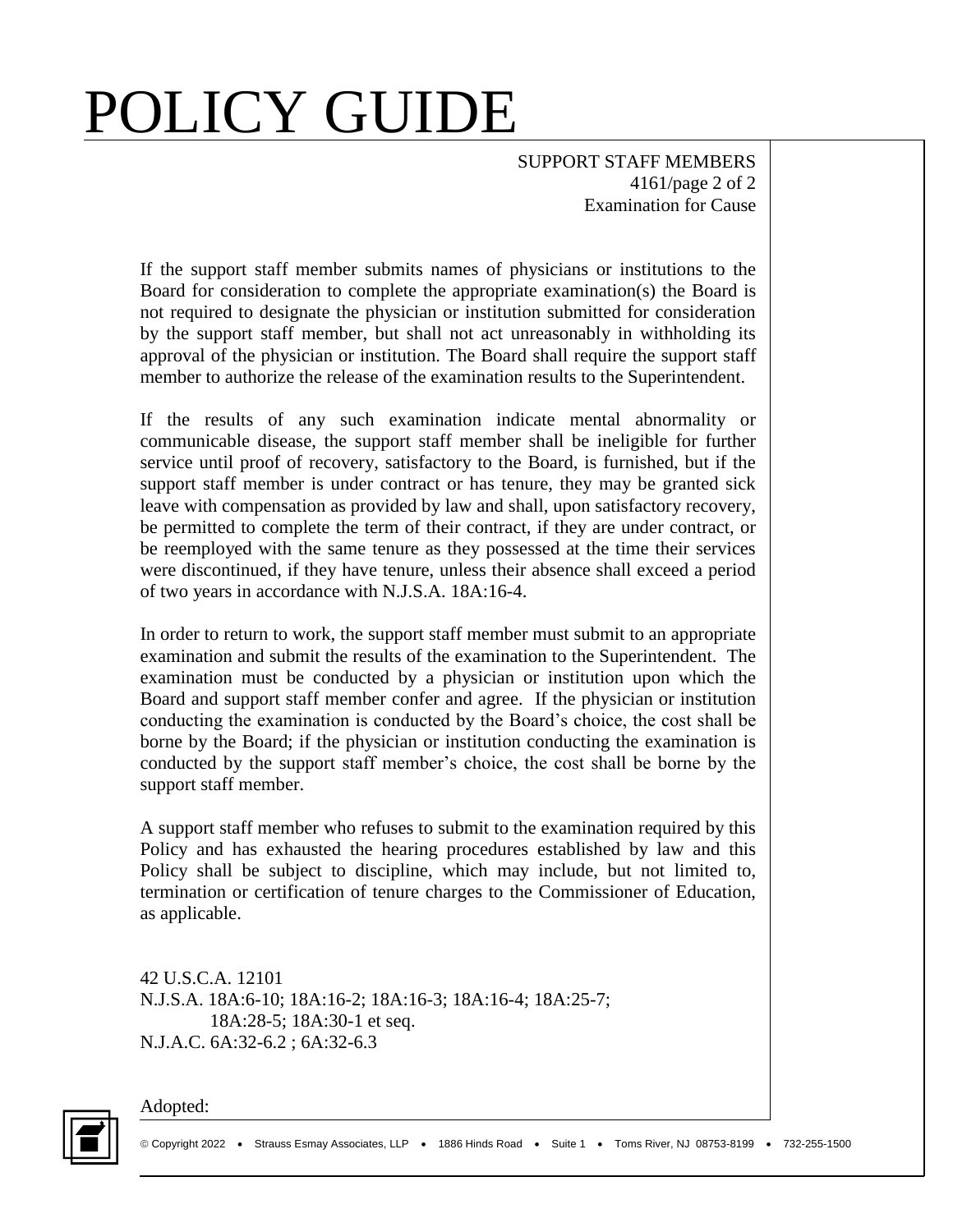If the support staff member submits names of physicians or institutions to the Board for consideration to complete the appropriate examination(s) the Board is not required to designate the physician or institution submitted for consideration by the support staff member, but shall not act unreasonably in withholding its approval of the physician or institution. The Board shall require the support staff member to authorize the release of the examination results to the Superintendent.

If the results of any such examination indicate mental abnormality or communicable disease, the support staff member shall be ineligible for further service until proof of recovery, satisfactory to the Board, is furnished, but if the support staff member is under contract or has tenure, they may be granted sick leave with compensation as provided by law and shall, upon satisfactory recovery, be permitted to complete the term of their contract, if they are under contract, or be reemployed with the same tenure as they possessed at the time their services were discontinued, if they have tenure, unless their absence shall exceed a period of two years in accordance with N.J.S.A. 18A:16-4.

In order to return to work, the support staff member must submit to an appropriate examination and submit the results of the examination to the Superintendent. The examination must be conducted by a physician or institution upon which the Board and support staff member confer and agree. If the physician or institution conducting the examination is conducted by the Board's choice, the cost shall be borne by the Board; if the physician or institution conducting the examination is conducted by the support staff member's choice, the cost shall be borne by the support staff member.

A support staff member who refuses to submit to the examination required by this Policy and has exhausted the hearing procedures established by law and this Policy shall be subject to discipline, which may include, but not limited to, termination or certification of tenure charges to the Commissioner of Education, as applicable.

42 U.S.C.A. 12101
N.J.S.A. 18A:6-10; 18A:16-2; 18A:16-3; 18A:16-4; 18A:25-7;
18A:28-5; 18A:30-1 et seq.
N.J.A.C. 6A:32-6.2 ; 6A:32-6.3

Adopted: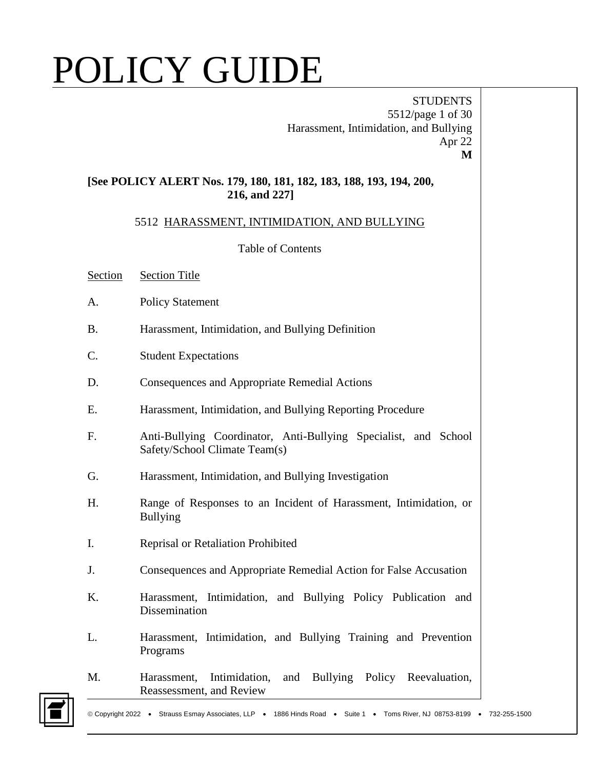# POLICY GUIDE

STUDENTS
Harassment, Intimidation, and Bullying
Apr 22
**M**

**[See POLICY ALERT Nos. 179, 180, 181, 182, 183, 188, 193, 194, 200, 216, and 227]**

## 5512 HARASSMENT, INTIMIDATION, AND BULLYING

Table of Contents

| Section | Section Title |
|---|---|
| A. | Policy Statement |
| B. | Harassment, Intimidation, and Bullying Definition |
| C. | Student Expectations |
| D. | Consequences and Appropriate Remedial Actions |
| E. | Harassment, Intimidation, and Bullying Reporting Procedure |
| F. | Anti-Bullying Coordinator, Anti-Bullying Specialist, and School Safety/School Climate Team(s) |
| G. | Harassment, Intimidation, and Bullying Investigation |
| H. | Range of Responses to an Incident of Harassment, Intimidation, or Bullying |
| I. | Reprisal or Retaliation Prohibited |
| J. | Consequences and Appropriate Remedial Action for False Accusation |
| K. | Harassment, Intimidation, and Bullying Policy Publication and Dissemination |
| L. | Harassment, Intimidation, and Bullying Training and Prevention Programs |
| M. | Harassment, Intimidation, and Bullying Policy Reevaluation, Reassessment, and Review |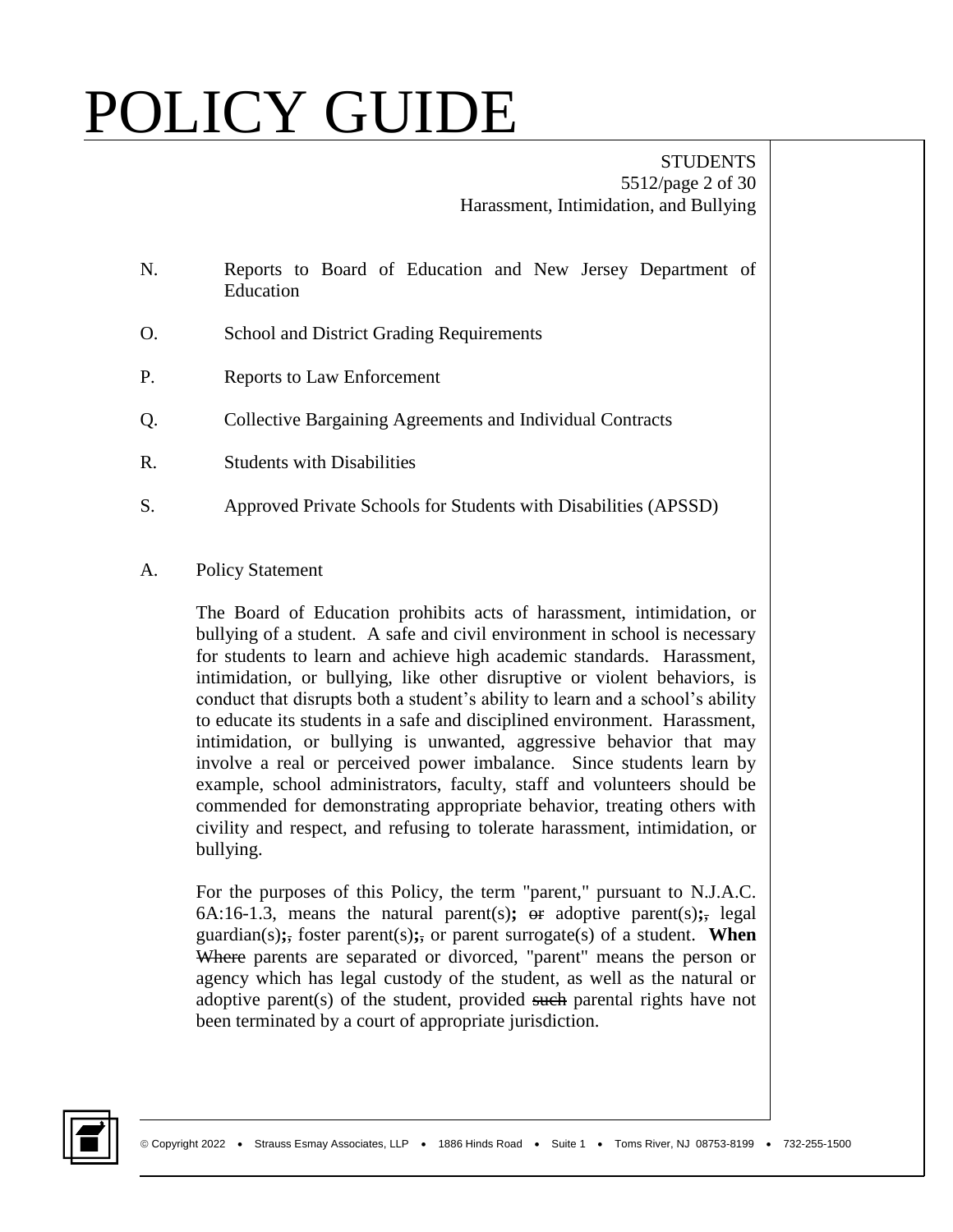N. Reports to Board of Education and New Jersey Department of Education

O. School and District Grading Requirements

P. Reports to Law Enforcement

Q. Collective Bargaining Agreements and Individual Contracts

R. Students with Disabilities

S. Approved Private Schools for Students with Disabilities (APSSD)

A. Policy Statement

The Board of Education prohibits acts of harassment, intimidation, or bullying of a student. A safe and civil environment in school is necessary for students to learn and achieve high academic standards. Harassment, intimidation, or bullying, like other disruptive or violent behaviors, is conduct that disrupts both a student's ability to learn and a school's ability to educate its students in a safe and disciplined environment. Harassment, intimidation, or bullying is unwanted, aggressive behavior that may involve a real or perceived power imbalance. Since students learn by example, school administrators, faculty, staff and volunteers should be commended for demonstrating appropriate behavior, treating others with civility and respect, and refusing to tolerate harassment, intimidation, or bullying.

For the purposes of this Policy, the term "parent," pursuant to N.J.A.C. 6A:16-1.3, means the natural parent(s)**;** ~~or~~ adoptive parent(s)**;**~~,~~ legal guardian(s)**;**~~,~~ foster parent(s)**;**~~,~~ or parent surrogate(s) of a student. **When** ~~Where~~ parents are separated or divorced, "parent" means the person or agency which has legal custody of the student, as well as the natural or adoptive parent(s) of the student, provided ~~such~~ parental rights have not been terminated by a court of appropriate jurisdiction.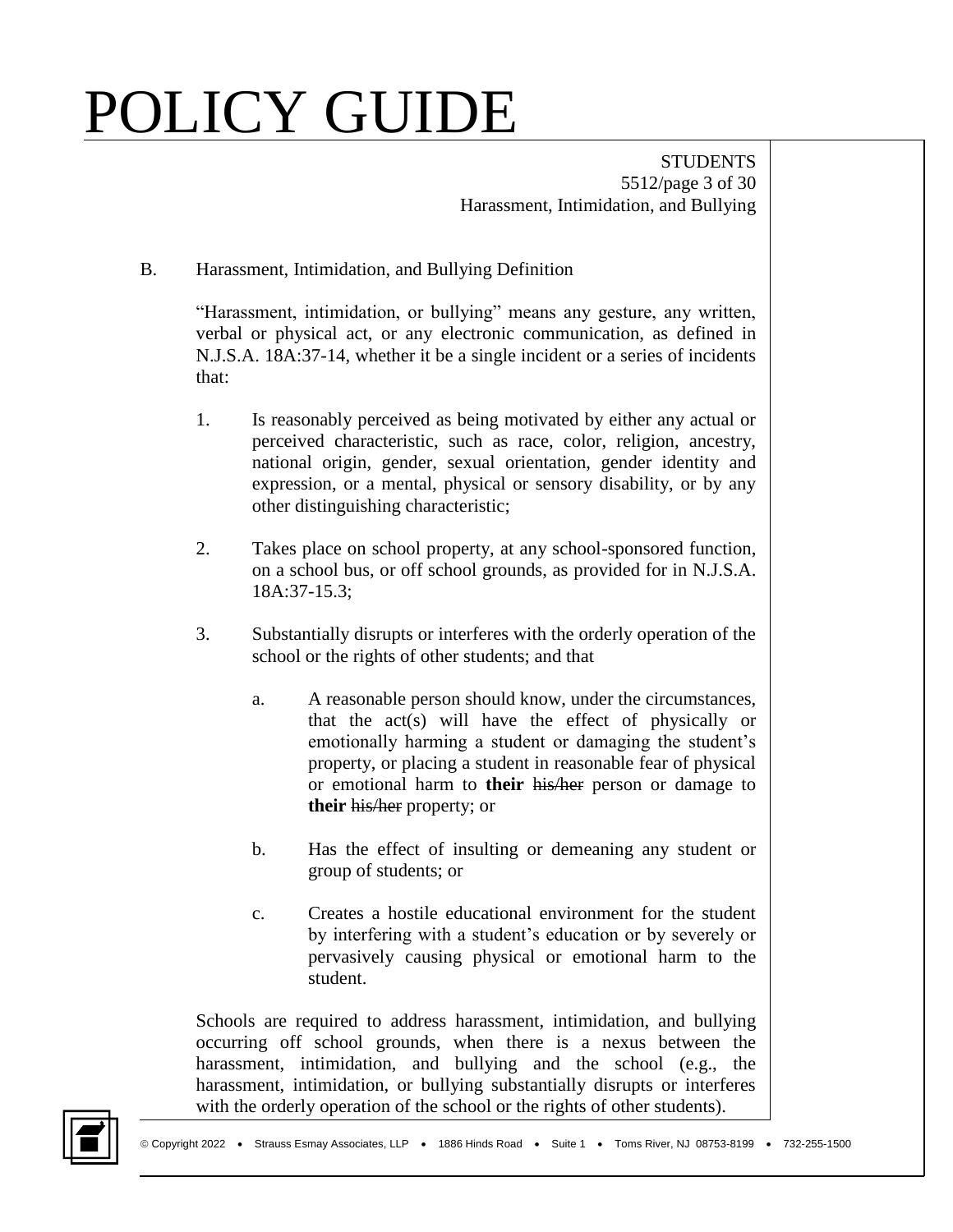## B. Harassment, Intimidation, and Bullying Definition

"Harassment, intimidation, or bullying" means any gesture, any written, verbal or physical act, or any electronic communication, as defined in N.J.S.A. 18A:37-14, whether it be a single incident or a series of incidents that:

1. Is reasonably perceived as being motivated by either any actual or perceived characteristic, such as race, color, religion, ancestry, national origin, gender, sexual orientation, gender identity and expression, or a mental, physical or sensory disability, or by any other distinguishing characteristic;

2. Takes place on school property, at any school-sponsored function, on a school bus, or off school grounds, as provided for in N.J.S.A. 18A:37-15.3;

3. Substantially disrupts or interferes with the orderly operation of the school or the rights of other students; and that

   a. A reasonable person should know, under the circumstances, that the act(s) will have the effect of physically or emotionally harming a student or damaging the student's property, or placing a student in reasonable fear of physical or emotional harm to **their** ~~his/her~~ person or damage to **their** ~~his/her~~ property; or

   b. Has the effect of insulting or demeaning any student or group of students; or

   c. Creates a hostile educational environment for the student by interfering with a student's education or by severely or pervasively causing physical or emotional harm to the student.

Schools are required to address harassment, intimidation, and bullying occurring off school grounds, when there is a nexus between the harassment, intimidation, and bullying and the school (e.g., the harassment, intimidation, or bullying substantially disrupts or interferes with the orderly operation of the school or the rights of other students).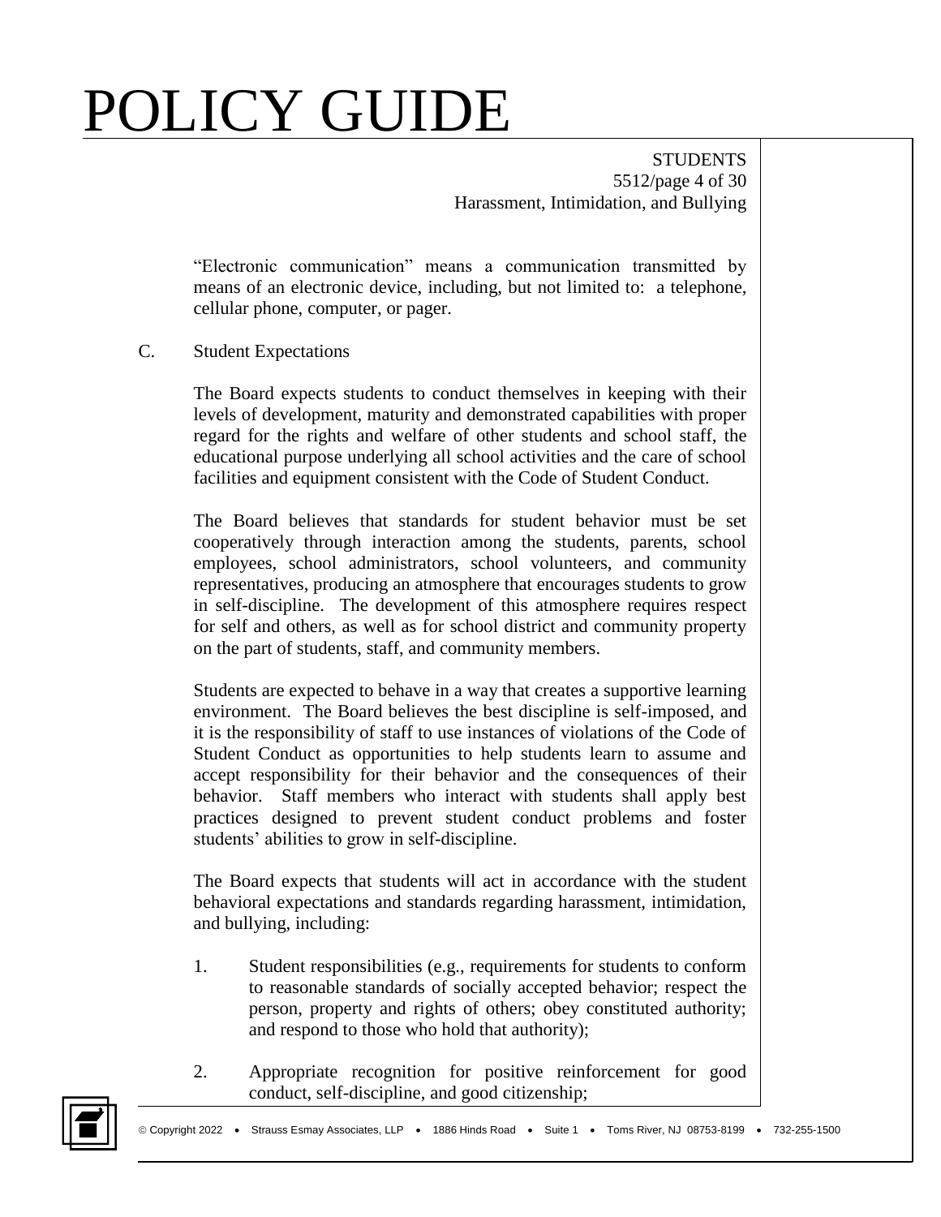"Electronic communication" means a communication transmitted by means of an electronic device, including, but not limited to: a telephone, cellular phone, computer, or pager.

C. Student Expectations

The Board expects students to conduct themselves in keeping with their levels of development, maturity and demonstrated capabilities with proper regard for the rights and welfare of other students and school staff, the educational purpose underlying all school activities and the care of school facilities and equipment consistent with the Code of Student Conduct.

The Board believes that standards for student behavior must be set cooperatively through interaction among the students, parents, school employees, school administrators, school volunteers, and community representatives, producing an atmosphere that encourages students to grow in self-discipline. The development of this atmosphere requires respect for self and others, as well as for school district and community property on the part of students, staff, and community members.

Students are expected to behave in a way that creates a supportive learning environment. The Board believes the best discipline is self-imposed, and it is the responsibility of staff to use instances of violations of the Code of Student Conduct as opportunities to help students learn to assume and accept responsibility for their behavior and the consequences of their behavior. Staff members who interact with students shall apply best practices designed to prevent student conduct problems and foster students' abilities to grow in self-discipline.

The Board expects that students will act in accordance with the student behavioral expectations and standards regarding harassment, intimidation, and bullying, including:

1. Student responsibilities (e.g., requirements for students to conform to reasonable standards of socially accepted behavior; respect the person, property and rights of others; obey constituted authority; and respond to those who hold that authority);

2. Appropriate recognition for positive reinforcement for good conduct, self-discipline, and good citizenship;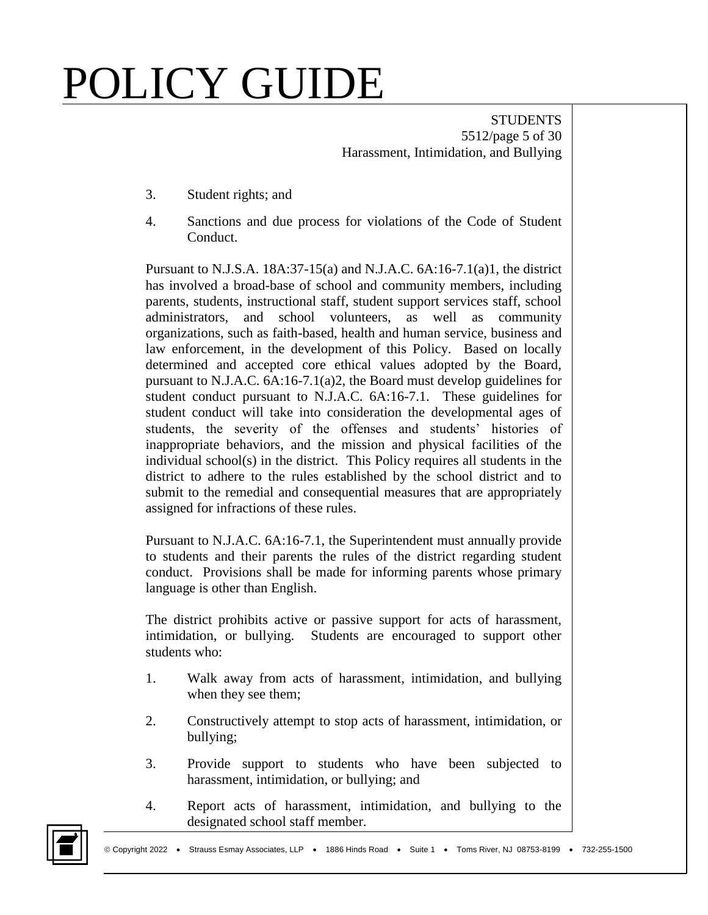3. Student rights; and

4. Sanctions and due process for violations of the Code of Student Conduct.

Pursuant to N.J.S.A. 18A:37-15(a) and N.J.A.C. 6A:16-7.1(a)1, the district has involved a broad-base of school and community members, including parents, students, instructional staff, student support services staff, school administrators, and school volunteers, as well as community organizations, such as faith-based, health and human service, business and law enforcement, in the development of this Policy. Based on locally determined and accepted core ethical values adopted by the Board, pursuant to N.J.A.C. 6A:16-7.1(a)2, the Board must develop guidelines for student conduct pursuant to N.J.A.C. 6A:16-7.1. These guidelines for student conduct will take into consideration the developmental ages of students, the severity of the offenses and students' histories of inappropriate behaviors, and the mission and physical facilities of the individual school(s) in the district. This Policy requires all students in the district to adhere to the rules established by the school district and to submit to the remedial and consequential measures that are appropriately assigned for infractions of these rules.

Pursuant to N.J.A.C. 6A:16-7.1, the Superintendent must annually provide to students and their parents the rules of the district regarding student conduct. Provisions shall be made for informing parents whose primary language is other than English.

The district prohibits active or passive support for acts of harassment, intimidation, or bullying. Students are encouraged to support other students who:

1. Walk away from acts of harassment, intimidation, and bullying when they see them;

2. Constructively attempt to stop acts of harassment, intimidation, or bullying;

3. Provide support to students who have been subjected to harassment, intimidation, or bullying; and

4. Report acts of harassment, intimidation, and bullying to the designated school staff member.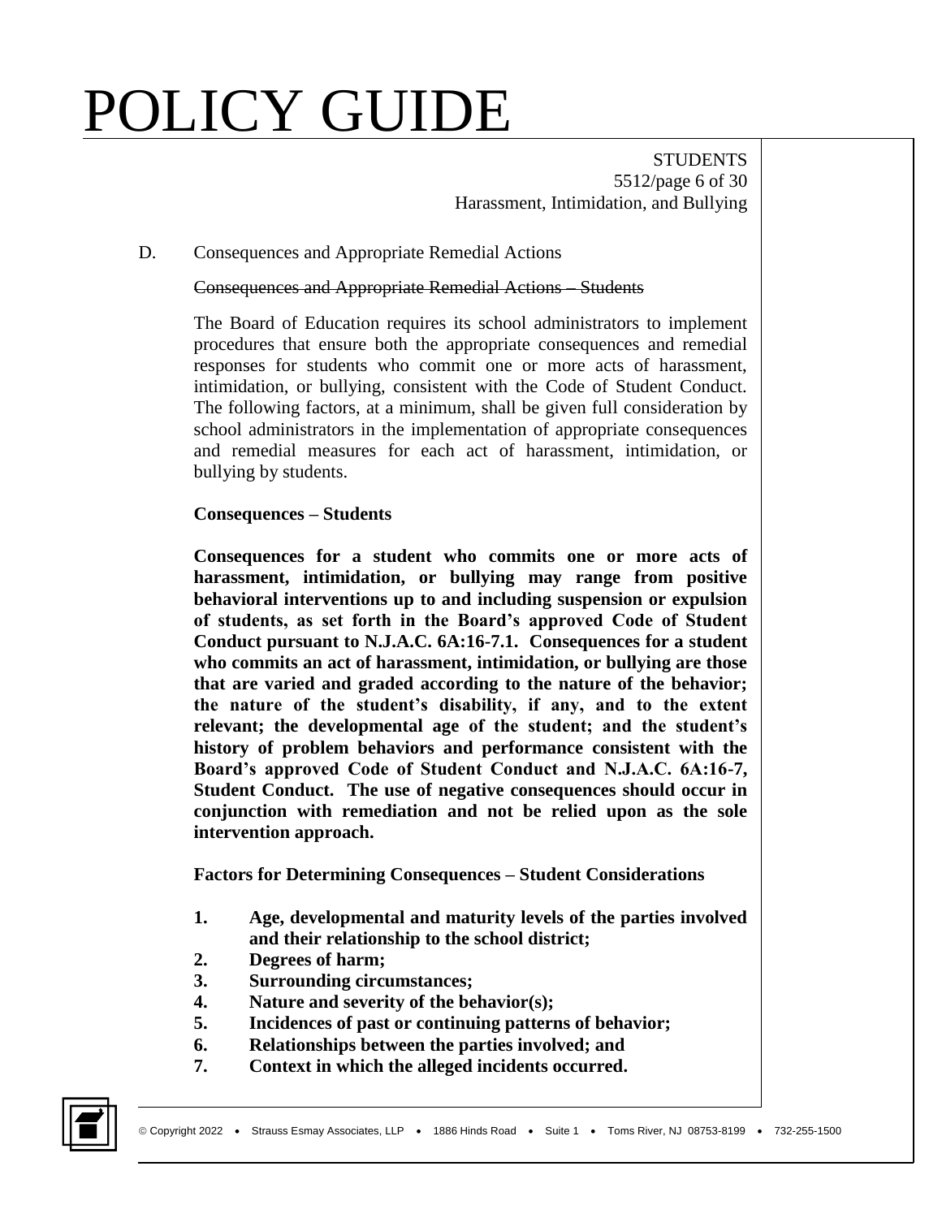D. Consequences and Appropriate Remedial Actions

~~Consequences and Appropriate Remedial Actions – Students~~

The Board of Education requires its school administrators to implement procedures that ensure both the appropriate consequences and remedial responses for students who commit one or more acts of harassment, intimidation, or bullying, consistent with the Code of Student Conduct. The following factors, at a minimum, shall be given full consideration by school administrators in the implementation of appropriate consequences and remedial measures for each act of harassment, intimidation, or bullying by students.

**Consequences – Students**

**Consequences for a student who commits one or more acts of harassment, intimidation, or bullying may range from positive behavioral interventions up to and including suspension or expulsion of students, as set forth in the Board's approved Code of Student Conduct pursuant to N.J.A.C. 6A:16-7.1. Consequences for a student who commits an act of harassment, intimidation, or bullying are those that are varied and graded according to the nature of the behavior; the nature of the student's disability, if any, and to the extent relevant; the developmental age of the student; and the student's history of problem behaviors and performance consistent with the Board's approved Code of Student Conduct and N.J.A.C. 6A:16-7, Student Conduct. The use of negative consequences should occur in conjunction with remediation and not be relied upon as the sole intervention approach.**

**Factors for Determining Consequences – Student Considerations**

1. **Age, developmental and maturity levels of the parties involved and their relationship to the school district;**
2. **Degrees of harm;**
3. **Surrounding circumstances;**
4. **Nature and severity of the behavior(s);**
5. **Incidences of past or continuing patterns of behavior;**
6. **Relationships between the parties involved; and**
7. **Context in which the alleged incidents occurred.**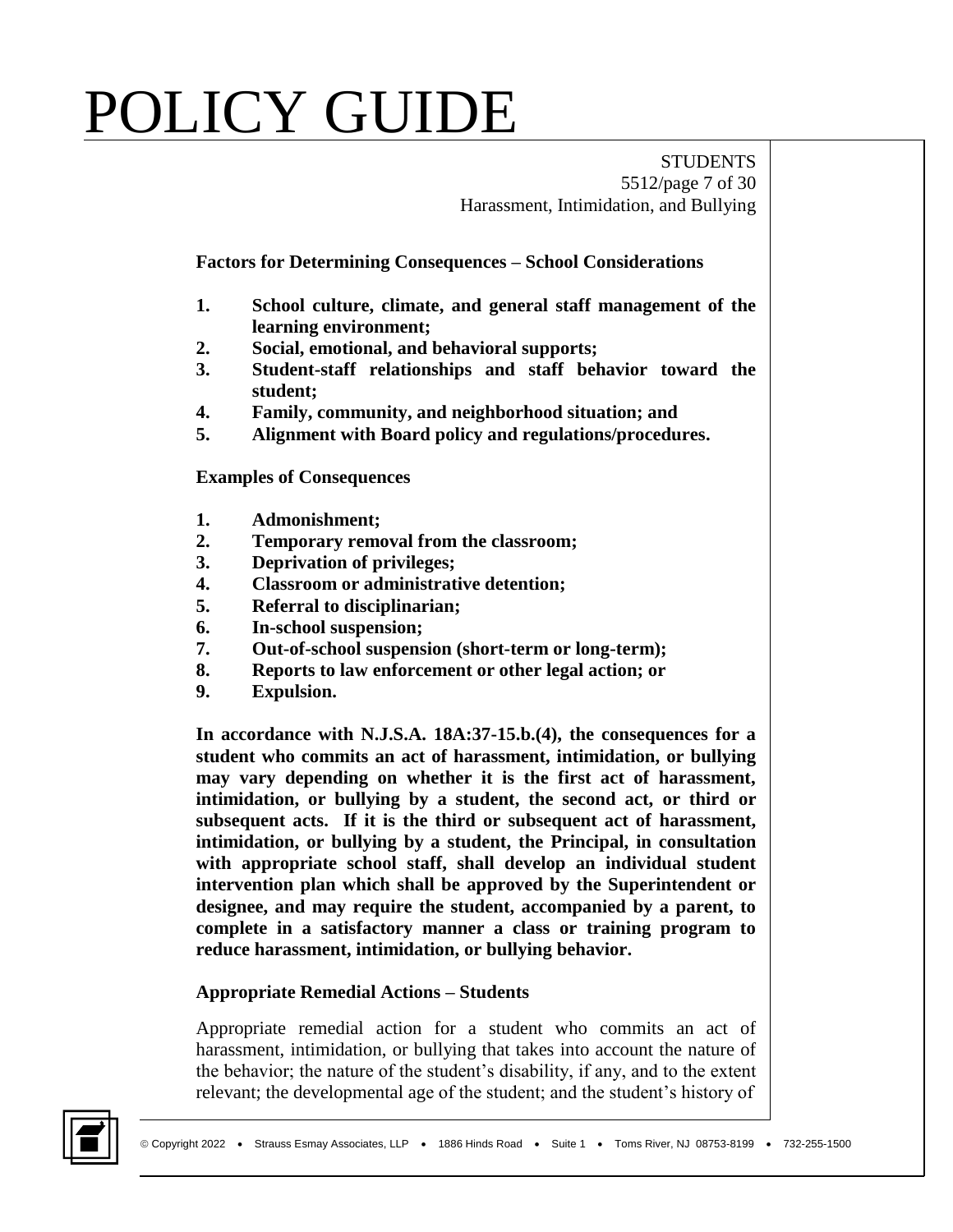**Factors for Determining Consequences – School Considerations**

1. **School culture, climate, and general staff management of the learning environment;**
2. **Social, emotional, and behavioral supports;**
3. **Student-staff relationships and staff behavior toward the student;**
4. **Family, community, and neighborhood situation; and**
5. **Alignment with Board policy and regulations/procedures.**

**Examples of Consequences**

1. **Admonishment;**
2. **Temporary removal from the classroom;**
3. **Deprivation of privileges;**
4. **Classroom or administrative detention;**
5. **Referral to disciplinarian;**
6. **In-school suspension;**
7. **Out-of-school suspension (short-term or long-term);**
8. **Reports to law enforcement or other legal action; or**
9. **Expulsion.**

**In accordance with N.J.S.A. 18A:37-15.b.(4), the consequences for a student who commits an act of harassment, intimidation, or bullying may vary depending on whether it is the first act of harassment, intimidation, or bullying by a student, the second act, or third or subsequent acts. If it is the third or subsequent act of harassment, intimidation, or bullying by a student, the Principal, in consultation with appropriate school staff, shall develop an individual student intervention plan which shall be approved by the Superintendent or designee, and may require the student, accompanied by a parent, to complete in a satisfactory manner a class or training program to reduce harassment, intimidation, or bullying behavior.**

**Appropriate Remedial Actions – Students**

Appropriate remedial action for a student who commits an act of harassment, intimidation, or bullying that takes into account the nature of the behavior; the nature of the student's disability, if any, and to the extent relevant; the developmental age of the student; and the student's history of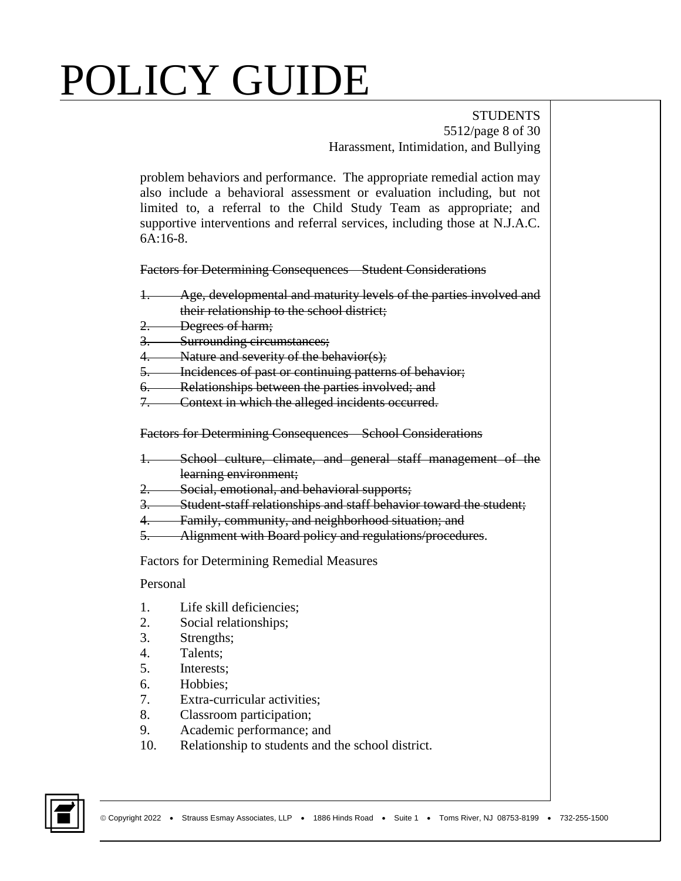problem behaviors and performance. The appropriate remedial action may also include a behavioral assessment or evaluation including, but not limited to, a referral to the Child Study Team as appropriate; and supportive interventions and referral services, including those at N.J.A.C. 6A:16-8.

~~Factors for Determining Consequences – Student Considerations~~

1. ~~Age, developmental and maturity levels of the parties involved and their relationship to the school district;~~
2. ~~Degrees of harm;~~
3. ~~Surrounding circumstances;~~
4. ~~Nature and severity of the behavior(s);~~
5. ~~Incidences of past or continuing patterns of behavior;~~
6. ~~Relationships between the parties involved; and~~
7. ~~Context in which the alleged incidents occurred.~~

~~Factors for Determining Consequences – School Considerations~~

1. ~~School culture, climate, and general staff management of the learning environment;~~
2. ~~Social, emotional, and behavioral supports;~~
3. ~~Student-staff relationships and staff behavior toward the student;~~
4. ~~Family, community, and neighborhood situation; and~~
5. ~~Alignment with Board policy and regulations/procedures~~.

Factors for Determining Remedial Measures

Personal

1. Life skill deficiencies;
2. Social relationships;
3. Strengths;
4. Talents;
5. Interests;
6. Hobbies;
7. Extra-curricular activities;
8. Classroom participation;
9. Academic performance; and
10. Relationship to students and the school district.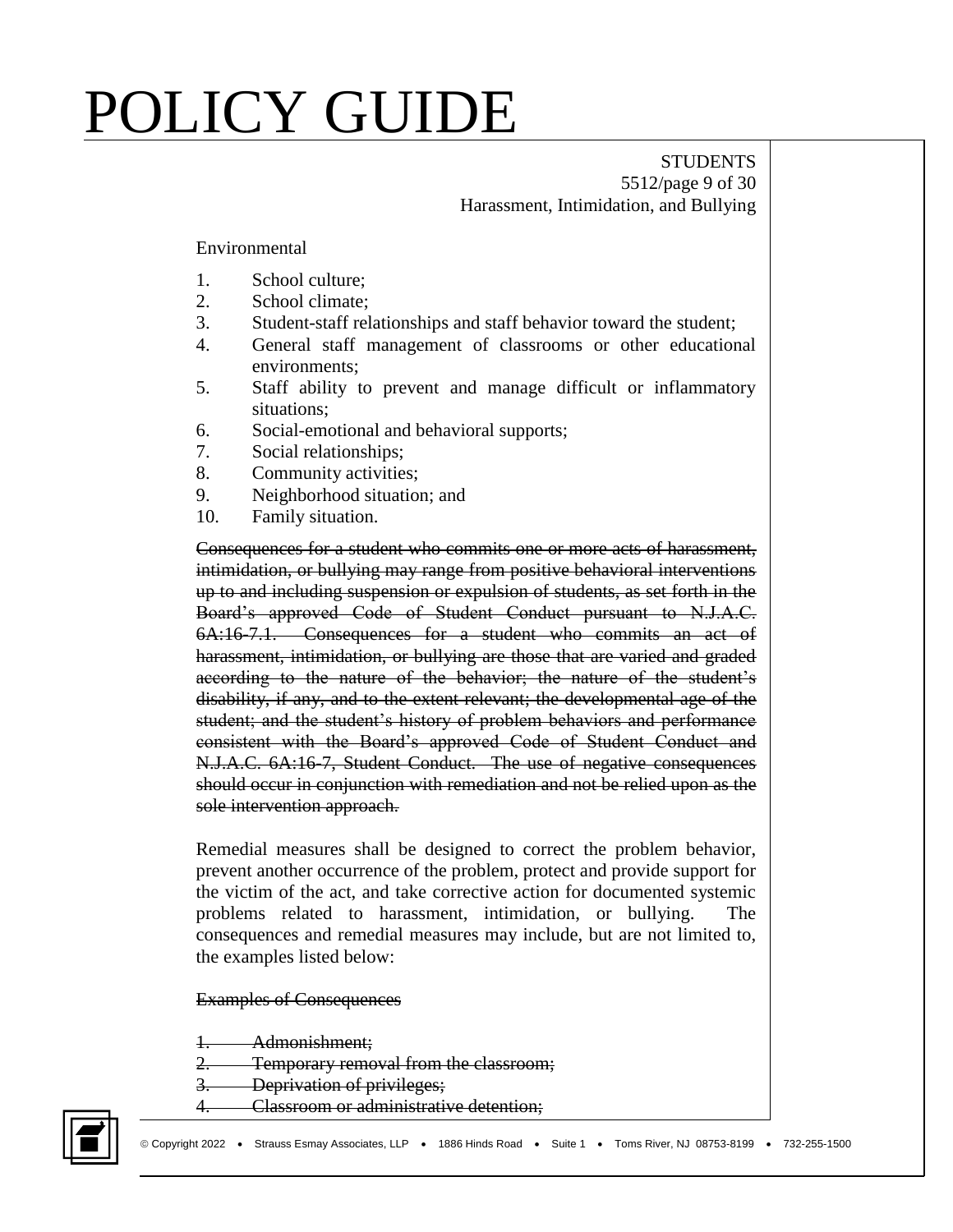Environmental

1. School culture;
2. School climate;
3. Student-staff relationships and staff behavior toward the student;
4. General staff management of classrooms or other educational environments;
5. Staff ability to prevent and manage difficult or inflammatory situations;
6. Social-emotional and behavioral supports;
7. Social relationships;
8. Community activities;
9. Neighborhood situation; and
10. Family situation.

~~Consequences for a student who commits one or more acts of harassment, intimidation, or bullying may range from positive behavioral interventions up to and including suspension or expulsion of students, as set forth in the Board's approved Code of Student Conduct pursuant to N.J.A.C. 6A:16-7.1. Consequences for a student who commits an act of harassment, intimidation, or bullying are those that are varied and graded according to the nature of the behavior; the nature of the student's disability, if any, and to the extent relevant; the developmental age of the student; and the student's history of problem behaviors and performance consistent with the Board's approved Code of Student Conduct and N.J.A.C. 6A:16-7, Student Conduct. The use of negative consequences should occur in conjunction with remediation and not be relied upon as the sole intervention approach.~~

Remedial measures shall be designed to correct the problem behavior, prevent another occurrence of the problem, protect and provide support for the victim of the act, and take corrective action for documented systemic problems related to harassment, intimidation, or bullying. The consequences and remedial measures may include, but are not limited to, the examples listed below:

~~Examples of Consequences~~

1. ~~Admonishment;~~
2. ~~Temporary removal from the classroom;~~
3. ~~Deprivation of privileges;~~
4. ~~Classroom or administrative detention;~~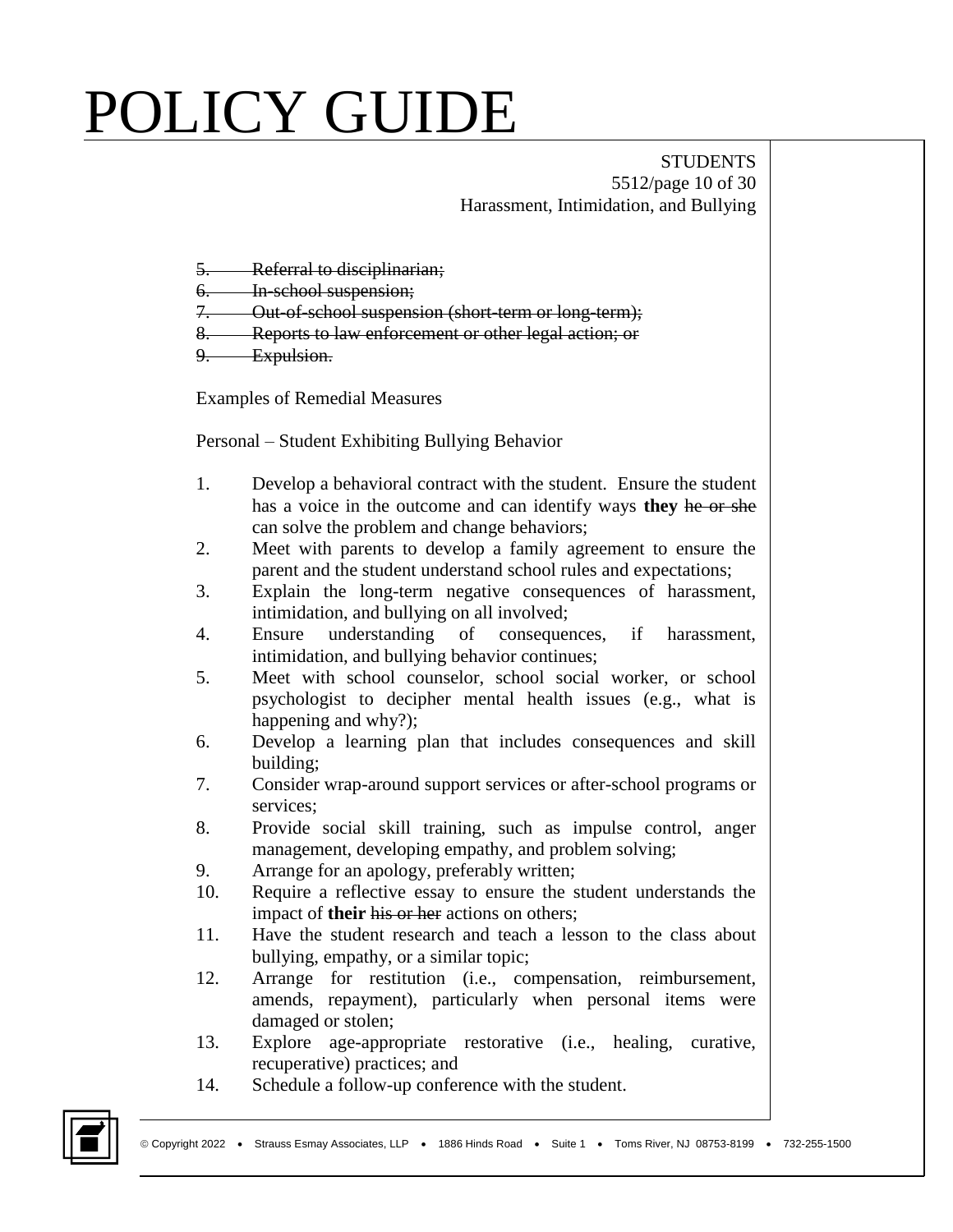5. ~~Referral to disciplinarian;~~
6. ~~In-school suspension;~~
7. ~~Out-of-school suspension (short-term or long-term);~~
8. ~~Reports to law enforcement or other legal action; or~~
9. ~~Expulsion.~~

Examples of Remedial Measures

Personal – Student Exhibiting Bullying Behavior

1. Develop a behavioral contract with the student. Ensure the student has a voice in the outcome and can identify ways **they** ~~he or she~~ can solve the problem and change behaviors;
2. Meet with parents to develop a family agreement to ensure the parent and the student understand school rules and expectations;
3. Explain the long-term negative consequences of harassment, intimidation, and bullying on all involved;
4. Ensure understanding of consequences, if harassment, intimidation, and bullying behavior continues;
5. Meet with school counselor, school social worker, or school psychologist to decipher mental health issues (e.g., what is happening and why?);
6. Develop a learning plan that includes consequences and skill building;
7. Consider wrap-around support services or after-school programs or services;
8. Provide social skill training, such as impulse control, anger management, developing empathy, and problem solving;
9. Arrange for an apology, preferably written;
10. Require a reflective essay to ensure the student understands the impact of **their** ~~his or her~~ actions on others;
11. Have the student research and teach a lesson to the class about bullying, empathy, or a similar topic;
12. Arrange for restitution (i.e., compensation, reimbursement, amends, repayment), particularly when personal items were damaged or stolen;
13. Explore age-appropriate restorative (i.e., healing, curative, recuperative) practices; and
14. Schedule a follow-up conference with the student.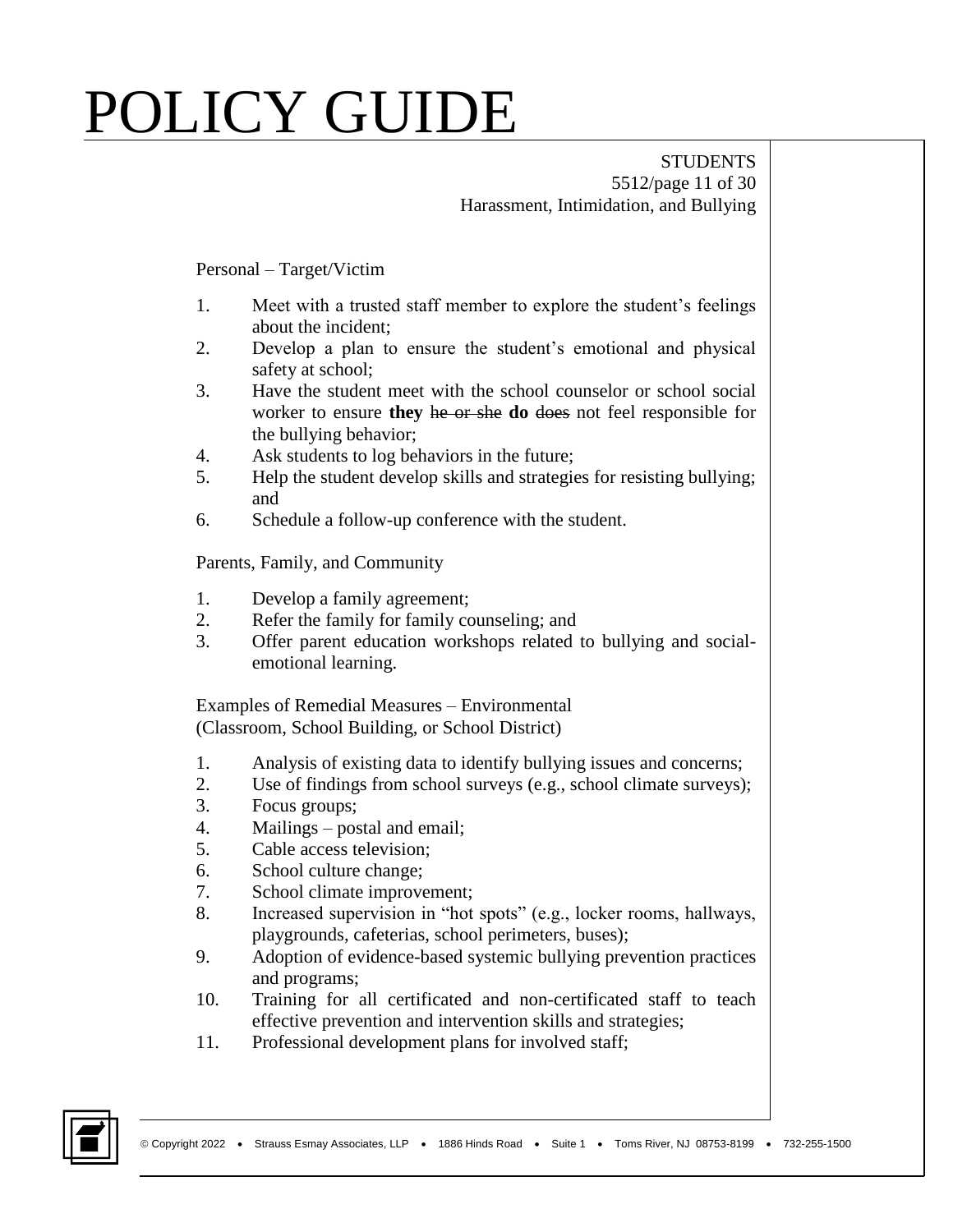Personal – Target/Victim

1. Meet with a trusted staff member to explore the student's feelings about the incident;
2. Develop a plan to ensure the student's emotional and physical safety at school;
3. Have the student meet with the school counselor or school social worker to ensure **they** ~~he or she~~ **do** ~~does~~ not feel responsible for the bullying behavior;
4. Ask students to log behaviors in the future;
5. Help the student develop skills and strategies for resisting bullying; and
6. Schedule a follow-up conference with the student.

Parents, Family, and Community

1. Develop a family agreement;
2. Refer the family for family counseling; and
3. Offer parent education workshops related to bullying and social-emotional learning.

Examples of Remedial Measures – Environmental
(Classroom, School Building, or School District)

1. Analysis of existing data to identify bullying issues and concerns;
2. Use of findings from school surveys (e.g., school climate surveys);
3. Focus groups;
4. Mailings – postal and email;
5. Cable access television;
6. School culture change;
7. School climate improvement;
8. Increased supervision in "hot spots" (e.g., locker rooms, hallways, playgrounds, cafeterias, school perimeters, buses);
9. Adoption of evidence-based systemic bullying prevention practices and programs;
10. Training for all certificated and non-certificated staff to teach effective prevention and intervention skills and strategies;
11. Professional development plans for involved staff;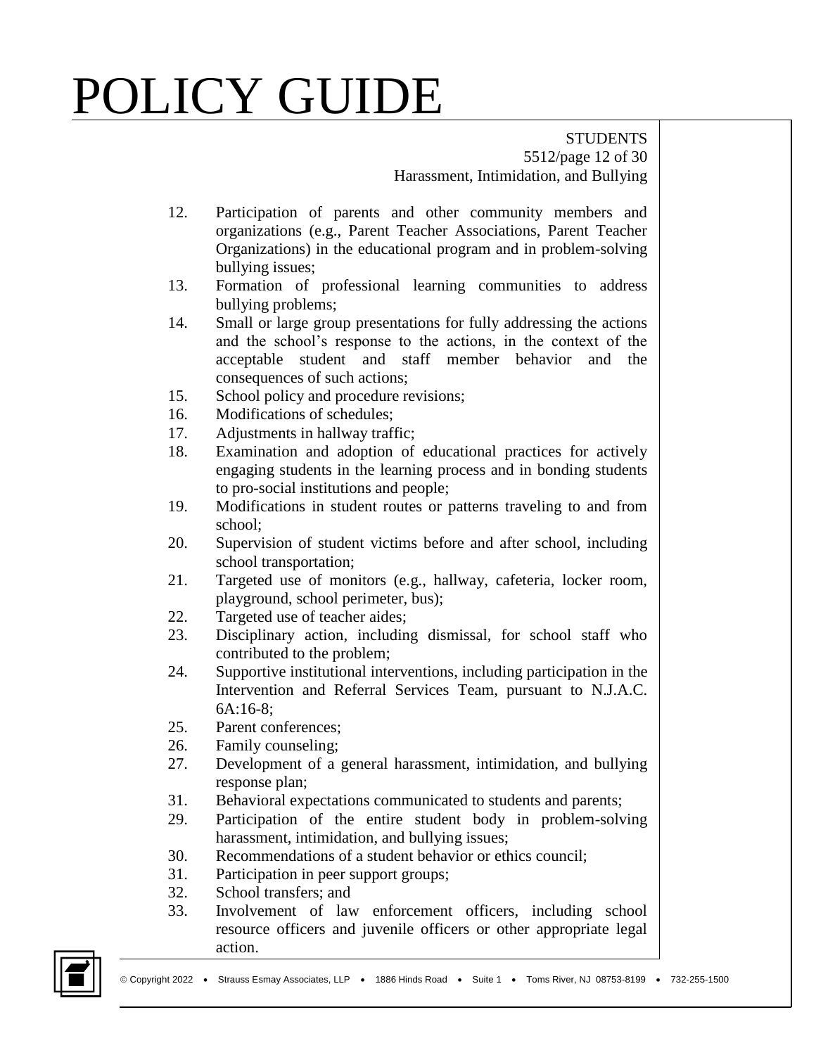12. Participation of parents and other community members and organizations (e.g., Parent Teacher Associations, Parent Teacher Organizations) in the educational program and in problem-solving bullying issues;
13. Formation of professional learning communities to address bullying problems;
14. Small or large group presentations for fully addressing the actions and the school's response to the actions, in the context of the acceptable student and staff member behavior and the consequences of such actions;
15. School policy and procedure revisions;
16. Modifications of schedules;
17. Adjustments in hallway traffic;
18. Examination and adoption of educational practices for actively engaging students in the learning process and in bonding students to pro-social institutions and people;
19. Modifications in student routes or patterns traveling to and from school;
20. Supervision of student victims before and after school, including school transportation;
21. Targeted use of monitors (e.g., hallway, cafeteria, locker room, playground, school perimeter, bus);
22. Targeted use of teacher aides;
23. Disciplinary action, including dismissal, for school staff who contributed to the problem;
24. Supportive institutional interventions, including participation in the Intervention and Referral Services Team, pursuant to N.J.A.C. 6A:16-8;
25. Parent conferences;
26. Family counseling;
27. Development of a general harassment, intimidation, and bullying response plan;
31. Behavioral expectations communicated to students and parents;
29. Participation of the entire student body in problem-solving harassment, intimidation, and bullying issues;
30. Recommendations of a student behavior or ethics council;
31. Participation in peer support groups;
32. School transfers; and
33. Involvement of law enforcement officers, including school resource officers and juvenile officers or other appropriate legal action.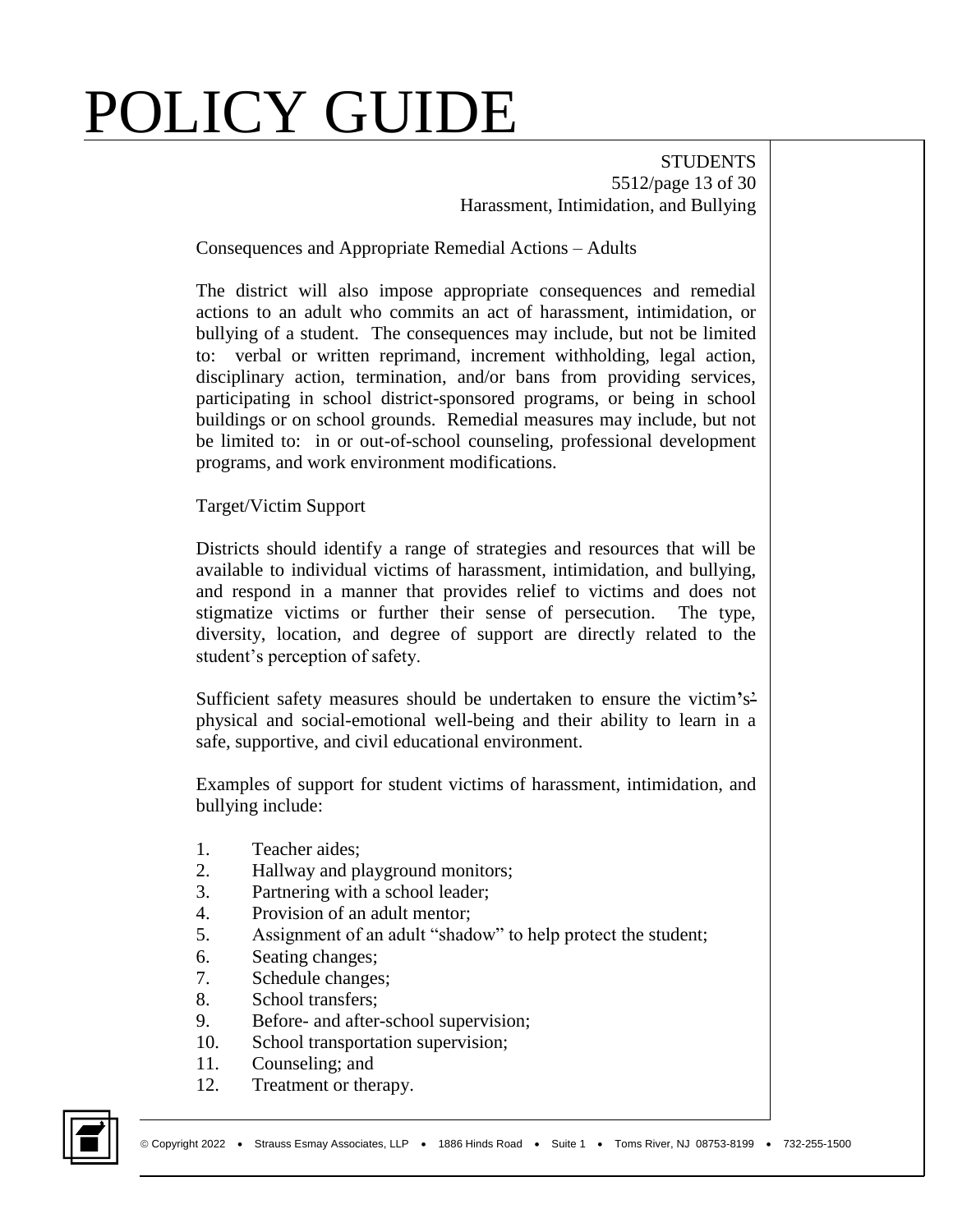Consequences and Appropriate Remedial Actions – Adults

The district will also impose appropriate consequences and remedial actions to an adult who commits an act of harassment, intimidation, or bullying of a student. The consequences may include, but not be limited to: verbal or written reprimand, increment withholding, legal action, disciplinary action, termination, and/or bans from providing services, participating in school district-sponsored programs, or being in school buildings or on school grounds. Remedial measures may include, but not be limited to: in or out-of-school counseling, professional development programs, and work environment modifications.

Target/Victim Support

Districts should identify a range of strategies and resources that will be available to individual victims of harassment, intimidation, and bullying, and respond in a manner that provides relief to victims and does not stigmatize victims or further their sense of persecution. The type, diversity, location, and degree of support are directly related to the student's perception of safety.

Sufficient safety measures should be undertaken to ensure the victim's physical and social-emotional well-being and their ability to learn in a safe, supportive, and civil educational environment.

Examples of support for student victims of harassment, intimidation, and bullying include:

1. Teacher aides;
2. Hallway and playground monitors;
3. Partnering with a school leader;
4. Provision of an adult mentor;
5. Assignment of an adult "shadow" to help protect the student;
6. Seating changes;
7. Schedule changes;
8. School transfers;
9. Before- and after-school supervision;
10. School transportation supervision;
11. Counseling; and
12. Treatment or therapy.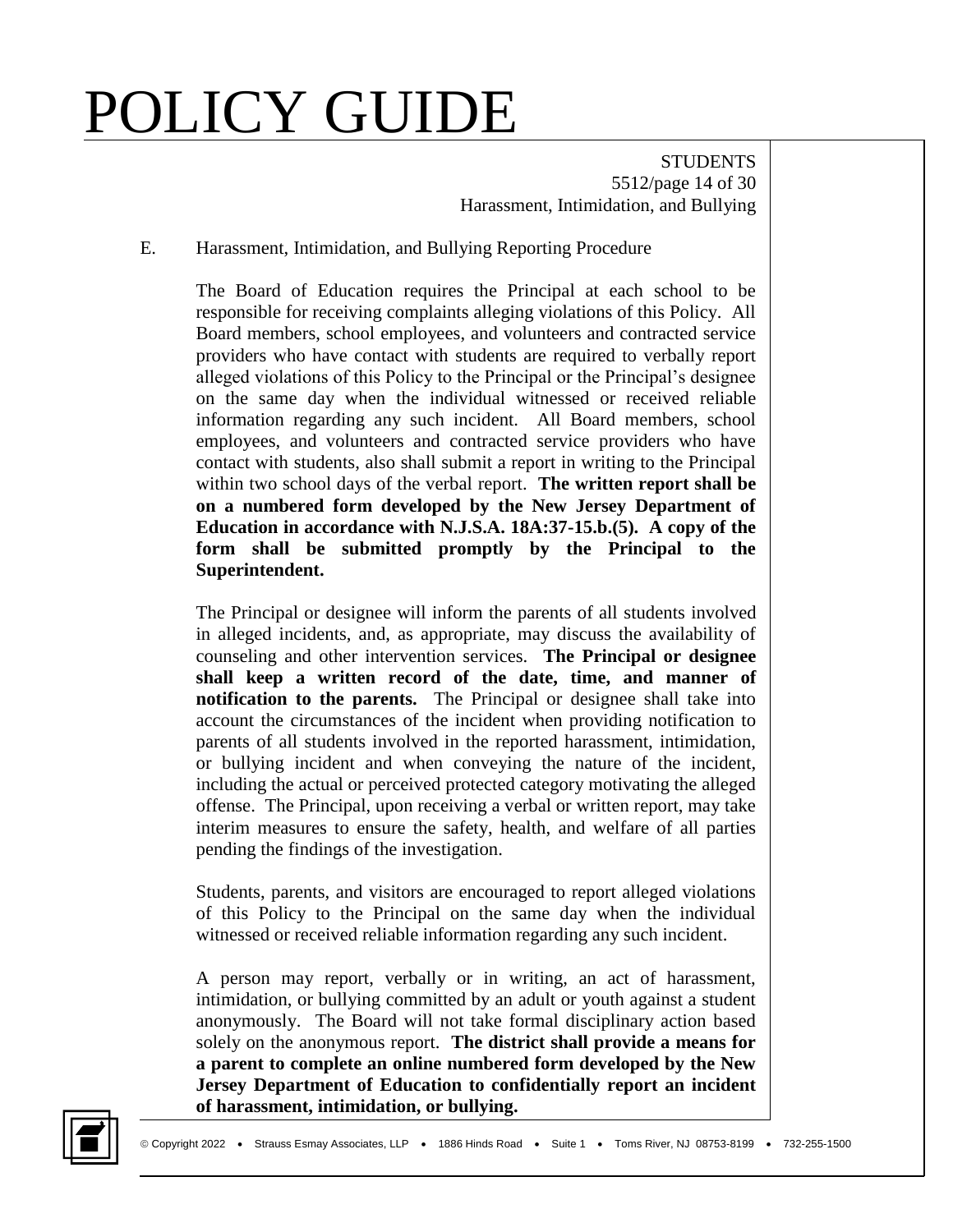E. Harassment, Intimidation, and Bullying Reporting Procedure

The Board of Education requires the Principal at each school to be responsible for receiving complaints alleging violations of this Policy. All Board members, school employees, and volunteers and contracted service providers who have contact with students are required to verbally report alleged violations of this Policy to the Principal or the Principal's designee on the same day when the individual witnessed or received reliable information regarding any such incident. All Board members, school employees, and volunteers and contracted service providers who have contact with students, also shall submit a report in writing to the Principal within two school days of the verbal report. **The written report shall be on a numbered form developed by the New Jersey Department of Education in accordance with N.J.S.A. 18A:37-15.b.(5). A copy of the form shall be submitted promptly by the Principal to the Superintendent.**

The Principal or designee will inform the parents of all students involved in alleged incidents, and, as appropriate, may discuss the availability of counseling and other intervention services. **The Principal or designee shall keep a written record of the date, time, and manner of notification to the parents.** The Principal or designee shall take into account the circumstances of the incident when providing notification to parents of all students involved in the reported harassment, intimidation, or bullying incident and when conveying the nature of the incident, including the actual or perceived protected category motivating the alleged offense. The Principal, upon receiving a verbal or written report, may take interim measures to ensure the safety, health, and welfare of all parties pending the findings of the investigation.

Students, parents, and visitors are encouraged to report alleged violations of this Policy to the Principal on the same day when the individual witnessed or received reliable information regarding any such incident.

A person may report, verbally or in writing, an act of harassment, intimidation, or bullying committed by an adult or youth against a student anonymously. The Board will not take formal disciplinary action based solely on the anonymous report. **The district shall provide a means for a parent to complete an online numbered form developed by the New Jersey Department of Education to confidentially report an incident of harassment, intimidation, or bullying.**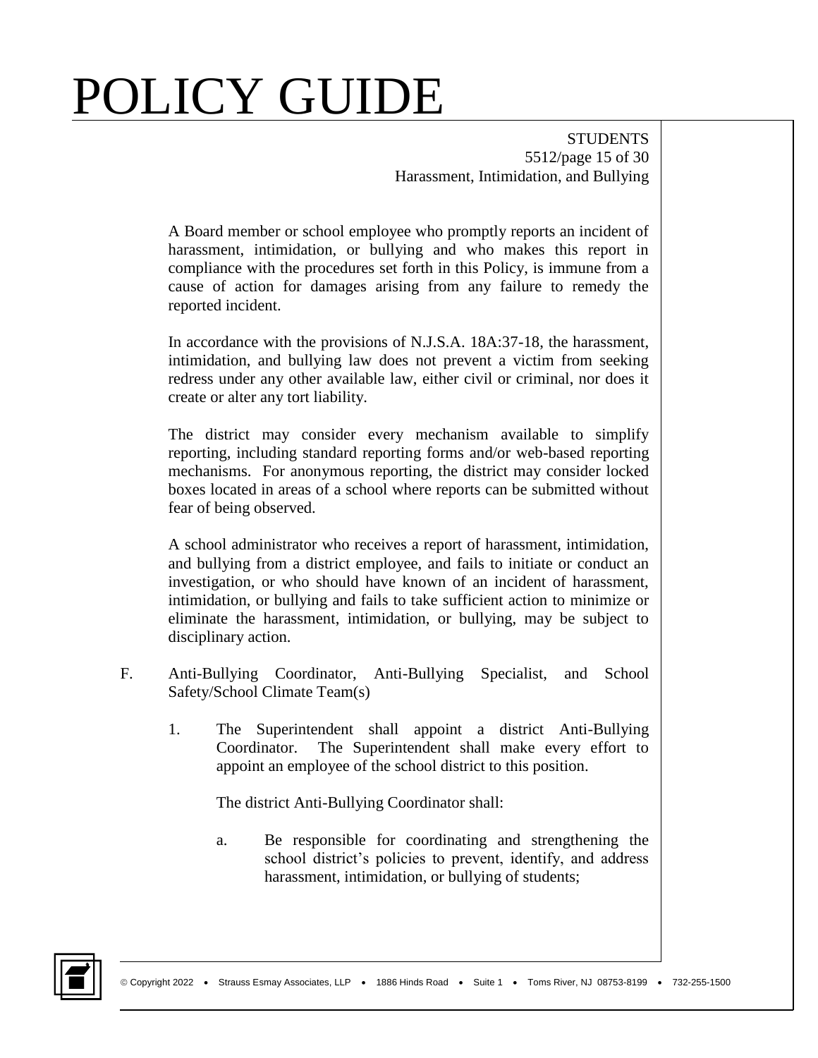A Board member or school employee who promptly reports an incident of harassment, intimidation, or bullying and who makes this report in compliance with the procedures set forth in this Policy, is immune from a cause of action for damages arising from any failure to remedy the reported incident.

In accordance with the provisions of N.J.S.A. 18A:37-18, the harassment, intimidation, and bullying law does not prevent a victim from seeking redress under any other available law, either civil or criminal, nor does it create or alter any tort liability.

The district may consider every mechanism available to simplify reporting, including standard reporting forms and/or web-based reporting mechanisms. For anonymous reporting, the district may consider locked boxes located in areas of a school where reports can be submitted without fear of being observed.

A school administrator who receives a report of harassment, intimidation, and bullying from a district employee, and fails to initiate or conduct an investigation, or who should have known of an incident of harassment, intimidation, or bullying and fails to take sufficient action to minimize or eliminate the harassment, intimidation, or bullying, may be subject to disciplinary action.

F. Anti-Bullying Coordinator, Anti-Bullying Specialist, and School Safety/School Climate Team(s)

1. The Superintendent shall appoint a district Anti-Bullying Coordinator. The Superintendent shall make every effort to appoint an employee of the school district to this position.

   The district Anti-Bullying Coordinator shall:

   a. Be responsible for coordinating and strengthening the school district's policies to prevent, identify, and address harassment, intimidation, or bullying of students;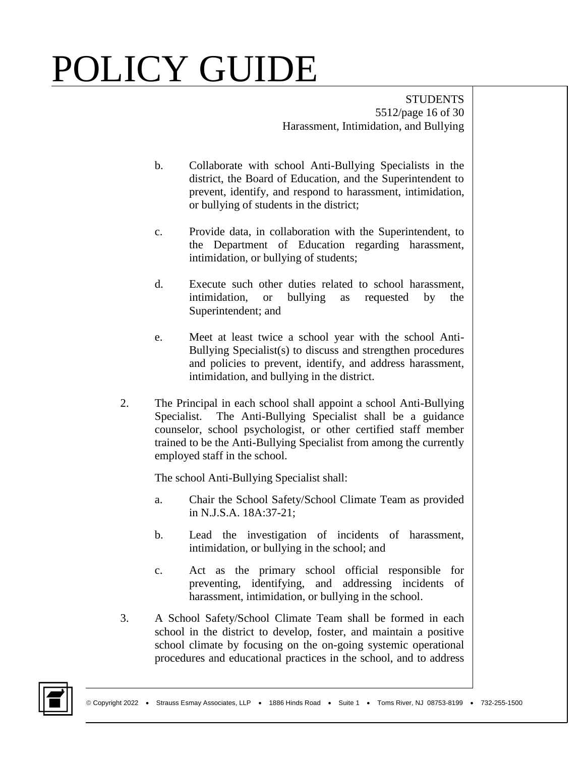b. Collaborate with school Anti-Bullying Specialists in the district, the Board of Education, and the Superintendent to prevent, identify, and respond to harassment, intimidation, or bullying of students in the district;

c. Provide data, in collaboration with the Superintendent, to the Department of Education regarding harassment, intimidation, or bullying of students;

d. Execute such other duties related to school harassment, intimidation, or bullying as requested by the Superintendent; and

e. Meet at least twice a school year with the school Anti-Bullying Specialist(s) to discuss and strengthen procedures and policies to prevent, identify, and address harassment, intimidation, and bullying in the district.

2. The Principal in each school shall appoint a school Anti-Bullying Specialist. The Anti-Bullying Specialist shall be a guidance counselor, school psychologist, or other certified staff member trained to be the Anti-Bullying Specialist from among the currently employed staff in the school.

   The school Anti-Bullying Specialist shall:

   a. Chair the School Safety/School Climate Team as provided in N.J.S.A. 18A:37-21;

   b. Lead the investigation of incidents of harassment, intimidation, or bullying in the school; and

   c. Act as the primary school official responsible for preventing, identifying, and addressing incidents of harassment, intimidation, or bullying in the school.

3. A School Safety/School Climate Team shall be formed in each school in the district to develop, foster, and maintain a positive school climate by focusing on the on-going systemic operational procedures and educational practices in the school, and to address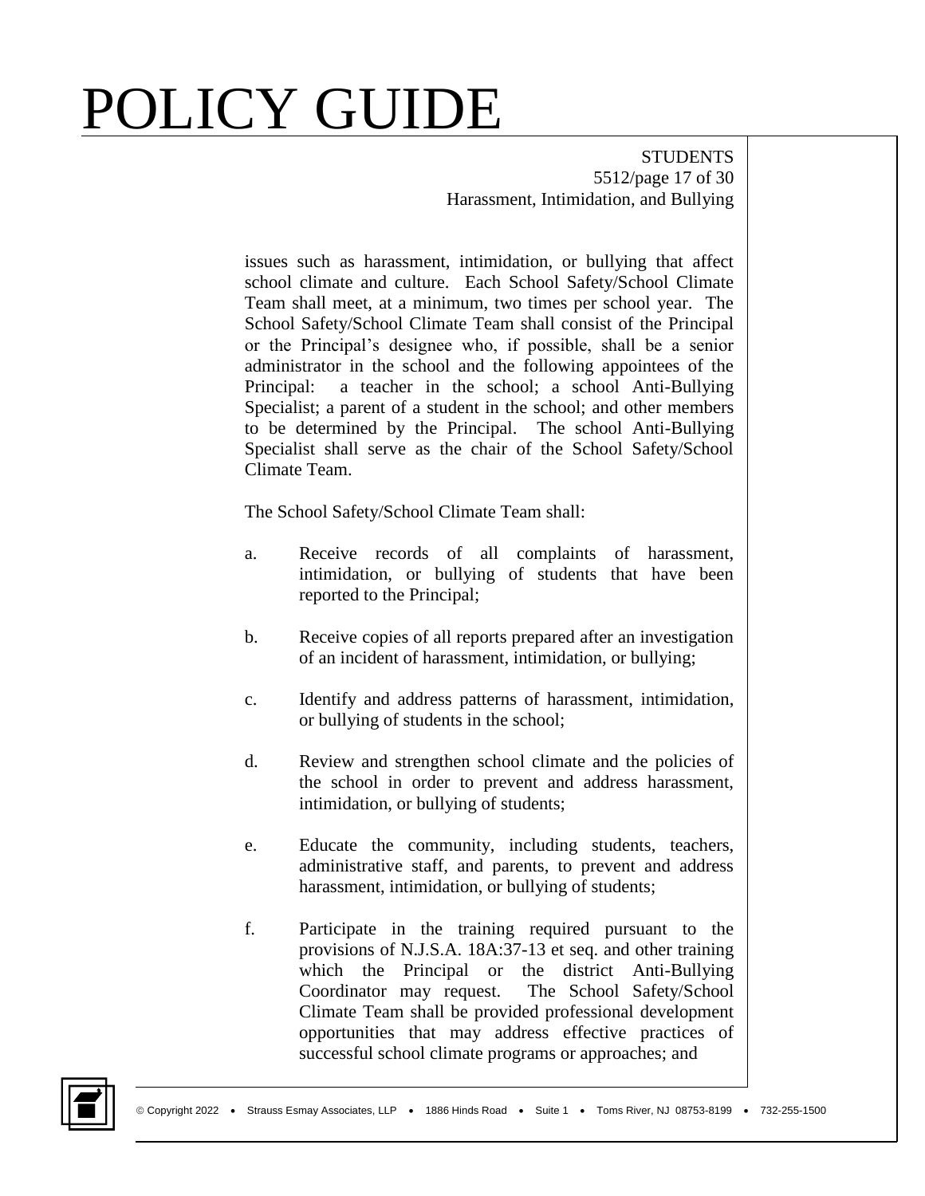issues such as harassment, intimidation, or bullying that affect school climate and culture. Each School Safety/School Climate Team shall meet, at a minimum, two times per school year. The School Safety/School Climate Team shall consist of the Principal or the Principal's designee who, if possible, shall be a senior administrator in the school and the following appointees of the Principal: a teacher in the school; a school Anti-Bullying Specialist; a parent of a student in the school; and other members to be determined by the Principal. The school Anti-Bullying Specialist shall serve as the chair of the School Safety/School Climate Team.

The School Safety/School Climate Team shall:

a. Receive records of all complaints of harassment, intimidation, or bullying of students that have been reported to the Principal;

b. Receive copies of all reports prepared after an investigation of an incident of harassment, intimidation, or bullying;

c. Identify and address patterns of harassment, intimidation, or bullying of students in the school;

d. Review and strengthen school climate and the policies of the school in order to prevent and address harassment, intimidation, or bullying of students;

e. Educate the community, including students, teachers, administrative staff, and parents, to prevent and address harassment, intimidation, or bullying of students;

f. Participate in the training required pursuant to the provisions of N.J.S.A. 18A:37-13 et seq. and other training which the Principal or the district Anti-Bullying Coordinator may request. The School Safety/School Climate Team shall be provided professional development opportunities that may address effective practices of successful school climate programs or approaches; and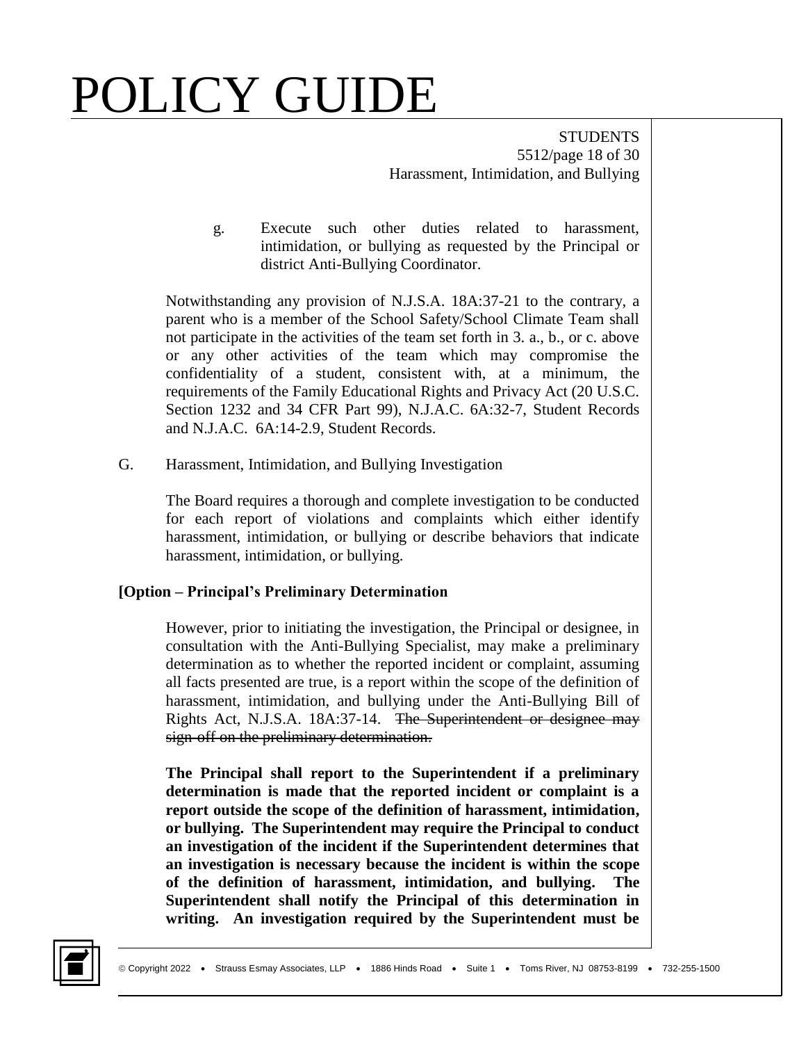g. Execute such other duties related to harassment, intimidation, or bullying as requested by the Principal or district Anti-Bullying Coordinator.

Notwithstanding any provision of N.J.S.A. 18A:37-21 to the contrary, a parent who is a member of the School Safety/School Climate Team shall not participate in the activities of the team set forth in 3. a., b., or c. above or any other activities of the team which may compromise the confidentiality of a student, consistent with, at a minimum, the requirements of the Family Educational Rights and Privacy Act (20 U.S.C. Section 1232 and 34 CFR Part 99), N.J.A.C. 6A:32-7, Student Records and N.J.A.C. 6A:14-2.9, Student Records.

G. Harassment, Intimidation, and Bullying Investigation

The Board requires a thorough and complete investigation to be conducted for each report of violations and complaints which either identify harassment, intimidation, or bullying or describe behaviors that indicate harassment, intimidation, or bullying.

**[Option – Principal's Preliminary Determination**

However, prior to initiating the investigation, the Principal or designee, in consultation with the Anti-Bullying Specialist, may make a preliminary determination as to whether the reported incident or complaint, assuming all facts presented are true, is a report within the scope of the definition of harassment, intimidation, and bullying under the Anti-Bullying Bill of Rights Act, N.J.S.A. 18A:37-14. ~~The Superintendent or designee may sign-off on the preliminary determination.~~

**The Principal shall report to the Superintendent if a preliminary determination is made that the reported incident or complaint is a report outside the scope of the definition of harassment, intimidation, or bullying. The Superintendent may require the Principal to conduct an investigation of the incident if the Superintendent determines that an investigation is necessary because the incident is within the scope of the definition of harassment, intimidation, and bullying. The Superintendent shall notify the Principal of this determination in writing. An investigation required by the Superintendent must be**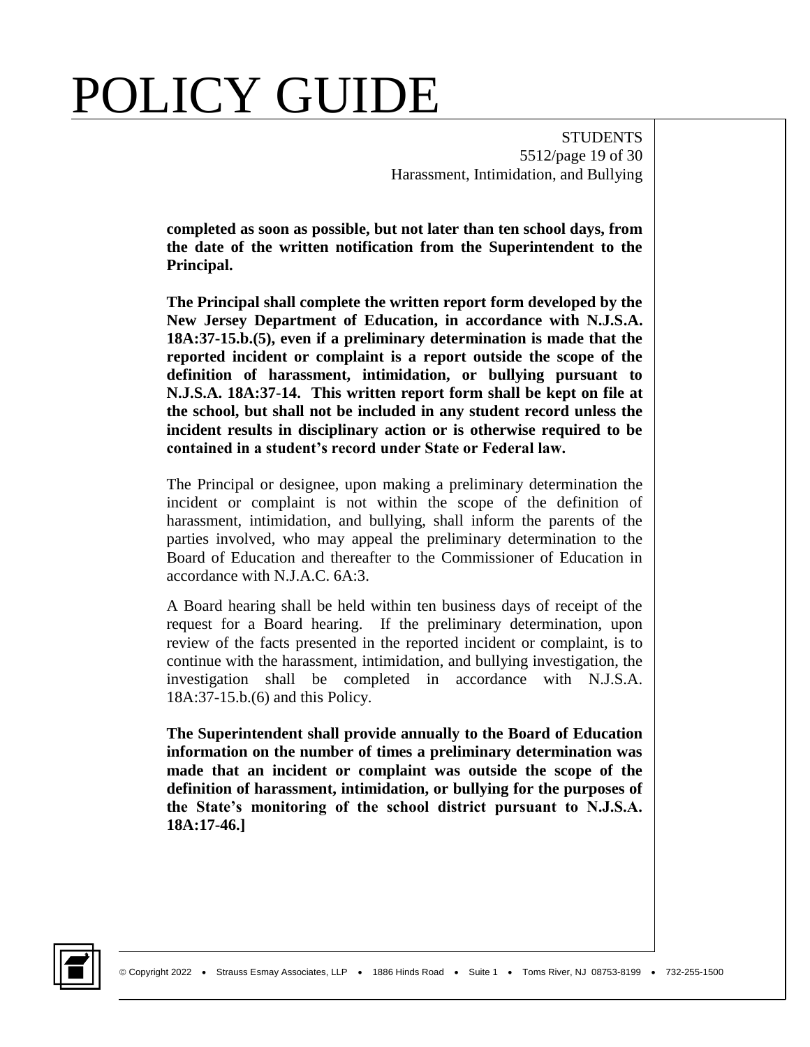**completed as soon as possible, but not later than ten school days, from the date of the written notification from the Superintendent to the Principal.**

**The Principal shall complete the written report form developed by the New Jersey Department of Education, in accordance with N.J.S.A. 18A:37-15.b.(5), even if a preliminary determination is made that the reported incident or complaint is a report outside the scope of the definition of harassment, intimidation, or bullying pursuant to N.J.S.A. 18A:37-14. This written report form shall be kept on file at the school, but shall not be included in any student record unless the incident results in disciplinary action or is otherwise required to be contained in a student's record under State or Federal law.**

The Principal or designee, upon making a preliminary determination the incident or complaint is not within the scope of the definition of harassment, intimidation, and bullying, shall inform the parents of the parties involved, who may appeal the preliminary determination to the Board of Education and thereafter to the Commissioner of Education in accordance with N.J.A.C. 6A:3.

A Board hearing shall be held within ten business days of receipt of the request for a Board hearing. If the preliminary determination, upon review of the facts presented in the reported incident or complaint, is to continue with the harassment, intimidation, and bullying investigation, the investigation shall be completed in accordance with N.J.S.A. 18A:37-15.b.(6) and this Policy.

**The Superintendent shall provide annually to the Board of Education information on the number of times a preliminary determination was made that an incident or complaint was outside the scope of the definition of harassment, intimidation, or bullying for the purposes of the State's monitoring of the school district pursuant to N.J.S.A. 18A:17-46.]**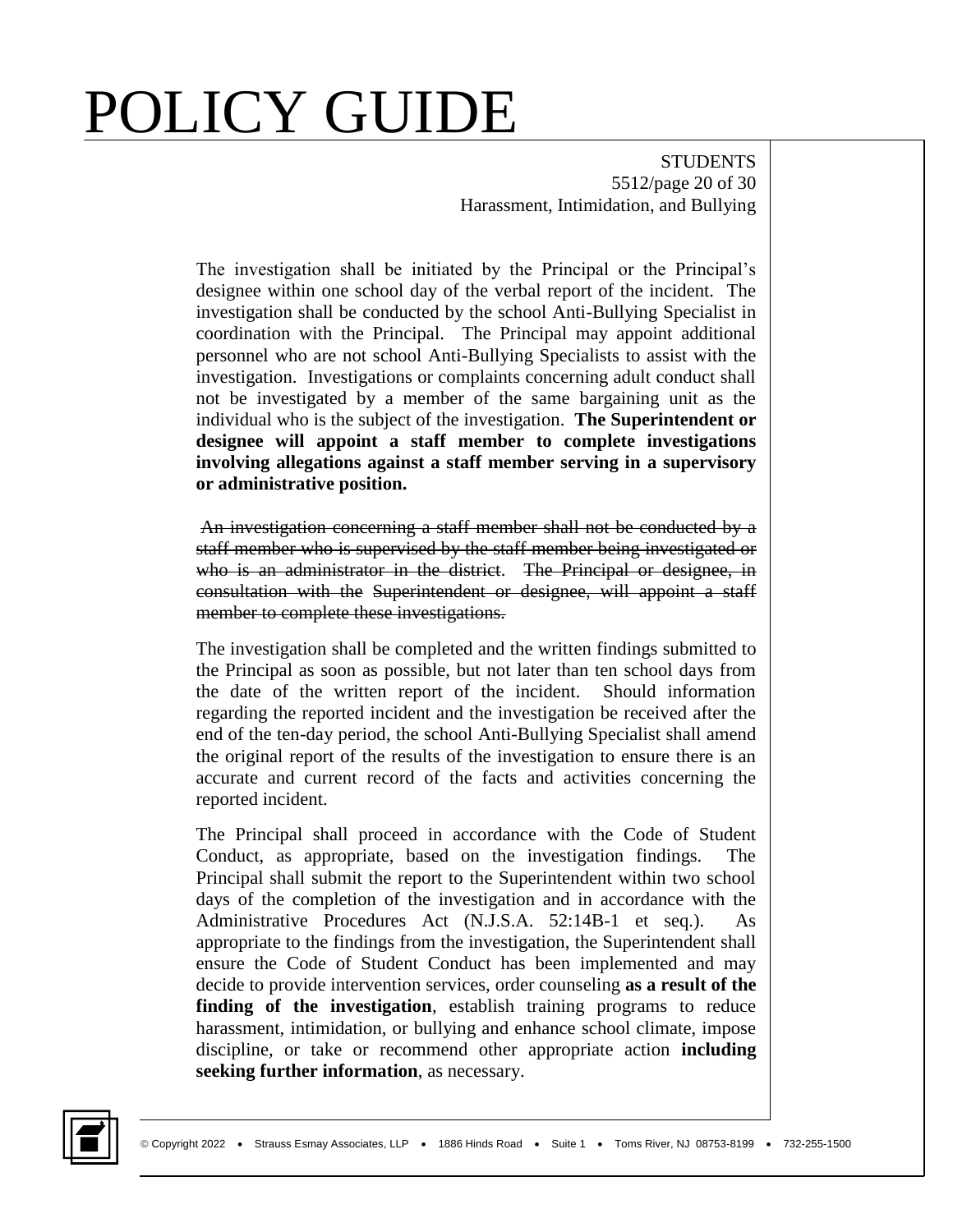The investigation shall be initiated by the Principal or the Principal's designee within one school day of the verbal report of the incident. The investigation shall be conducted by the school Anti-Bullying Specialist in coordination with the Principal. The Principal may appoint additional personnel who are not school Anti-Bullying Specialists to assist with the investigation. Investigations or complaints concerning adult conduct shall not be investigated by a member of the same bargaining unit as the individual who is the subject of the investigation. **The Superintendent or designee will appoint a staff member to complete investigations involving allegations against a staff member serving in a supervisory or administrative position.**

~~An investigation concerning a staff member shall not be conducted by a staff member who is supervised by the staff member being investigated or who is an administrator in the district. The Principal or designee, in consultation with the Superintendent or designee, will appoint a staff member to complete these investigations.~~

The investigation shall be completed and the written findings submitted to the Principal as soon as possible, but not later than ten school days from the date of the written report of the incident. Should information regarding the reported incident and the investigation be received after the end of the ten-day period, the school Anti-Bullying Specialist shall amend the original report of the results of the investigation to ensure there is an accurate and current record of the facts and activities concerning the reported incident.

The Principal shall proceed in accordance with the Code of Student Conduct, as appropriate, based on the investigation findings. The Principal shall submit the report to the Superintendent within two school days of the completion of the investigation and in accordance with the Administrative Procedures Act (N.J.S.A. 52:14B-1 et seq.). As appropriate to the findings from the investigation, the Superintendent shall ensure the Code of Student Conduct has been implemented and may decide to provide intervention services, order counseling **as a result of the finding of the investigation**, establish training programs to reduce harassment, intimidation, or bullying and enhance school climate, impose discipline, or take or recommend other appropriate action **including seeking further information**, as necessary.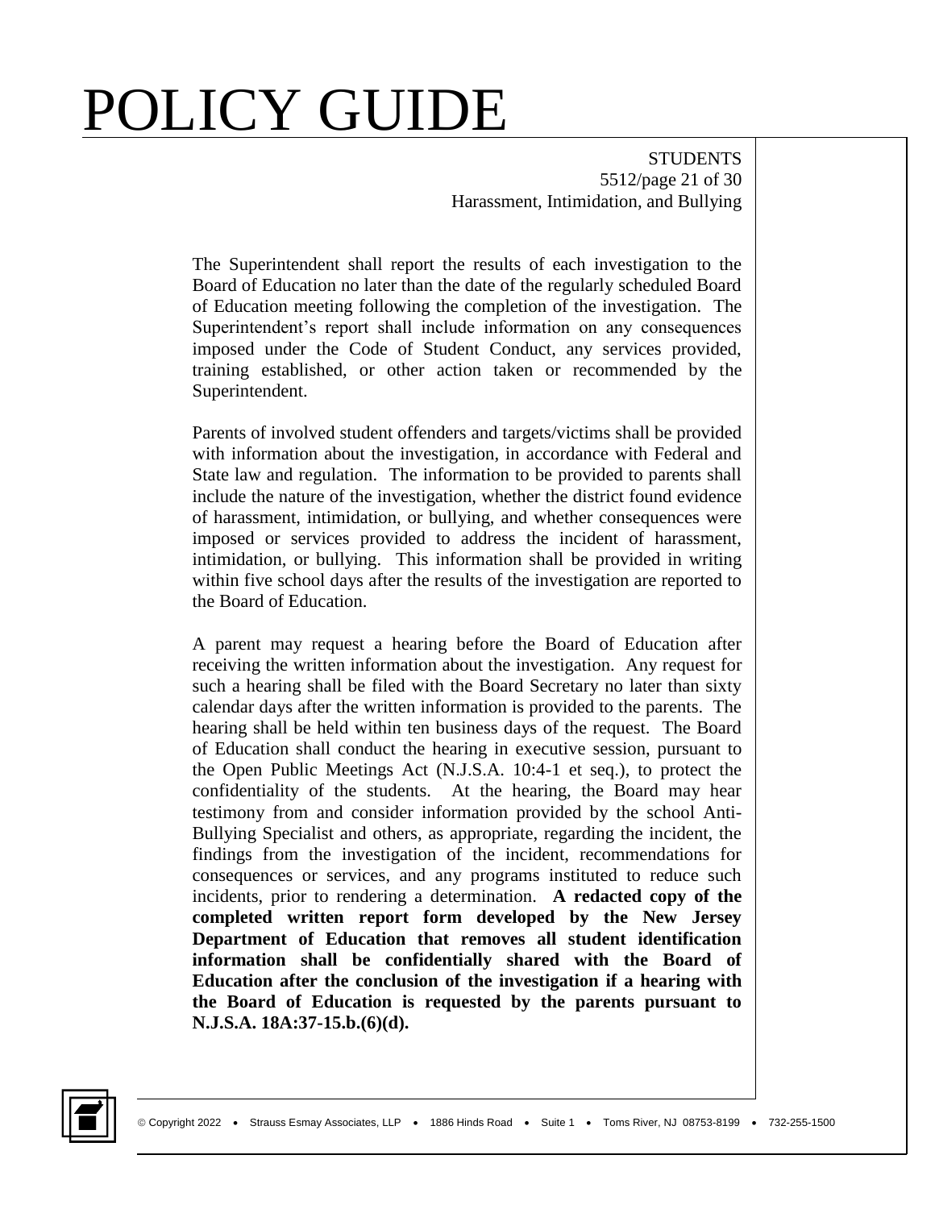The Superintendent shall report the results of each investigation to the Board of Education no later than the date of the regularly scheduled Board of Education meeting following the completion of the investigation. The Superintendent's report shall include information on any consequences imposed under the Code of Student Conduct, any services provided, training established, or other action taken or recommended by the Superintendent.

Parents of involved student offenders and targets/victims shall be provided with information about the investigation, in accordance with Federal and State law and regulation. The information to be provided to parents shall include the nature of the investigation, whether the district found evidence of harassment, intimidation, or bullying, and whether consequences were imposed or services provided to address the incident of harassment, intimidation, or bullying. This information shall be provided in writing within five school days after the results of the investigation are reported to the Board of Education.

A parent may request a hearing before the Board of Education after receiving the written information about the investigation. Any request for such a hearing shall be filed with the Board Secretary no later than sixty calendar days after the written information is provided to the parents. The hearing shall be held within ten business days of the request. The Board of Education shall conduct the hearing in executive session, pursuant to the Open Public Meetings Act (N.J.S.A. 10:4-1 et seq.), to protect the confidentiality of the students. At the hearing, the Board may hear testimony from and consider information provided by the school Anti-Bullying Specialist and others, as appropriate, regarding the incident, the findings from the investigation of the incident, recommendations for consequences or services, and any programs instituted to reduce such incidents, prior to rendering a determination. **A redacted copy of the completed written report form developed by the New Jersey Department of Education that removes all student identification information shall be confidentially shared with the Board of Education after the conclusion of the investigation if a hearing with the Board of Education is requested by the parents pursuant to N.J.S.A. 18A:37-15.b.(6)(d).**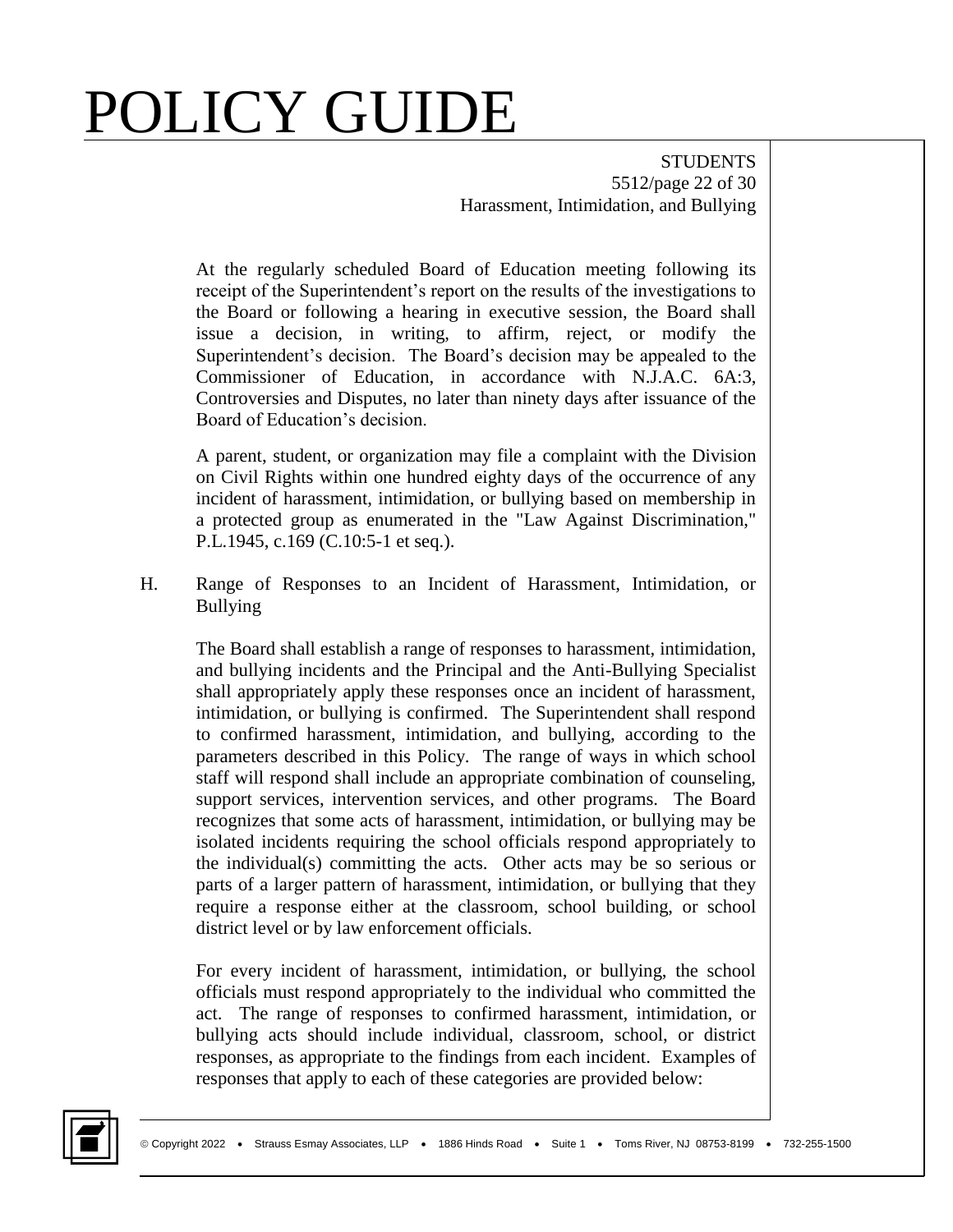At the regularly scheduled Board of Education meeting following its receipt of the Superintendent's report on the results of the investigations to the Board or following a hearing in executive session, the Board shall issue a decision, in writing, to affirm, reject, or modify the Superintendent's decision. The Board's decision may be appealed to the Commissioner of Education, in accordance with N.J.A.C. 6A:3, Controversies and Disputes, no later than ninety days after issuance of the Board of Education's decision.

A parent, student, or organization may file a complaint with the Division on Civil Rights within one hundred eighty days of the occurrence of any incident of harassment, intimidation, or bullying based on membership in a protected group as enumerated in the "Law Against Discrimination," P.L.1945, c.169 (C.10:5-1 et seq.).

H. Range of Responses to an Incident of Harassment, Intimidation, or Bullying

The Board shall establish a range of responses to harassment, intimidation, and bullying incidents and the Principal and the Anti-Bullying Specialist shall appropriately apply these responses once an incident of harassment, intimidation, or bullying is confirmed. The Superintendent shall respond to confirmed harassment, intimidation, and bullying, according to the parameters described in this Policy. The range of ways in which school staff will respond shall include an appropriate combination of counseling, support services, intervention services, and other programs. The Board recognizes that some acts of harassment, intimidation, or bullying may be isolated incidents requiring the school officials respond appropriately to the individual(s) committing the acts. Other acts may be so serious or parts of a larger pattern of harassment, intimidation, or bullying that they require a response either at the classroom, school building, or school district level or by law enforcement officials.

For every incident of harassment, intimidation, or bullying, the school officials must respond appropriately to the individual who committed the act. The range of responses to confirmed harassment, intimidation, or bullying acts should include individual, classroom, school, or district responses, as appropriate to the findings from each incident. Examples of responses that apply to each of these categories are provided below: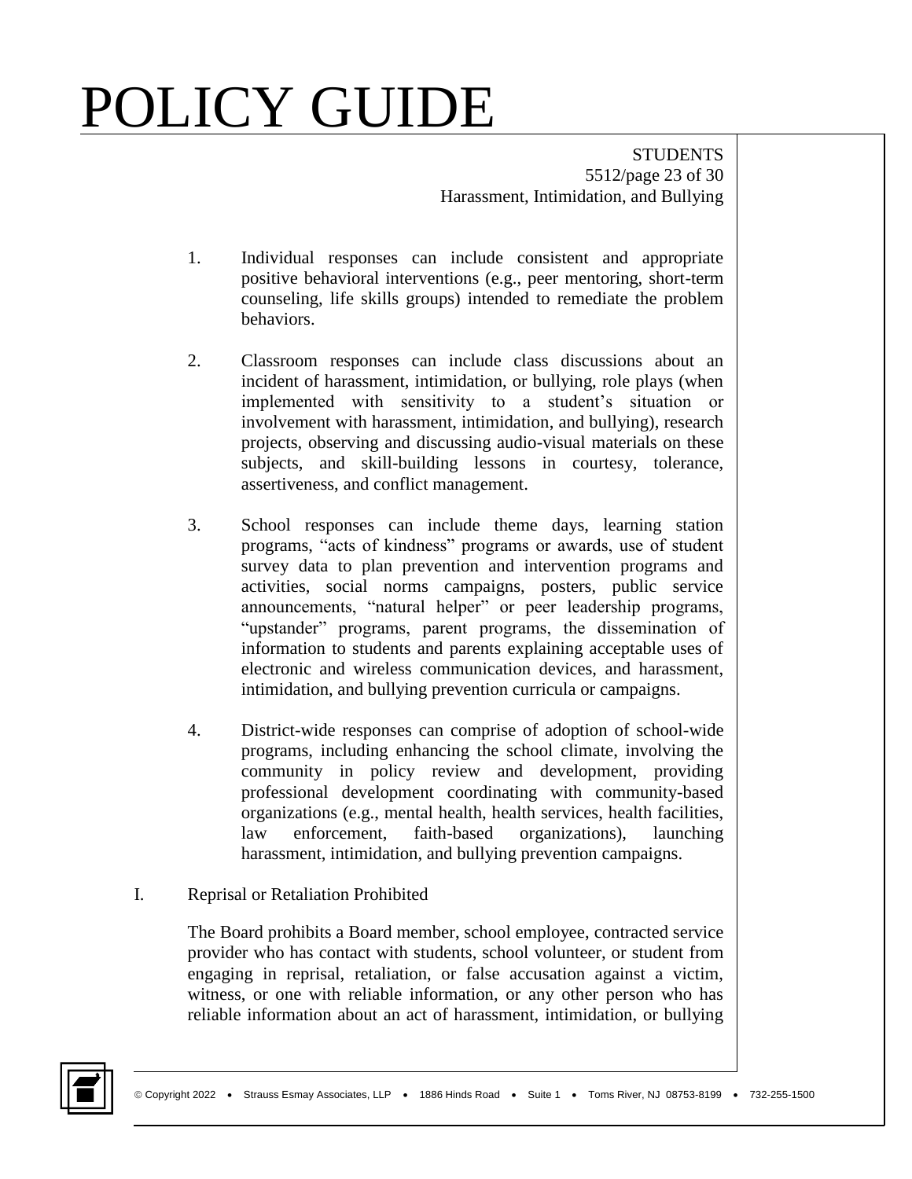1. Individual responses can include consistent and appropriate positive behavioral interventions (e.g., peer mentoring, short-term counseling, life skills groups) intended to remediate the problem behaviors.

2. Classroom responses can include class discussions about an incident of harassment, intimidation, or bullying, role plays (when implemented with sensitivity to a student's situation or involvement with harassment, intimidation, and bullying), research projects, observing and discussing audio-visual materials on these subjects, and skill-building lessons in courtesy, tolerance, assertiveness, and conflict management.

3. School responses can include theme days, learning station programs, "acts of kindness" programs or awards, use of student survey data to plan prevention and intervention programs and activities, social norms campaigns, posters, public service announcements, "natural helper" or peer leadership programs, "upstander" programs, parent programs, the dissemination of information to students and parents explaining acceptable uses of electronic and wireless communication devices, and harassment, intimidation, and bullying prevention curricula or campaigns.

4. District-wide responses can comprise of adoption of school-wide programs, including enhancing the school climate, involving the community in policy review and development, providing professional development coordinating with community-based organizations (e.g., mental health, health services, health facilities, law enforcement, faith-based organizations), launching harassment, intimidation, and bullying prevention campaigns.

I. Reprisal or Retaliation Prohibited

The Board prohibits a Board member, school employee, contracted service provider who has contact with students, school volunteer, or student from engaging in reprisal, retaliation, or false accusation against a victim, witness, or one with reliable information, or any other person who has reliable information about an act of harassment, intimidation, or bullying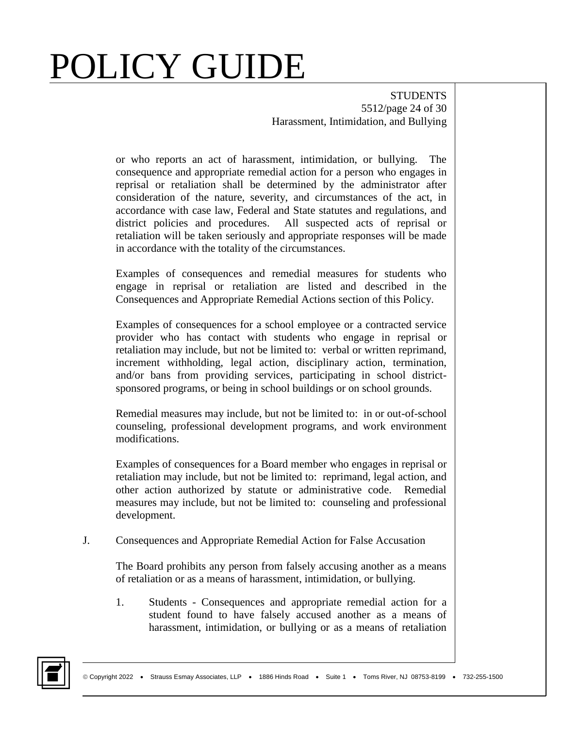or who reports an act of harassment, intimidation, or bullying. The consequence and appropriate remedial action for a person who engages in reprisal or retaliation shall be determined by the administrator after consideration of the nature, severity, and circumstances of the act, in accordance with case law, Federal and State statutes and regulations, and district policies and procedures. All suspected acts of reprisal or retaliation will be taken seriously and appropriate responses will be made in accordance with the totality of the circumstances.

Examples of consequences and remedial measures for students who engage in reprisal or retaliation are listed and described in the Consequences and Appropriate Remedial Actions section of this Policy.

Examples of consequences for a school employee or a contracted service provider who has contact with students who engage in reprisal or retaliation may include, but not be limited to: verbal or written reprimand, increment withholding, legal action, disciplinary action, termination, and/or bans from providing services, participating in school district-sponsored programs, or being in school buildings or on school grounds.

Remedial measures may include, but not be limited to: in or out-of-school counseling, professional development programs, and work environment modifications.

Examples of consequences for a Board member who engages in reprisal or retaliation may include, but not be limited to: reprimand, legal action, and other action authorized by statute or administrative code. Remedial measures may include, but not be limited to: counseling and professional development.

J. Consequences and Appropriate Remedial Action for False Accusation

The Board prohibits any person from falsely accusing another as a means of retaliation or as a means of harassment, intimidation, or bullying.

1. Students - Consequences and appropriate remedial action for a student found to have falsely accused another as a means of harassment, intimidation, or bullying or as a means of retaliation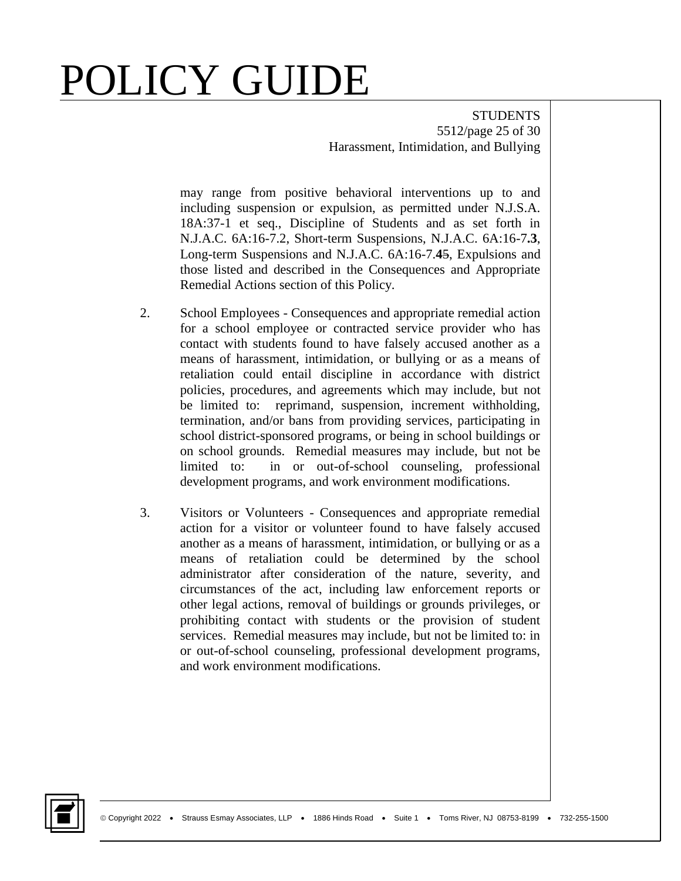may range from positive behavioral interventions up to and including suspension or expulsion, as permitted under N.J.S.A. 18A:37-1 et seq., Discipline of Students and as set forth in N.J.A.C. 6A:16-7.2, Short-term Suspensions, N.J.A.C. 6A:16-7.**3**, Long-term Suspensions and N.J.A.C. 6A:16-7.**4**5, Expulsions and those listed and described in the Consequences and Appropriate Remedial Actions section of this Policy.

2. School Employees - Consequences and appropriate remedial action for a school employee or contracted service provider who has contact with students found to have falsely accused another as a means of harassment, intimidation, or bullying or as a means of retaliation could entail discipline in accordance with district policies, procedures, and agreements which may include, but not be limited to: reprimand, suspension, increment withholding, termination, and/or bans from providing services, participating in school district-sponsored programs, or being in school buildings or on school grounds. Remedial measures may include, but not be limited to: in or out-of-school counseling, professional development programs, and work environment modifications.

3. Visitors or Volunteers - Consequences and appropriate remedial action for a visitor or volunteer found to have falsely accused another as a means of harassment, intimidation, or bullying or as a means of retaliation could be determined by the school administrator after consideration of the nature, severity, and circumstances of the act, including law enforcement reports or other legal actions, removal of buildings or grounds privileges, or prohibiting contact with students or the provision of student services. Remedial measures may include, but not be limited to: in or out-of-school counseling, professional development programs, and work environment modifications.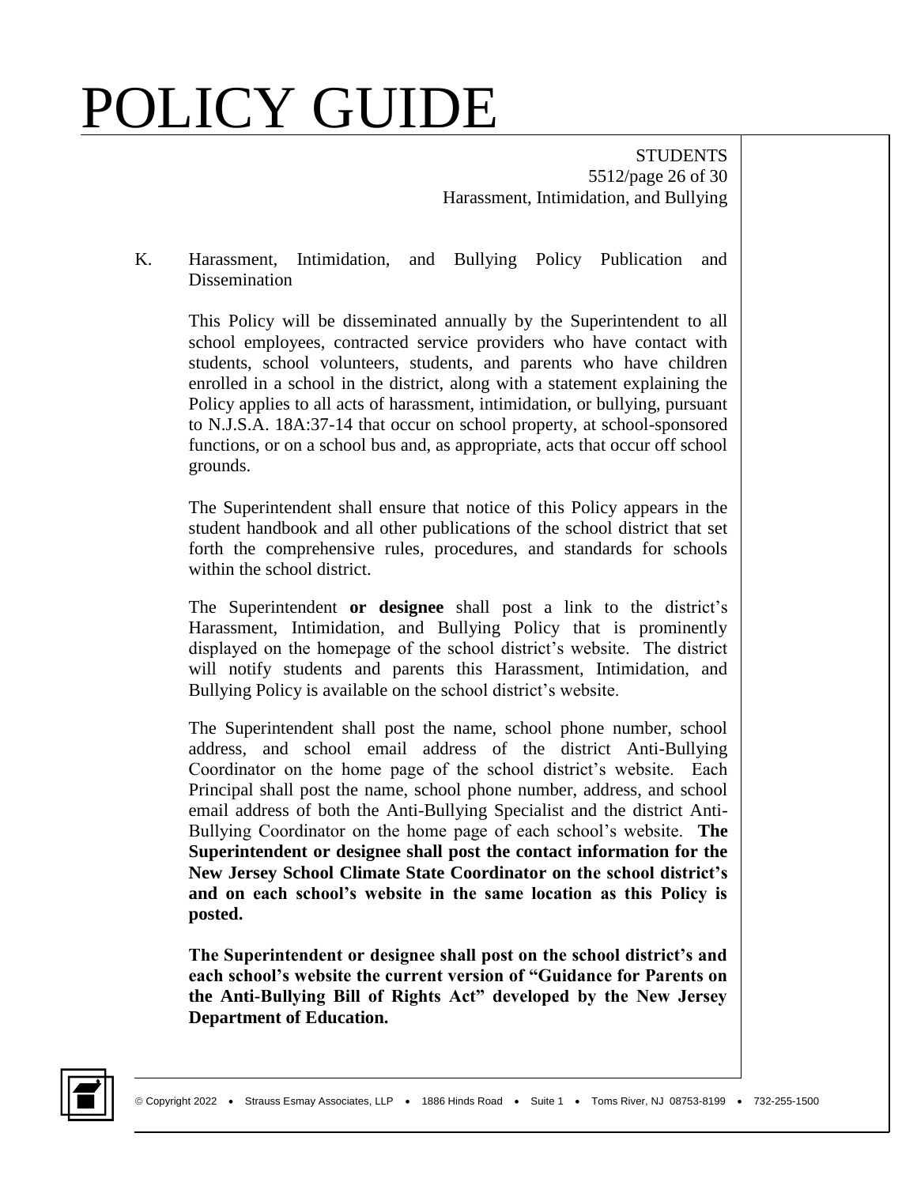K. Harassment, Intimidation, and Bullying Policy Publication and Dissemination

This Policy will be disseminated annually by the Superintendent to all school employees, contracted service providers who have contact with students, school volunteers, students, and parents who have children enrolled in a school in the district, along with a statement explaining the Policy applies to all acts of harassment, intimidation, or bullying, pursuant to N.J.S.A. 18A:37-14 that occur on school property, at school-sponsored functions, or on a school bus and, as appropriate, acts that occur off school grounds.

The Superintendent shall ensure that notice of this Policy appears in the student handbook and all other publications of the school district that set forth the comprehensive rules, procedures, and standards for schools within the school district.

The Superintendent **or designee** shall post a link to the district's Harassment, Intimidation, and Bullying Policy that is prominently displayed on the homepage of the school district's website. The district will notify students and parents this Harassment, Intimidation, and Bullying Policy is available on the school district's website.

The Superintendent shall post the name, school phone number, school address, and school email address of the district Anti-Bullying Coordinator on the home page of the school district's website. Each Principal shall post the name, school phone number, address, and school email address of both the Anti-Bullying Specialist and the district Anti-Bullying Coordinator on the home page of each school's website. **The Superintendent or designee shall post the contact information for the New Jersey School Climate State Coordinator on the school district's and on each school's website in the same location as this Policy is posted.**

**The Superintendent or designee shall post on the school district's and each school's website the current version of "Guidance for Parents on the Anti-Bullying Bill of Rights Act" developed by the New Jersey Department of Education.**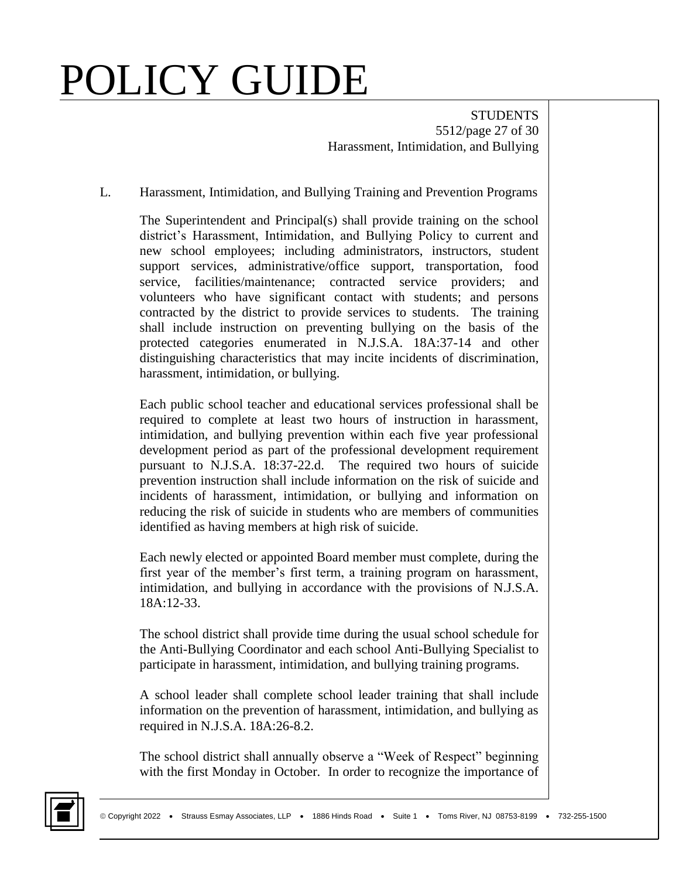L. Harassment, Intimidation, and Bullying Training and Prevention Programs

The Superintendent and Principal(s) shall provide training on the school district's Harassment, Intimidation, and Bullying Policy to current and new school employees; including administrators, instructors, student support services, administrative/office support, transportation, food service, facilities/maintenance; contracted service providers; and volunteers who have significant contact with students; and persons contracted by the district to provide services to students. The training shall include instruction on preventing bullying on the basis of the protected categories enumerated in N.J.S.A. 18A:37-14 and other distinguishing characteristics that may incite incidents of discrimination, harassment, intimidation, or bullying.

Each public school teacher and educational services professional shall be required to complete at least two hours of instruction in harassment, intimidation, and bullying prevention within each five year professional development period as part of the professional development requirement pursuant to N.J.S.A. 18:37-22.d. The required two hours of suicide prevention instruction shall include information on the risk of suicide and incidents of harassment, intimidation, or bullying and information on reducing the risk of suicide in students who are members of communities identified as having members at high risk of suicide.

Each newly elected or appointed Board member must complete, during the first year of the member's first term, a training program on harassment, intimidation, and bullying in accordance with the provisions of N.J.S.A. 18A:12-33.

The school district shall provide time during the usual school schedule for the Anti-Bullying Coordinator and each school Anti-Bullying Specialist to participate in harassment, intimidation, and bullying training programs.

A school leader shall complete school leader training that shall include information on the prevention of harassment, intimidation, and bullying as required in N.J.S.A. 18A:26-8.2.

The school district shall annually observe a "Week of Respect" beginning with the first Monday in October. In order to recognize the importance of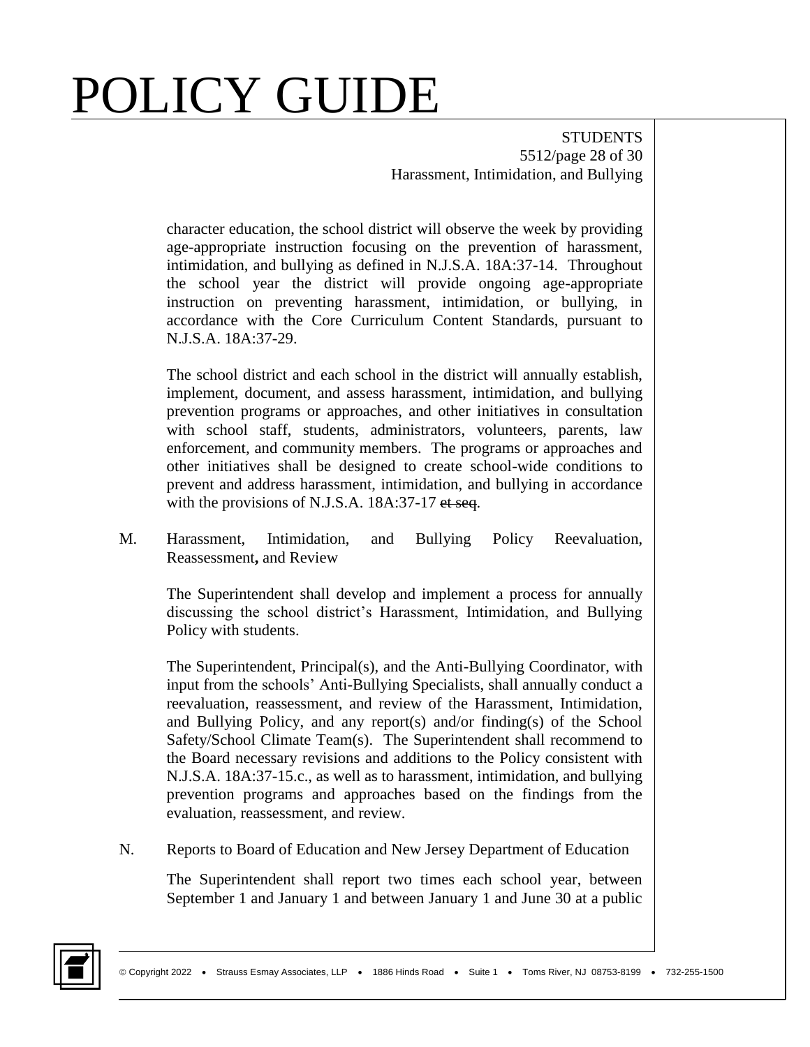character education, the school district will observe the week by providing age-appropriate instruction focusing on the prevention of harassment, intimidation, and bullying as defined in N.J.S.A. 18A:37-14. Throughout the school year the district will provide ongoing age-appropriate instruction on preventing harassment, intimidation, or bullying, in accordance with the Core Curriculum Content Standards, pursuant to N.J.S.A. 18A:37-29.

The school district and each school in the district will annually establish, implement, document, and assess harassment, intimidation, and bullying prevention programs or approaches, and other initiatives in consultation with school staff, students, administrators, volunteers, parents, law enforcement, and community members. The programs or approaches and other initiatives shall be designed to create school-wide conditions to prevent and address harassment, intimidation, and bullying in accordance with the provisions of N.J.S.A. 18A:37-17 ~~et seq~~.

M. Harassment, Intimidation, and Bullying Policy Reevaluation, Reassessment**,** and Review

The Superintendent shall develop and implement a process for annually discussing the school district's Harassment, Intimidation, and Bullying Policy with students.

The Superintendent, Principal(s), and the Anti-Bullying Coordinator, with input from the schools' Anti-Bullying Specialists, shall annually conduct a reevaluation, reassessment, and review of the Harassment, Intimidation, and Bullying Policy, and any report(s) and/or finding(s) of the School Safety/School Climate Team(s). The Superintendent shall recommend to the Board necessary revisions and additions to the Policy consistent with N.J.S.A. 18A:37-15.c., as well as to harassment, intimidation, and bullying prevention programs and approaches based on the findings from the evaluation, reassessment, and review.

N. Reports to Board of Education and New Jersey Department of Education

The Superintendent shall report two times each school year, between September 1 and January 1 and between January 1 and June 30 at a public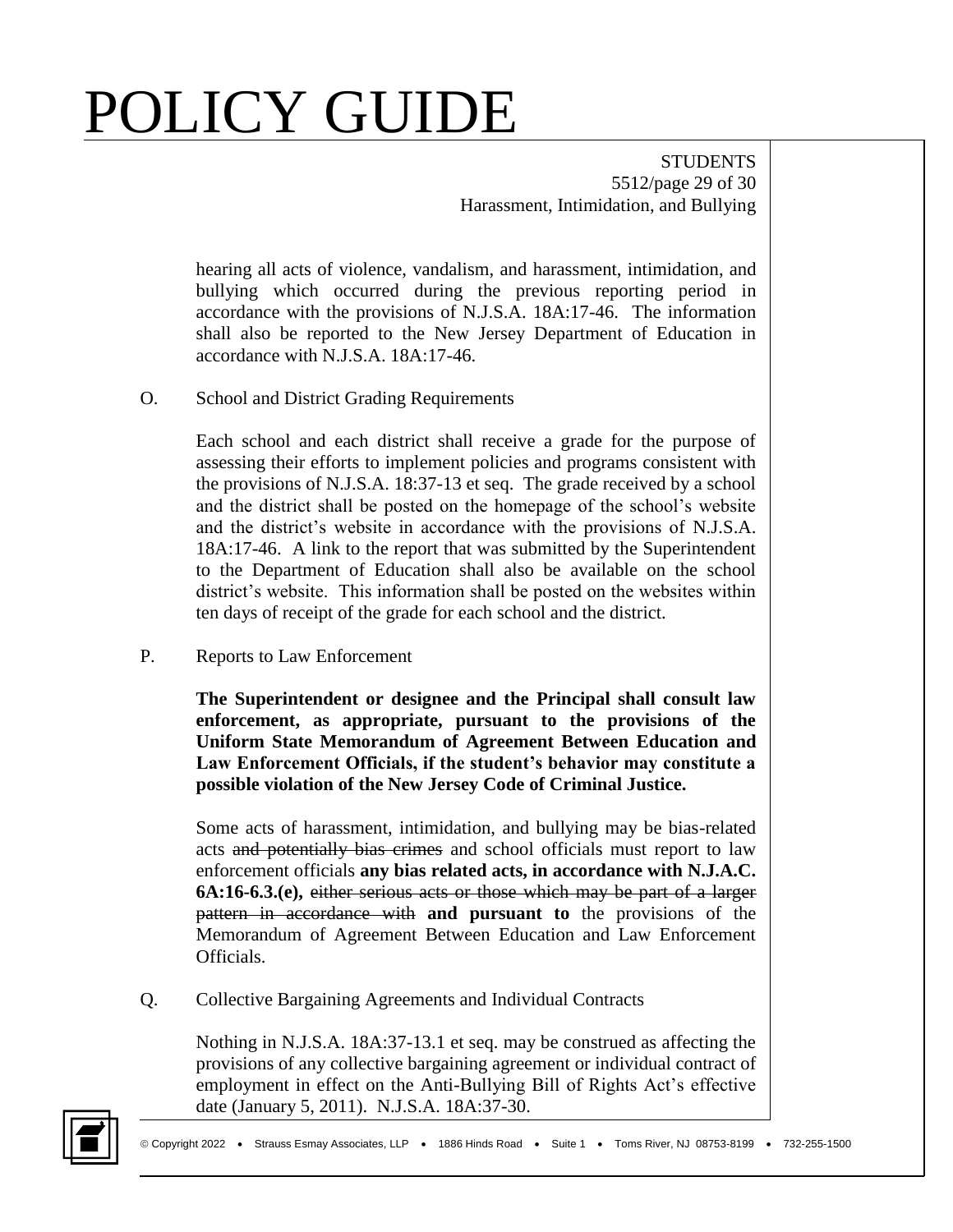hearing all acts of violence, vandalism, and harassment, intimidation, and bullying which occurred during the previous reporting period in accordance with the provisions of N.J.S.A. 18A:17-46. The information shall also be reported to the New Jersey Department of Education in accordance with N.J.S.A. 18A:17-46.

O. School and District Grading Requirements

Each school and each district shall receive a grade for the purpose of assessing their efforts to implement policies and programs consistent with the provisions of N.J.S.A. 18:37-13 et seq. The grade received by a school and the district shall be posted on the homepage of the school's website and the district's website in accordance with the provisions of N.J.S.A. 18A:17-46. A link to the report that was submitted by the Superintendent to the Department of Education shall also be available on the school district's website. This information shall be posted on the websites within ten days of receipt of the grade for each school and the district.

P. Reports to Law Enforcement

**The Superintendent or designee and the Principal shall consult law enforcement, as appropriate, pursuant to the provisions of the Uniform State Memorandum of Agreement Between Education and Law Enforcement Officials, if the student's behavior may constitute a possible violation of the New Jersey Code of Criminal Justice.**

Some acts of harassment, intimidation, and bullying may be bias-related acts ~~and potentially bias crimes~~ and school officials must report to law enforcement officials **any bias related acts, in accordance with N.J.A.C. 6A:16-6.3.(e),** ~~either serious acts or those which may be part of a larger pattern in accordance with~~ **and pursuant to** the provisions of the Memorandum of Agreement Between Education and Law Enforcement Officials.

Q. Collective Bargaining Agreements and Individual Contracts

Nothing in N.J.S.A. 18A:37-13.1 et seq. may be construed as affecting the provisions of any collective bargaining agreement or individual contract of employment in effect on the Anti-Bullying Bill of Rights Act's effective date (January 5, 2011). N.J.S.A. 18A:37-30.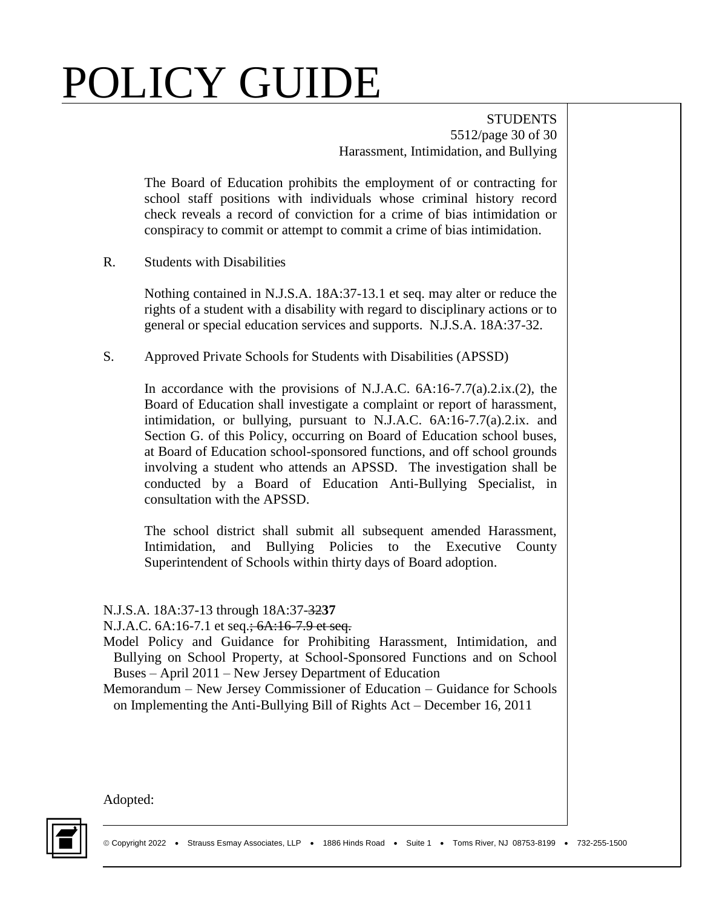The Board of Education prohibits the employment of or contracting for school staff positions with individuals whose criminal history record check reveals a record of conviction for a crime of bias intimidation or conspiracy to commit or attempt to commit a crime of bias intimidation.

R. Students with Disabilities

Nothing contained in N.J.S.A. 18A:37-13.1 et seq. may alter or reduce the rights of a student with a disability with regard to disciplinary actions or to general or special education services and supports. N.J.S.A. 18A:37-32.

S. Approved Private Schools for Students with Disabilities (APSSD)

In accordance with the provisions of N.J.A.C. 6A:16-7.7(a).2.ix.(2), the Board of Education shall investigate a complaint or report of harassment, intimidation, or bullying, pursuant to N.J.A.C. 6A:16-7.7(a).2.ix. and Section G. of this Policy, occurring on Board of Education school buses, at Board of Education school-sponsored functions, and off school grounds involving a student who attends an APSSD. The investigation shall be conducted by a Board of Education Anti-Bullying Specialist, in consultation with the APSSD.

The school district shall submit all subsequent amended Harassment, Intimidation, and Bullying Policies to the Executive County Superintendent of Schools within thirty days of Board adoption.

N.J.S.A. 18A:37-13 through 18A:37-~~32~~**37**
N.J.A.C. 6A:16-7.1 et seq.~~; 6A:16-7.9 et seq.~~
Model Policy and Guidance for Prohibiting Harassment, Intimidation, and Bullying on School Property, at School-Sponsored Functions and on School Buses – April 2011 – New Jersey Department of Education
Memorandum – New Jersey Commissioner of Education – Guidance for Schools on Implementing the Anti-Bullying Bill of Rights Act – December 16, 2011

Adopted: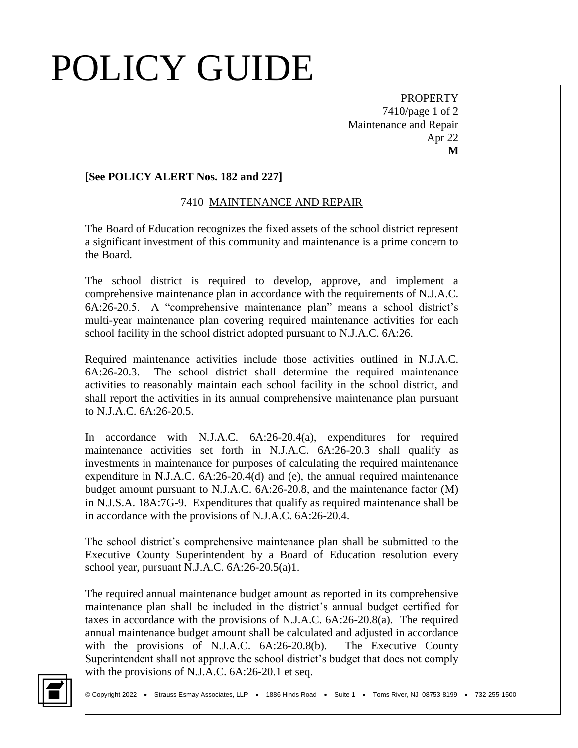**[See POLICY ALERT Nos. 182 and 227]**

## 7410 MAINTENANCE AND REPAIR

The Board of Education recognizes the fixed assets of the school district represent a significant investment of this community and maintenance is a prime concern to the Board.

The school district is required to develop, approve, and implement a comprehensive maintenance plan in accordance with the requirements of N.J.A.C. 6A:26-20.5. A "comprehensive maintenance plan" means a school district's multi-year maintenance plan covering required maintenance activities for each school facility in the school district adopted pursuant to N.J.A.C. 6A:26.

Required maintenance activities include those activities outlined in N.J.A.C. 6A:26-20.3. The school district shall determine the required maintenance activities to reasonably maintain each school facility in the school district, and shall report the activities in its annual comprehensive maintenance plan pursuant to N.J.A.C. 6A:26-20.5.

In accordance with N.J.A.C. 6A:26-20.4(a), expenditures for required maintenance activities set forth in N.J.A.C. 6A:26-20.3 shall qualify as investments in maintenance for purposes of calculating the required maintenance expenditure in N.J.A.C. 6A:26-20.4(d) and (e), the annual required maintenance budget amount pursuant to N.J.A.C. 6A:26-20.8, and the maintenance factor (M) in N.J.S.A. 18A:7G-9. Expenditures that qualify as required maintenance shall be in accordance with the provisions of N.J.A.C. 6A:26-20.4.

The school district's comprehensive maintenance plan shall be submitted to the Executive County Superintendent by a Board of Education resolution every school year, pursuant N.J.A.C. 6A:26-20.5(a)1.

The required annual maintenance budget amount as reported in its comprehensive maintenance plan shall be included in the district's annual budget certified for taxes in accordance with the provisions of N.J.A.C. 6A:26-20.8(a). The required annual maintenance budget amount shall be calculated and adjusted in accordance with the provisions of N.J.A.C. 6A:26-20.8(b). The Executive County Superintendent shall not approve the school district's budget that does not comply with the provisions of N.J.A.C. 6A:26-20.1 et seq.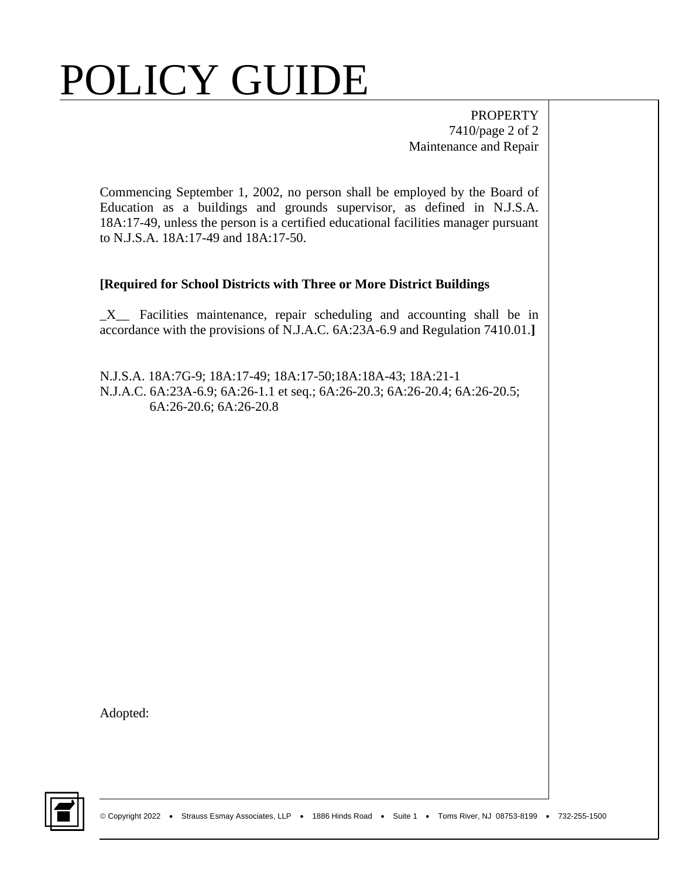Commencing September 1, 2002, no person shall be employed by the Board of Education as a buildings and grounds supervisor, as defined in N.J.S.A. 18A:17-49, unless the person is a certified educational facilities manager pursuant to N.J.S.A. 18A:17-49 and 18A:17-50.

**[Required for School Districts with Three or More District Buildings**

_X__ Facilities maintenance, repair scheduling and accounting shall be in accordance with the provisions of N.J.A.C. 6A:23A-6.9 and Regulation 7410.01.**]**

N.J.S.A. 18A:7G-9; 18A:17-49; 18A:17-50;18A:18A-43; 18A:21-1
N.J.A.C. 6A:23A-6.9; 6A:26-1.1 et seq.; 6A:26-20.3; 6A:26-20.4; 6A:26-20.5; 6A:26-20.6; 6A:26-20.8

Adopted: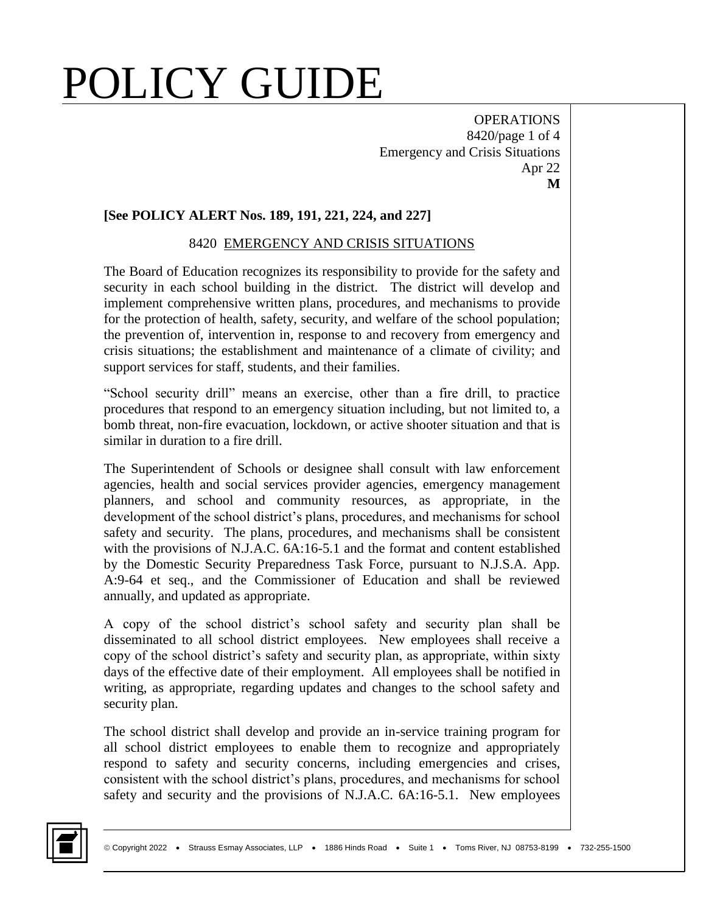# POLICY GUIDE

OPERATIONS
8420/page 1 of 4
Emergency and Crisis Situations
Apr 22
**M**

**[See POLICY ALERT Nos. 189, 191, 221, 224, and 227]**

## 8420 EMERGENCY AND CRISIS SITUATIONS

The Board of Education recognizes its responsibility to provide for the safety and security in each school building in the district. The district will develop and implement comprehensive written plans, procedures, and mechanisms to provide for the protection of health, safety, security, and welfare of the school population; the prevention of, intervention in, response to and recovery from emergency and crisis situations; the establishment and maintenance of a climate of civility; and support services for staff, students, and their families.

"School security drill" means an exercise, other than a fire drill, to practice procedures that respond to an emergency situation including, but not limited to, a bomb threat, non-fire evacuation, lockdown, or active shooter situation and that is similar in duration to a fire drill.

The Superintendent of Schools or designee shall consult with law enforcement agencies, health and social services provider agencies, emergency management planners, and school and community resources, as appropriate, in the development of the school district's plans, procedures, and mechanisms for school safety and security. The plans, procedures, and mechanisms shall be consistent with the provisions of N.J.A.C. 6A:16-5.1 and the format and content established by the Domestic Security Preparedness Task Force, pursuant to N.J.S.A. App. A:9-64 et seq., and the Commissioner of Education and shall be reviewed annually, and updated as appropriate.

A copy of the school district's school safety and security plan shall be disseminated to all school district employees. New employees shall receive a copy of the school district's safety and security plan, as appropriate, within sixty days of the effective date of their employment. All employees shall be notified in writing, as appropriate, regarding updates and changes to the school safety and security plan.

The school district shall develop and provide an in-service training program for all school district employees to enable them to recognize and appropriately respond to safety and security concerns, including emergencies and crises, consistent with the school district's plans, procedures, and mechanisms for school safety and security and the provisions of N.J.A.C. 6A:16-5.1. New employees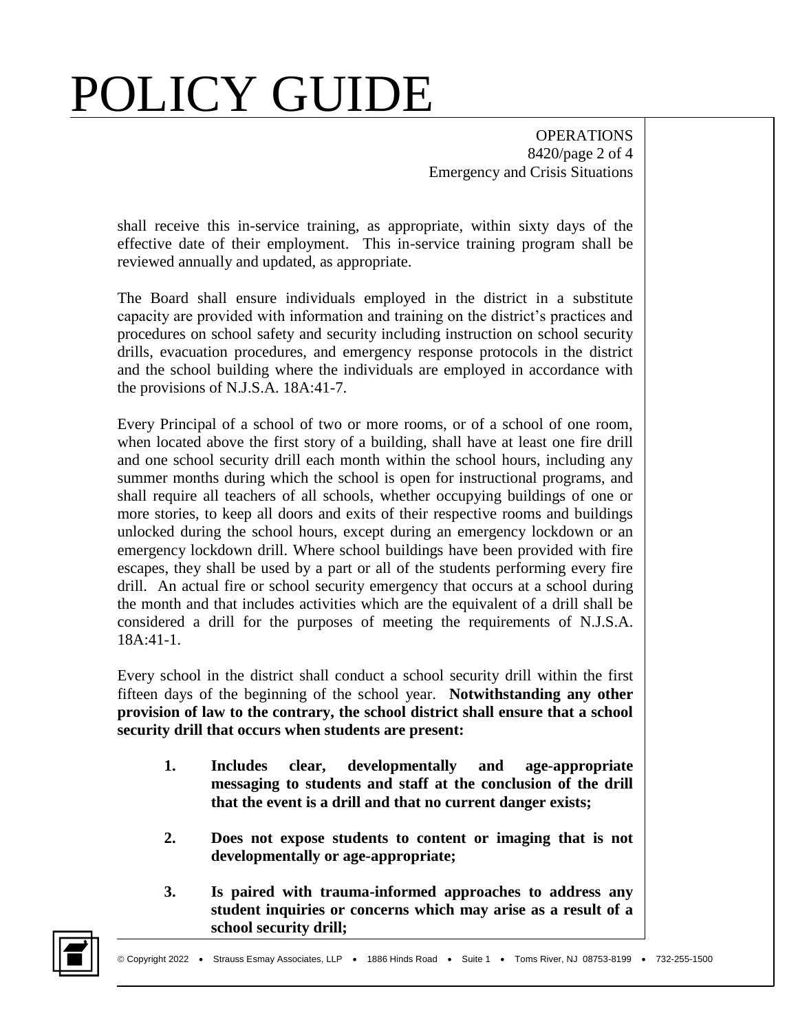shall receive this in-service training, as appropriate, within sixty days of the effective date of their employment. This in-service training program shall be reviewed annually and updated, as appropriate.

The Board shall ensure individuals employed in the district in a substitute capacity are provided with information and training on the district's practices and procedures on school safety and security including instruction on school security drills, evacuation procedures, and emergency response protocols in the district and the school building where the individuals are employed in accordance with the provisions of N.J.S.A. 18A:41-7.

Every Principal of a school of two or more rooms, or of a school of one room, when located above the first story of a building, shall have at least one fire drill and one school security drill each month within the school hours, including any summer months during which the school is open for instructional programs, and shall require all teachers of all schools, whether occupying buildings of one or more stories, to keep all doors and exits of their respective rooms and buildings unlocked during the school hours, except during an emergency lockdown or an emergency lockdown drill. Where school buildings have been provided with fire escapes, they shall be used by a part or all of the students performing every fire drill. An actual fire or school security emergency that occurs at a school during the month and that includes activities which are the equivalent of a drill shall be considered a drill for the purposes of meeting the requirements of N.J.S.A. 18A:41-1.

Every school in the district shall conduct a school security drill within the first fifteen days of the beginning of the school year. **Notwithstanding any other provision of law to the contrary, the school district shall ensure that a school security drill that occurs when students are present:**

1. **Includes clear, developmentally and age-appropriate messaging to students and staff at the conclusion of the drill that the event is a drill and that no current danger exists;**

2. **Does not expose students to content or imaging that is not developmentally or age-appropriate;**

3. **Is paired with trauma-informed approaches to address any student inquiries or concerns which may arise as a result of a school security drill;**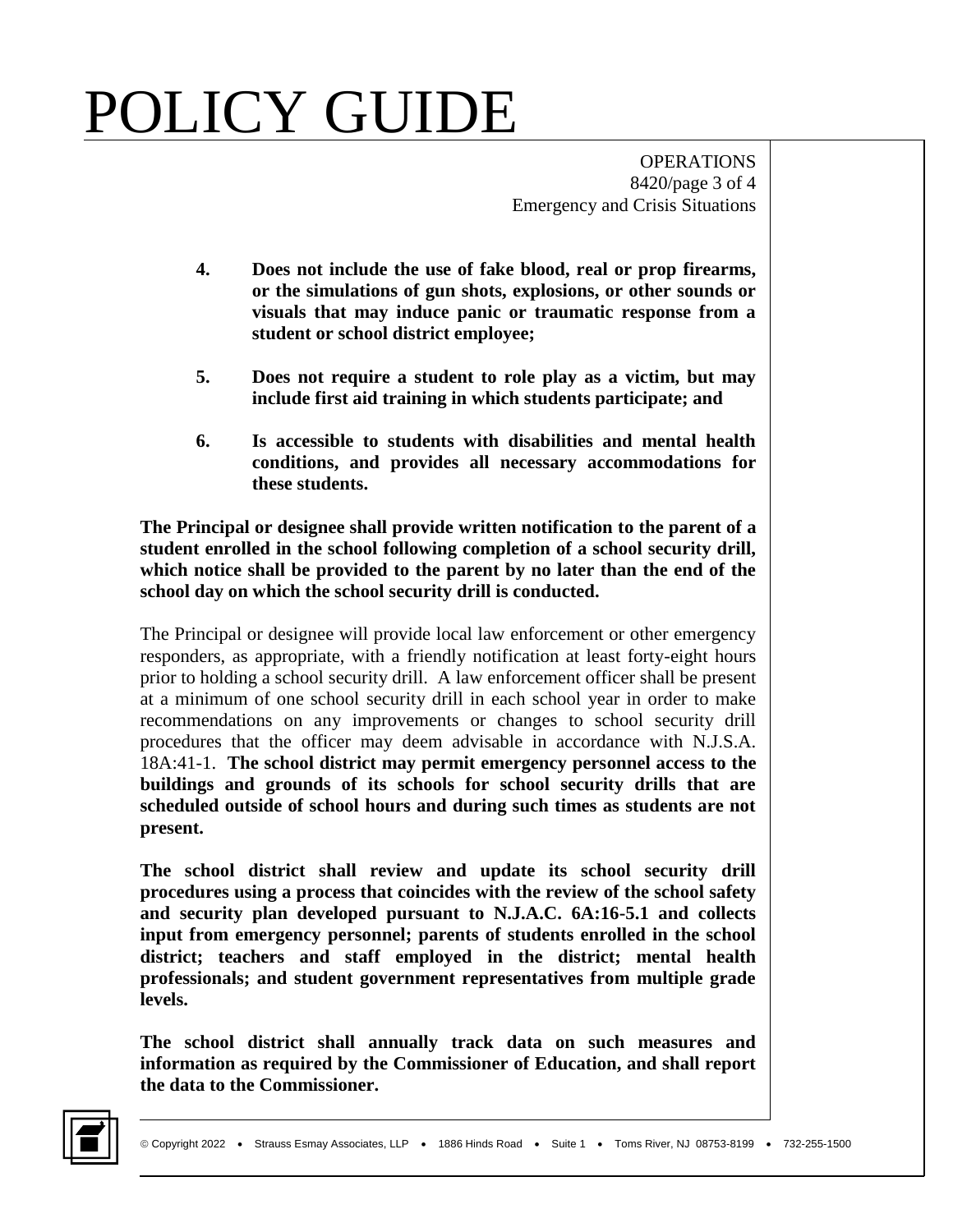4. **Does not include the use of fake blood, real or prop firearms, or the simulations of gun shots, explosions, or other sounds or visuals that may induce panic or traumatic response from a student or school district employee;**

5. **Does not require a student to role play as a victim, but may include first aid training in which students participate; and**

6. **Is accessible to students with disabilities and mental health conditions, and provides all necessary accommodations for these students.**

**The Principal or designee shall provide written notification to the parent of a student enrolled in the school following completion of a school security drill, which notice shall be provided to the parent by no later than the end of the school day on which the school security drill is conducted.**

The Principal or designee will provide local law enforcement or other emergency responders, as appropriate, with a friendly notification at least forty-eight hours prior to holding a school security drill. A law enforcement officer shall be present at a minimum of one school security drill in each school year in order to make recommendations on any improvements or changes to school security drill procedures that the officer may deem advisable in accordance with N.J.S.A. 18A:41-1. **The school district may permit emergency personnel access to the buildings and grounds of its schools for school security drills that are scheduled outside of school hours and during such times as students are not present.**

**The school district shall review and update its school security drill procedures using a process that coincides with the review of the school safety and security plan developed pursuant to N.J.A.C. 6A:16-5.1 and collects input from emergency personnel; parents of students enrolled in the school district; teachers and staff employed in the district; mental health professionals; and student government representatives from multiple grade levels.**

**The school district shall annually track data on such measures and information as required by the Commissioner of Education, and shall report the data to the Commissioner.**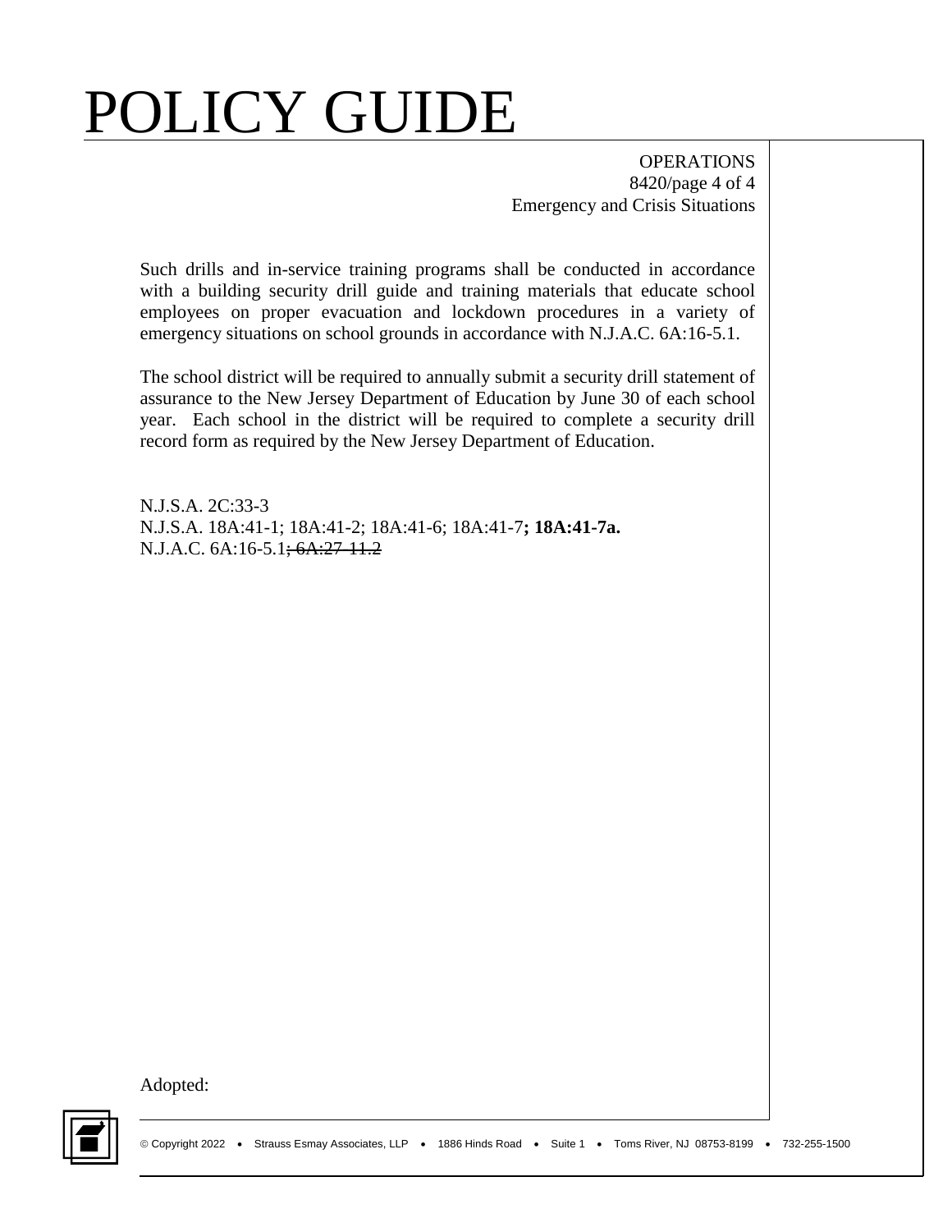Such drills and in-service training programs shall be conducted in accordance with a building security drill guide and training materials that educate school employees on proper evacuation and lockdown procedures in a variety of emergency situations on school grounds in accordance with N.J.A.C. 6A:16-5.1.

The school district will be required to annually submit a security drill statement of assurance to the New Jersey Department of Education by June 30 of each school year. Each school in the district will be required to complete a security drill record form as required by the New Jersey Department of Education.

N.J.S.A. 2C:33-3
N.J.S.A. 18A:41-1; 18A:41-2; 18A:41-6; 18A:41-7**; 18A:41-7a.**
N.J.A.C. 6A:16-5.1~~; 6A:27-11.2~~

Adopted: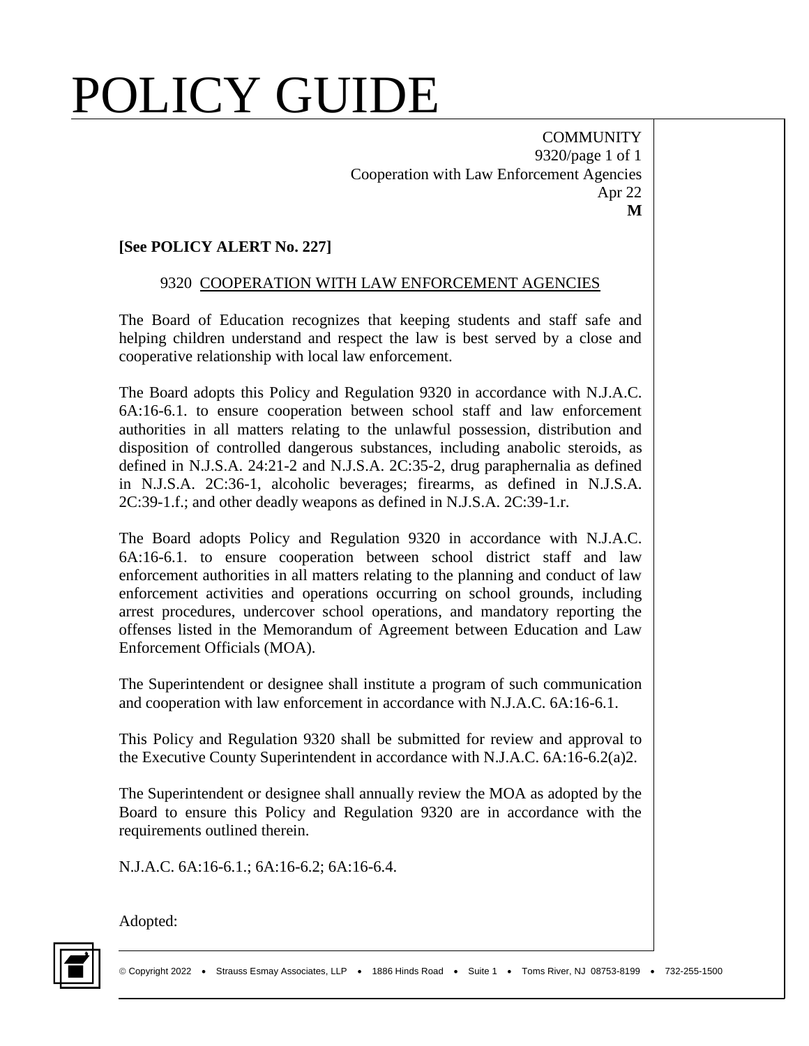# POLICY GUIDE

COMMUNITY
9320/page 1 of 1
Cooperation with Law Enforcement Agencies
Apr 22
**M**

**[See POLICY ALERT No. 227]**

## 9320 COOPERATION WITH LAW ENFORCEMENT AGENCIES

The Board of Education recognizes that keeping students and staff safe and helping children understand and respect the law is best served by a close and cooperative relationship with local law enforcement.

The Board adopts this Policy and Regulation 9320 in accordance with N.J.A.C. 6A:16-6.1. to ensure cooperation between school staff and law enforcement authorities in all matters relating to the unlawful possession, distribution and disposition of controlled dangerous substances, including anabolic steroids, as defined in N.J.S.A. 24:21-2 and N.J.S.A. 2C:35-2, drug paraphernalia as defined in N.J.S.A. 2C:36-1, alcoholic beverages; firearms, as defined in N.J.S.A. 2C:39-1.f.; and other deadly weapons as defined in N.J.S.A. 2C:39-1.r.

The Board adopts Policy and Regulation 9320 in accordance with N.J.A.C. 6A:16-6.1. to ensure cooperation between school district staff and law enforcement authorities in all matters relating to the planning and conduct of law enforcement activities and operations occurring on school grounds, including arrest procedures, undercover school operations, and mandatory reporting the offenses listed in the Memorandum of Agreement between Education and Law Enforcement Officials (MOA).

The Superintendent or designee shall institute a program of such communication and cooperation with law enforcement in accordance with N.J.A.C. 6A:16-6.1.

This Policy and Regulation 9320 shall be submitted for review and approval to the Executive County Superintendent in accordance with N.J.A.C. 6A:16-6.2(a)2.

The Superintendent or designee shall annually review the MOA as adopted by the Board to ensure this Policy and Regulation 9320 are in accordance with the requirements outlined therein.

N.J.A.C. 6A:16-6.1.; 6A:16-6.2; 6A:16-6.4.

Adopted: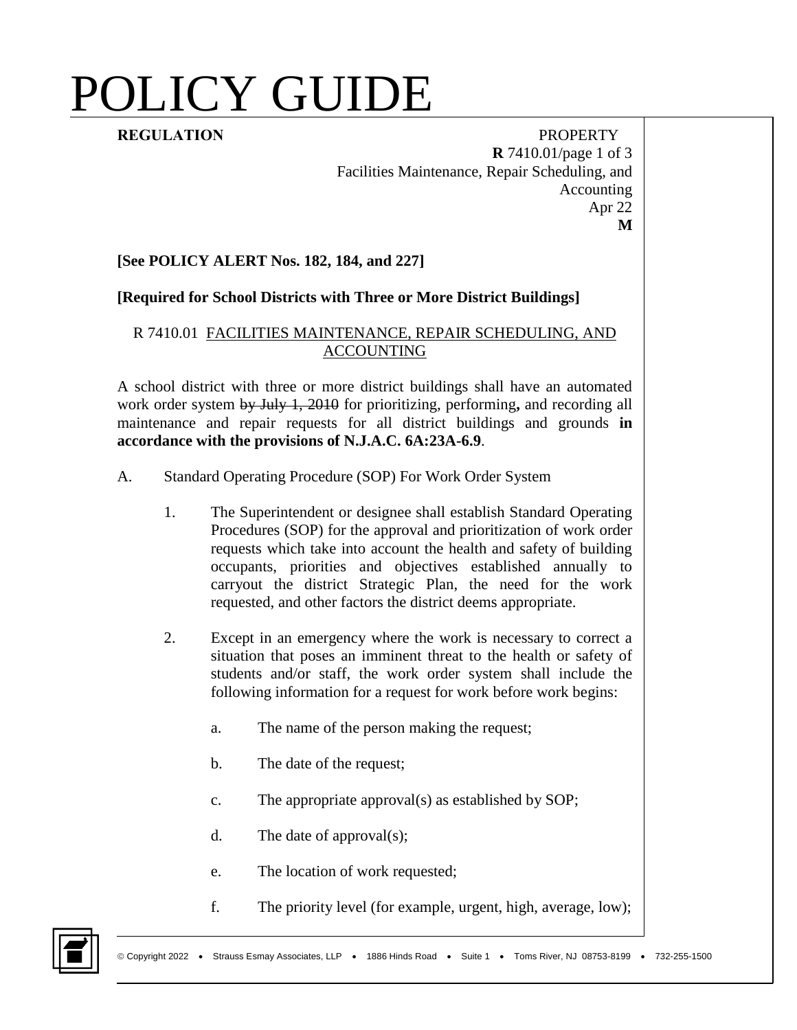# POLICY GUIDE

**REGULATION** PROPERTY
**R** 7410.01/page 1 of 3
Facilities Maintenance, Repair Scheduling, and Accounting
Apr 22
**M**

**[See POLICY ALERT Nos. 182, 184, and 227]**

**[Required for School Districts with Three or More District Buildings]**

R 7410.01 FACILITIES MAINTENANCE, REPAIR SCHEDULING, AND ACCOUNTING

A school district with three or more district buildings shall have an automated work order system ~~by July 1, 2010~~ for prioritizing, performing**,** and recording all maintenance and repair requests for all district buildings and grounds **in accordance with the provisions of N.J.A.C. 6A:23A-6.9**.

A. Standard Operating Procedure (SOP) For Work Order System

1. The Superintendent or designee shall establish Standard Operating Procedures (SOP) for the approval and prioritization of work order requests which take into account the health and safety of building occupants, priorities and objectives established annually to carryout the district Strategic Plan, the need for the work requested, and other factors the district deems appropriate.

2. Except in an emergency where the work is necessary to correct a situation that poses an imminent threat to the health or safety of students and/or staff, the work order system shall include the following information for a request for work before work begins:

   a. The name of the person making the request;

   b. The date of the request;

   c. The appropriate approval(s) as established by SOP;

   d. The date of approval(s);

   e. The location of work requested;

   f. The priority level (for example, urgent, high, average, low);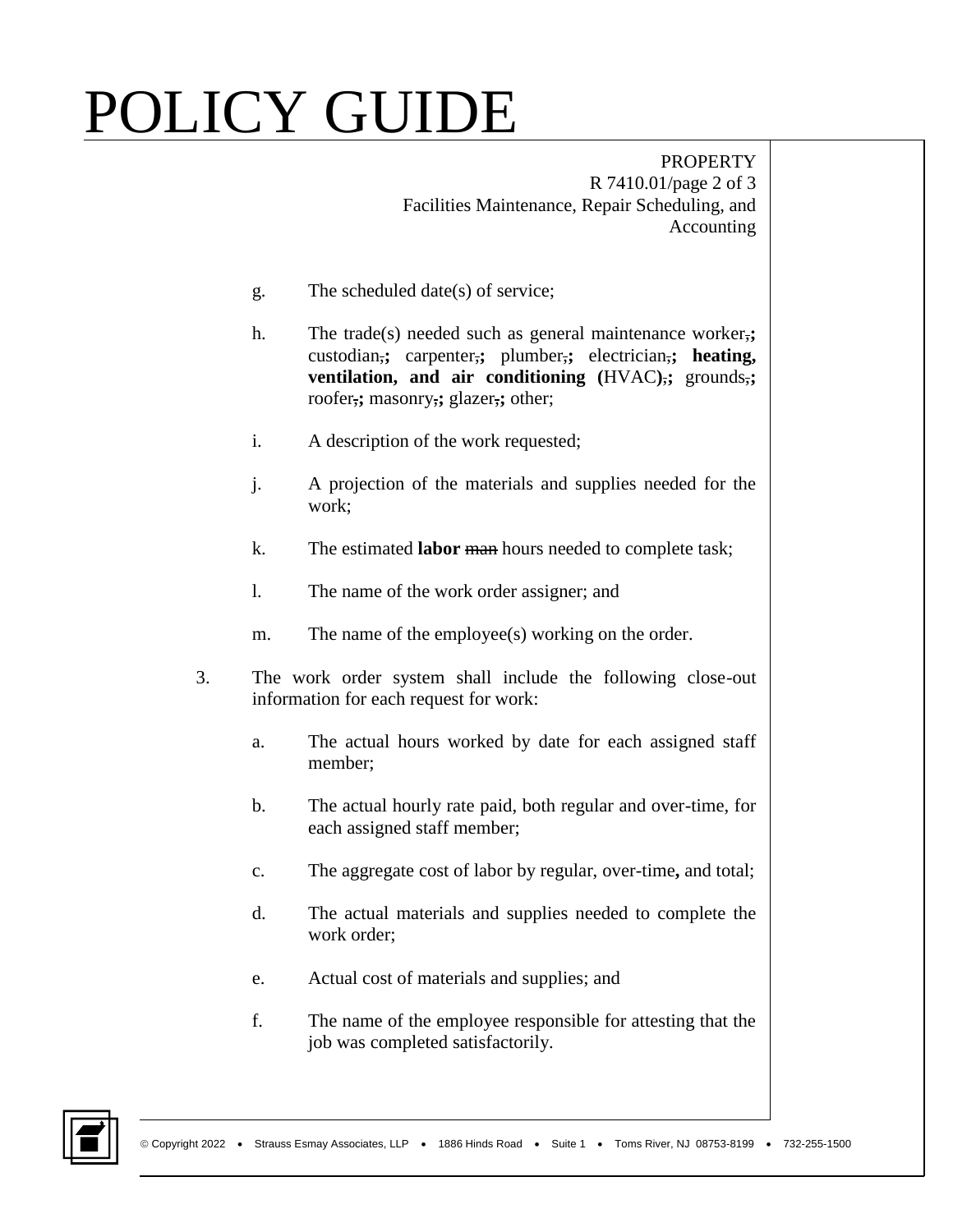g. The scheduled date(s) of service;

h. The trade(s) needed such as general maintenance worker,**;** custodian,**;** carpenter,**;** plumber,**;** electrician,**;** **heating, ventilation, and air conditioning (**HVAC**)**,**;** grounds,**;** roofer,**;** masonry,**;** glazer,**;** other;

i. A description of the work requested;

j. A projection of the materials and supplies needed for the work;

k. The estimated **labor** ~~man~~ hours needed to complete task;

l. The name of the work order assigner; and

m. The name of the employee(s) working on the order.

3. The work order system shall include the following close-out information for each request for work:

   a. The actual hours worked by date for each assigned staff member;

   b. The actual hourly rate paid, both regular and over-time, for each assigned staff member;

   c. The aggregate cost of labor by regular, over-time**,** and total;

   d. The actual materials and supplies needed to complete the work order;

   e. Actual cost of materials and supplies; and

   f. The name of the employee responsible for attesting that the job was completed satisfactorily.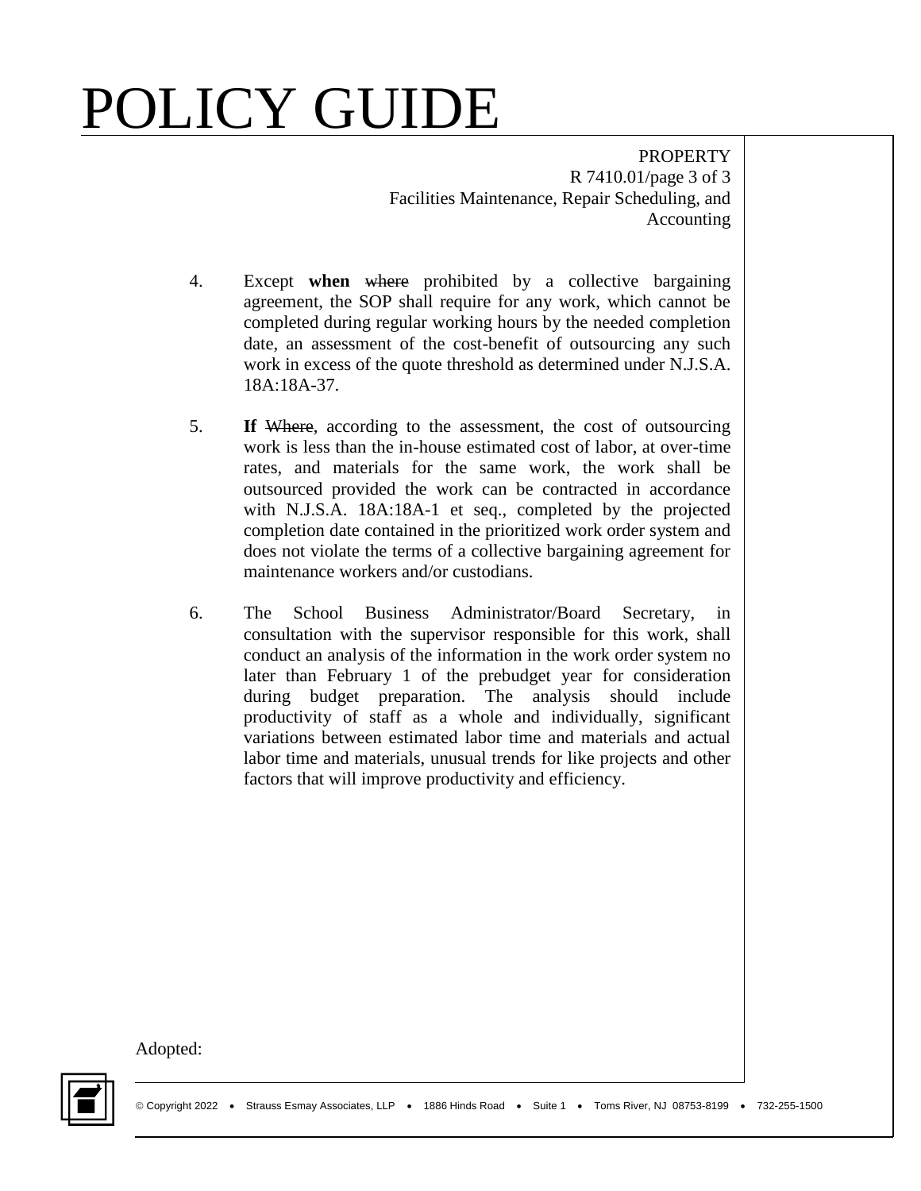4. Except **when** ~~where~~ prohibited by a collective bargaining agreement, the SOP shall require for any work, which cannot be completed during regular working hours by the needed completion date, an assessment of the cost-benefit of outsourcing any such work in excess of the quote threshold as determined under N.J.S.A. 18A:18A-37.

5. **If** ~~Where~~, according to the assessment, the cost of outsourcing work is less than the in-house estimated cost of labor, at over-time rates, and materials for the same work, the work shall be outsourced provided the work can be contracted in accordance with N.J.S.A. 18A:18A-1 et seq., completed by the projected completion date contained in the prioritized work order system and does not violate the terms of a collective bargaining agreement for maintenance workers and/or custodians.

6. The School Business Administrator/Board Secretary, in consultation with the supervisor responsible for this work, shall conduct an analysis of the information in the work order system no later than February 1 of the prebudget year for consideration during budget preparation. The analysis should include productivity of staff as a whole and individually, significant variations between estimated labor time and materials and actual labor time and materials, unusual trends for like projects and other factors that will improve productivity and efficiency.

Adopted: